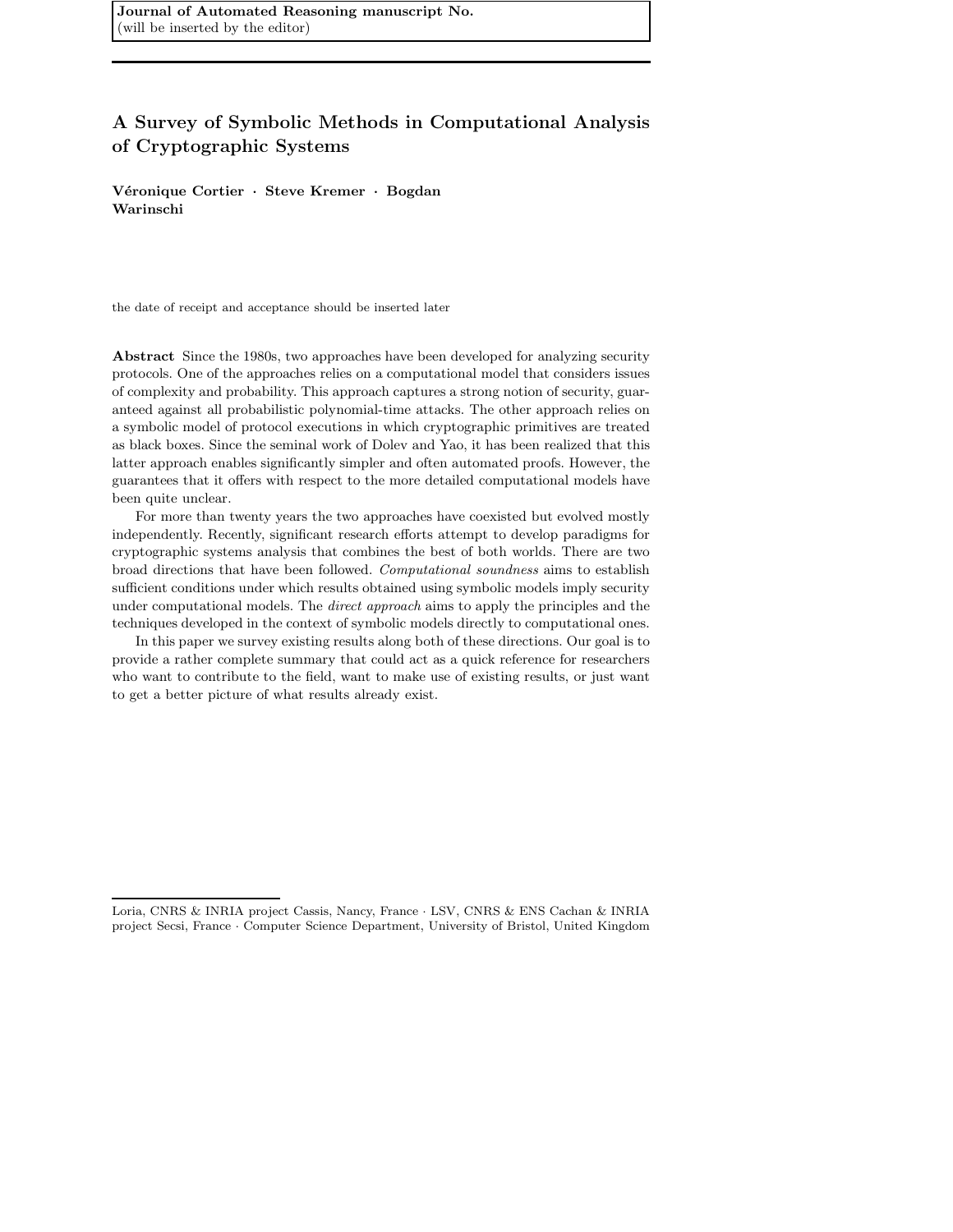**Journal of Automated Reasoning manuscript No.**
(will be inserted by the editor)

# A Survey of Symbolic Methods in Computational Analysis of Cryptographic Systems

**Véronique Cortier · Steve Kremer · Bogdan Warinschi**

the date of receipt and acceptance should be inserted later

**Abstract** Since the 1980s, two approaches have been developed for analyzing security protocols. One of the approaches relies on a computational model that considers issues of complexity and probability. This approach captures a strong notion of security, guaranteed against all probabilistic polynomial-time attacks. The other approach relies on a symbolic model of protocol executions in which cryptographic primitives are treated as black boxes. Since the seminal work of Dolev and Yao, it has been realized that this latter approach enables significantly simpler and often automated proofs. However, the guarantees that it offers with respect to the more detailed computational models have been quite unclear.

For more than twenty years the two approaches have coexisted but evolved mostly independently. Recently, significant research efforts attempt to develop paradigms for cryptographic systems analysis that combines the best of both worlds. There are two broad directions that have been followed. *Computational soundness* aims to establish sufficient conditions under which results obtained using symbolic models imply security under computational models. The *direct approach* aims to apply the principles and the techniques developed in the context of symbolic models directly to computational ones.

In this paper we survey existing results along both of these directions. Our goal is to provide a rather complete summary that could act as a quick reference for researchers who want to contribute to the field, want to make use of existing results, or just want to get a better picture of what results already exist.

---

Loria, CNRS & INRIA project Cassis, Nancy, France · LSV, CNRS & ENS Cachan & INRIA project Secsi, France · Computer Science Department, University of Bristol, United Kingdom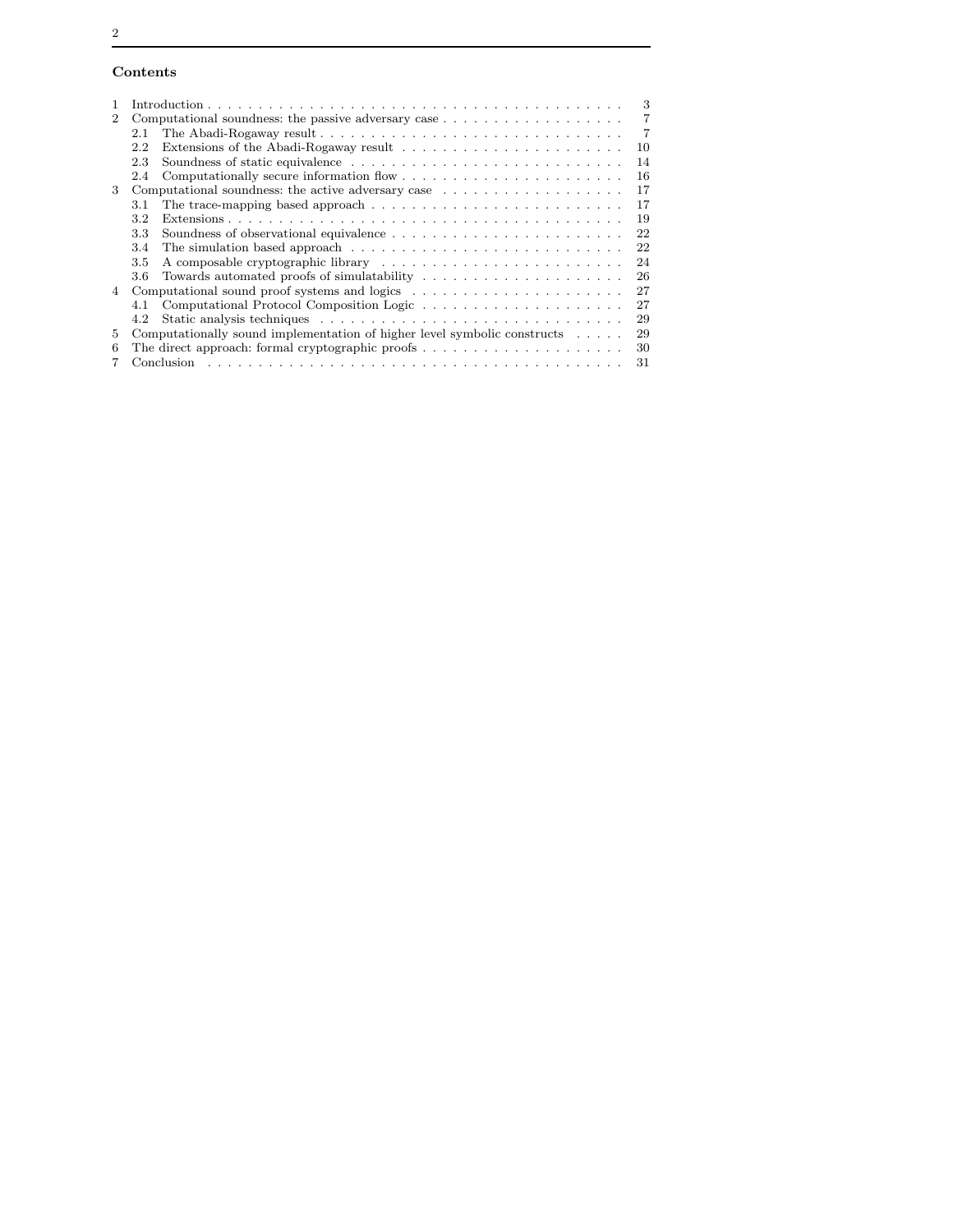## Contents

| | | |
|---|---|---|
| 1 | Introduction | 3 |
| 2 | Computational soundness: the passive adversary case | 7 |
| | 2.1 The Abadi-Rogaway result | 7 |
| | 2.2 Extensions of the Abadi-Rogaway result | 10 |
| | 2.3 Soundness of static equivalence | 14 |
| | 2.4 Computationally secure information flow | 16 |
| 3 | Computational soundness: the active adversary case | 17 |
| | 3.1 The trace-mapping based approach | 17 |
| | 3.2 Extensions | 19 |
| | 3.3 Soundness of observational equivalence | 22 |
| | 3.4 The simulation based approach | 22 |
| | 3.5 A composable cryptographic library | 24 |
| | 3.6 Towards automated proofs of simulatability | 26 |
| 4 | Computational sound proof systems and logics | 27 |
| | 4.1 Computational Protocol Composition Logic | 27 |
| | 4.2 Static analysis techniques | 29 |
| 5 | Computationally sound implementation of higher level symbolic constructs | 29 |
| 6 | The direct approach: formal cryptographic proofs | 30 |
| 7 | Conclusion | 31 |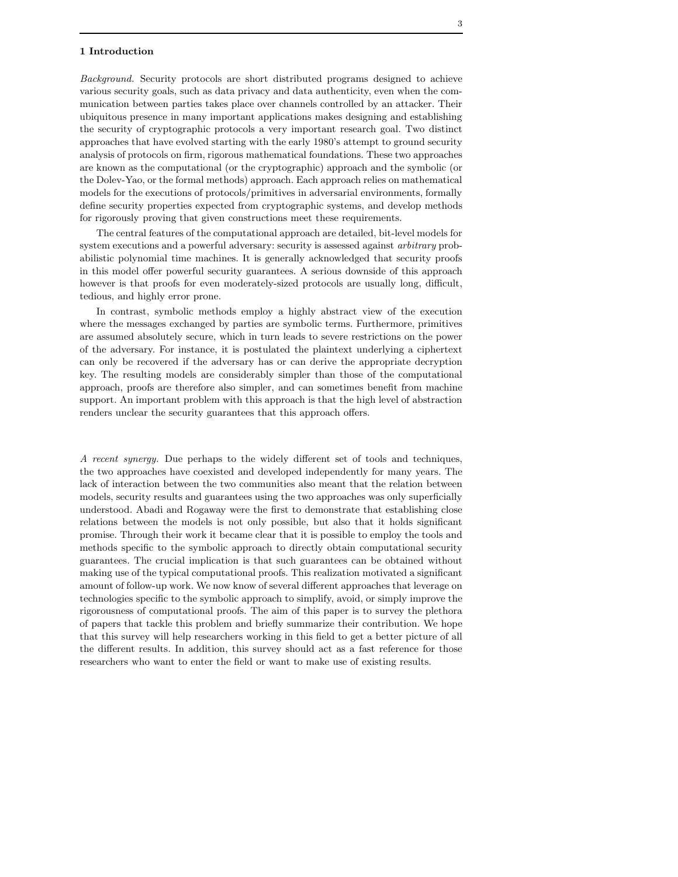## 1 Introduction

*Background.* Security protocols are short distributed programs designed to achieve various security goals, such as data privacy and data authenticity, even when the communication between parties takes place over channels controlled by an attacker. Their ubiquitous presence in many important applications makes designing and establishing the security of cryptographic protocols a very important research goal. Two distinct approaches that have evolved starting with the early 1980's attempt to ground security analysis of protocols on firm, rigorous mathematical foundations. These two approaches are known as the computational (or the cryptographic) approach and the symbolic (or the Dolev-Yao, or the formal methods) approach. Each approach relies on mathematical models for the executions of protocols/primitives in adversarial environments, formally define security properties expected from cryptographic systems, and develop methods for rigorously proving that given constructions meet these requirements.

The central features of the computational approach are detailed, bit-level models for system executions and a powerful adversary: security is assessed against *arbitrary* probabilistic polynomial time machines. It is generally acknowledged that security proofs in this model offer powerful security guarantees. A serious downside of this approach however is that proofs for even moderately-sized protocols are usually long, difficult, tedious, and highly error prone.

In contrast, symbolic methods employ a highly abstract view of the execution where the messages exchanged by parties are symbolic terms. Furthermore, primitives are assumed absolutely secure, which in turn leads to severe restrictions on the power of the adversary. For instance, it is postulated the plaintext underlying a ciphertext can only be recovered if the adversary has or can derive the appropriate decryption key. The resulting models are considerably simpler than those of the computational approach, proofs are therefore also simpler, and can sometimes benefit from machine support. An important problem with this approach is that the high level of abstraction renders unclear the security guarantees that this approach offers.

*A recent synergy.* Due perhaps to the widely different set of tools and techniques, the two approaches have coexisted and developed independently for many years. The lack of interaction between the two communities also meant that the relation between models, security results and guarantees using the two approaches was only superficially understood. Abadi and Rogaway were the first to demonstrate that establishing close relations between the models is not only possible, but also that it holds significant promise. Through their work it became clear that it is possible to employ the tools and methods specific to the symbolic approach to directly obtain computational security guarantees. The crucial implication is that such guarantees can be obtained without making use of the typical computational proofs. This realization motivated a significant amount of follow-up work. We now know of several different approaches that leverage on technologies specific to the symbolic approach to simplify, avoid, or simply improve the rigorousness of computational proofs. The aim of this paper is to survey the plethora of papers that tackle this problem and briefly summarize their contribution. We hope that this survey will help researchers working in this field to get a better picture of all the different results. In addition, this survey should act as a fast reference for those researchers who want to enter the field or want to make use of existing results.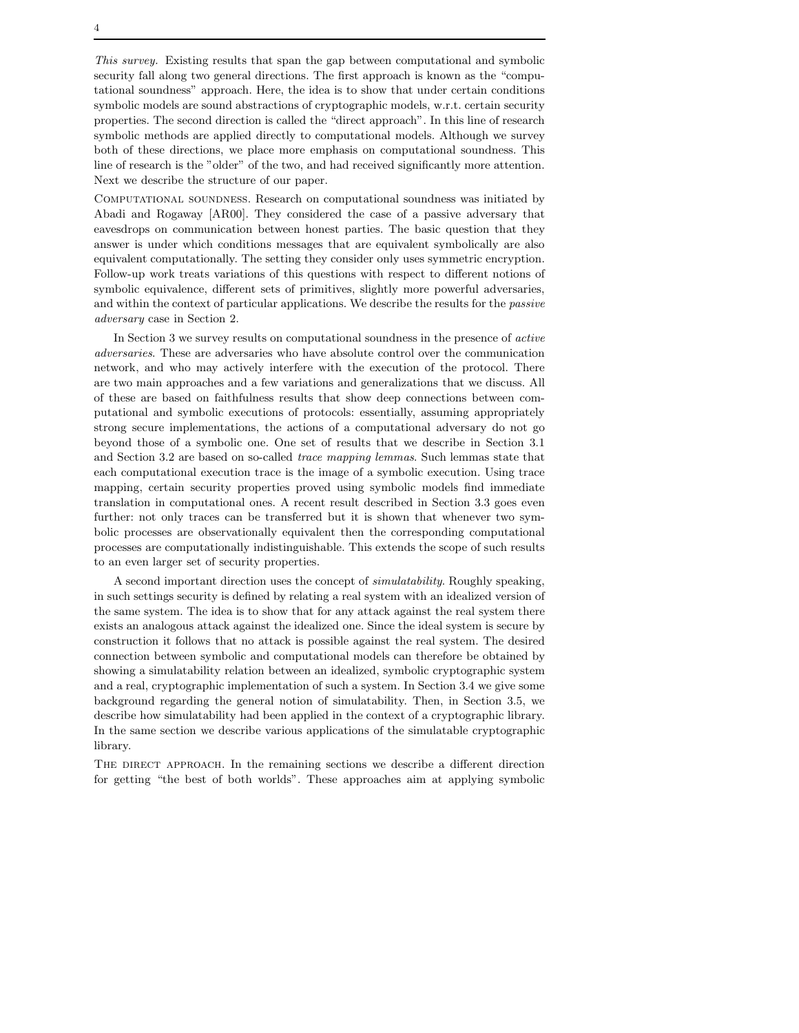*This survey.* Existing results that span the gap between computational and symbolic security fall along two general directions. The first approach is known as the "computational soundness" approach. Here, the idea is to show that under certain conditions symbolic models are sound abstractions of cryptographic models, w.r.t. certain security properties. The second direction is called the "direct approach". In this line of research symbolic methods are applied directly to computational models. Although we survey both of these directions, we place more emphasis on computational soundness. This line of research is the "older" of the two, and had received significantly more attention. Next we describe the structure of our paper.

COMPUTATIONAL SOUNDNESS. Research on computational soundness was initiated by Abadi and Rogaway [AR00]. They considered the case of a passive adversary that eavesdrops on communication between honest parties. The basic question that they answer is under which conditions messages that are equivalent symbolically are also equivalent computationally. The setting they consider only uses symmetric encryption. Follow-up work treats variations of this questions with respect to different notions of symbolic equivalence, different sets of primitives, slightly more powerful adversaries, and within the context of particular applications. We describe the results for the *passive adversary* case in Section 2.

In Section 3 we survey results on computational soundness in the presence of *active adversaries*. These are adversaries who have absolute control over the communication network, and who may actively interfere with the execution of the protocol. There are two main approaches and a few variations and generalizations that we discuss. All of these are based on faithfulness results that show deep connections between computational and symbolic executions of protocols: essentially, assuming appropriately strong secure implementations, the actions of a computational adversary do not go beyond those of a symbolic one. One set of results that we describe in Section 3.1 and Section 3.2 are based on so-called *trace mapping lemmas*. Such lemmas state that each computational execution trace is the image of a symbolic execution. Using trace mapping, certain security properties proved using symbolic models find immediate translation in computational ones. A recent result described in Section 3.3 goes even further: not only traces can be transferred but it is shown that whenever two symbolic processes are observationally equivalent then the corresponding computational processes are computationally indistinguishable. This extends the scope of such results to an even larger set of security properties.

A second important direction uses the concept of *simulatability*. Roughly speaking, in such settings security is defined by relating a real system with an idealized version of the same system. The idea is to show that for any attack against the real system there exists an analogous attack against the idealized one. Since the ideal system is secure by construction it follows that no attack is possible against the real system. The desired connection between symbolic and computational models can therefore be obtained by showing a simulatability relation between an idealized, symbolic cryptographic system and a real, cryptographic implementation of such a system. In Section 3.4 we give some background regarding the general notion of simulatability. Then, in Section 3.5, we describe how simulatability had been applied in the context of a cryptographic library. In the same section we describe various applications of the simulatable cryptographic library.

THE DIRECT APPROACH. In the remaining sections we describe a different direction for getting "the best of both worlds". These approaches aim at applying symbolic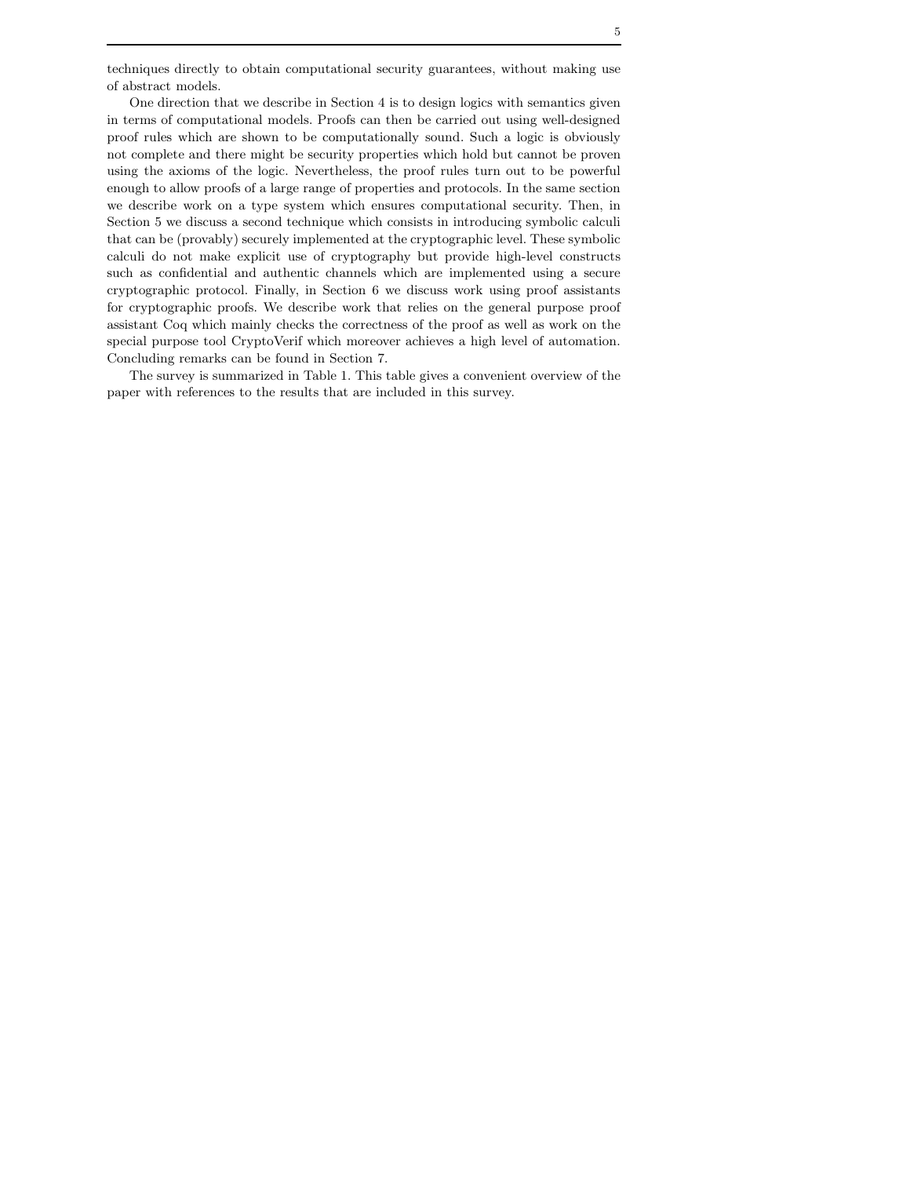techniques directly to obtain computational security guarantees, without making use of abstract models.

One direction that we describe in Section 4 is to design logics with semantics given in terms of computational models. Proofs can then be carried out using well-designed proof rules which are shown to be computationally sound. Such a logic is obviously not complete and there might be security properties which hold but cannot be proven using the axioms of the logic. Nevertheless, the proof rules turn out to be powerful enough to allow proofs of a large range of properties and protocols. In the same section we describe work on a type system which ensures computational security. Then, in Section 5 we discuss a second technique which consists in introducing symbolic calculi that can be (provably) securely implemented at the cryptographic level. These symbolic calculi do not make explicit use of cryptography but provide high-level constructs such as confidential and authentic channels which are implemented using a secure cryptographic protocol. Finally, in Section 6 we discuss work using proof assistants for cryptographic proofs. We describe work that relies on the general purpose proof assistant Coq which mainly checks the correctness of the proof as well as work on the special purpose tool CryptoVerif which moreover achieves a high level of automation. Concluding remarks can be found in Section 7.

The survey is summarized in Table 1. This table gives a convenient overview of the paper with references to the results that are included in this survey.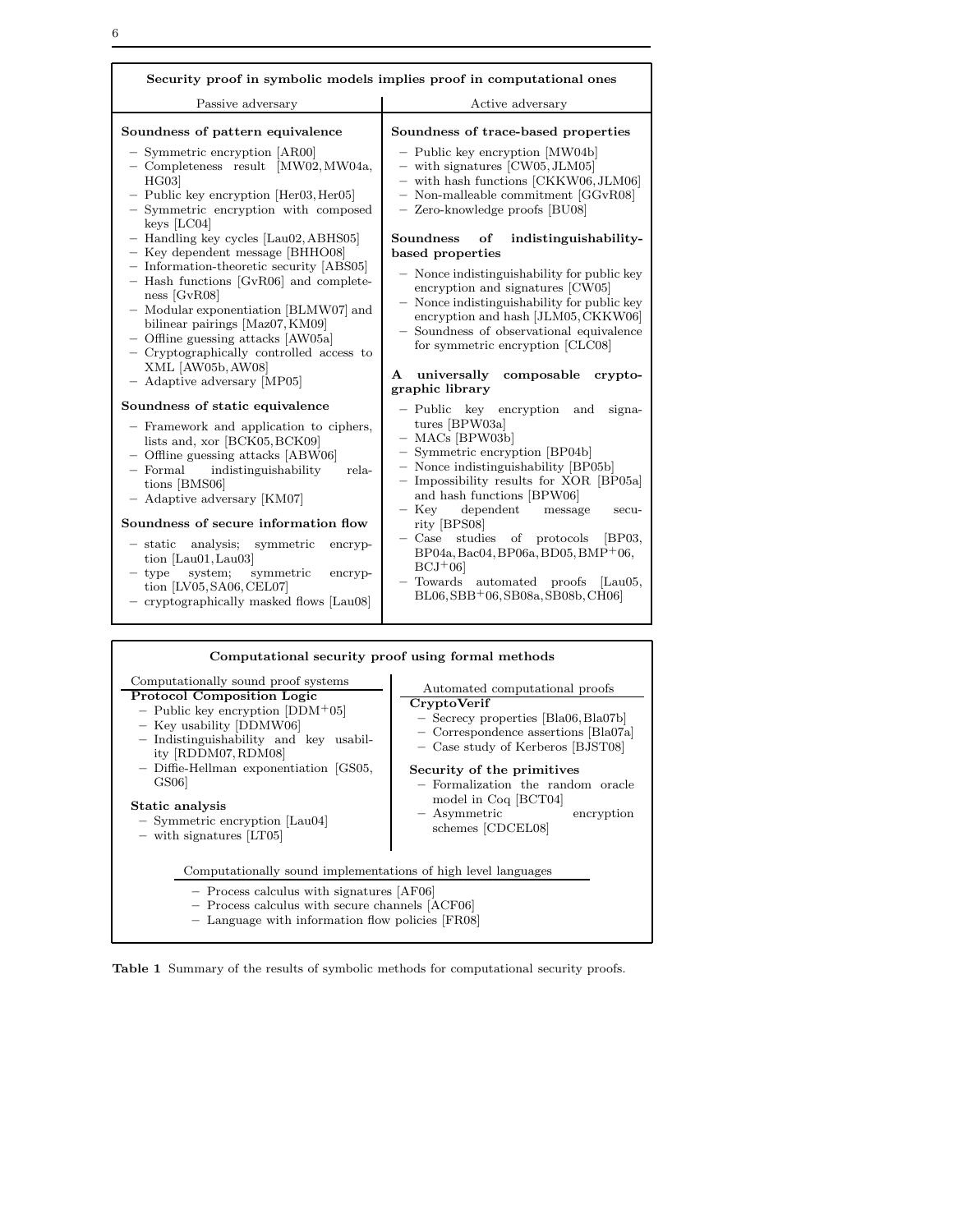**Security proof in symbolic models implies proof in computational ones**

*Passive adversary*

**Soundness of pattern equivalence**

- Symmetric encryption [AR00]
- Completeness result [MW02, MW04a, HG03]
- Public key encryption [Her03, Her05]
- Symmetric encryption with composed keys [LC04]
- Handling key cycles [Lau02, ABHS05]
- Key dependent message [BHHO08]
- Information-theoretic security [ABS05]
- Hash functions [GvR06] and completeness [GvR08]
- Modular exponentiation [BLMW07] and bilinear pairings [Maz07, KM09]
- Offline guessing attacks [AW05a]
- Cryptographically controlled access to XML [AW05b, AW08]
- Adaptive adversary [MP05]

**Soundness of static equivalence**

- Framework and application to ciphers, lists and, xor [BCK05, BCK09]
- Offline guessing attacks [ABW06]
- Formal indistinguishability relations [BMS06]
- Adaptive adversary [KM07]

**Soundness of secure information flow**

- static analysis; symmetric encryption [Lau01, Lau03]
- type system; symmetric encryption [LV05, SA06, CEL07]
- cryptographically masked flows [Lau08]

*Active adversary*

**Soundness of trace-based properties**

- Public key encryption [MW04b]
- with signatures [CW05, JLM05]
- with hash functions [CKKW06, JLM06]
- Non-malleable commitment [GGvR08]
- Zero-knowledge proofs [BU08]

**Soundness of indistinguishability-based properties**

- Nonce indistinguishability for public key encryption and signatures [CW05]
- Nonce indistinguishability for public key encryption and hash [JLM05, CKKW06]
- Soundness of observational equivalence for symmetric encryption [CLC08]

**A universally composable cryptographic library**

- Public key encryption and signatures [BPW03a]
- MACs [BPW03b]
- Symmetric encryption [BP04b]
- Nonce indistinguishability [BP05b]
- Impossibility results for XOR [BP05a] and hash functions [BPW06]
- Key dependent message security [BPS08]
- Case studies of protocols [BP03, BP04a, Bac04, BP06a, BD05, BMP+06, BCJ+06]
- Towards automated proofs [Lau05, BL06, SBB+06, SB08a, SB08b, CH06]

**Computational security proof using formal methods**

*Computationally sound proof systems*

**Protocol Composition Logic**

- Public key encryption [DDM+05]
- Key usability [DDMW06]
- Indistinguishability and key usability [RDDM07, RDM08]
- Diffie-Hellman exponentiation [GS05, GS06]

**Static analysis**

- Symmetric encryption [Lau04]
- with signatures [LT05]

*Automated computational proofs*

**CryptoVerif**

- Secrecy properties [Bla06, Bla07b]
- Correspondence assertions [Bla07a]
- Case study of Kerberos [BJST08]

**Security of the primitives**

- Formalization the random oracle model in Coq [BCT04]
- Asymmetric encryption schemes [CDCEL08]

*Computationally sound implementations of high level languages*

- Process calculus with signatures [AF06]
- Process calculus with secure channels [ACF06]
- Language with information flow policies [FR08]

**Table 1** Summary of the results of symbolic methods for computational security proofs.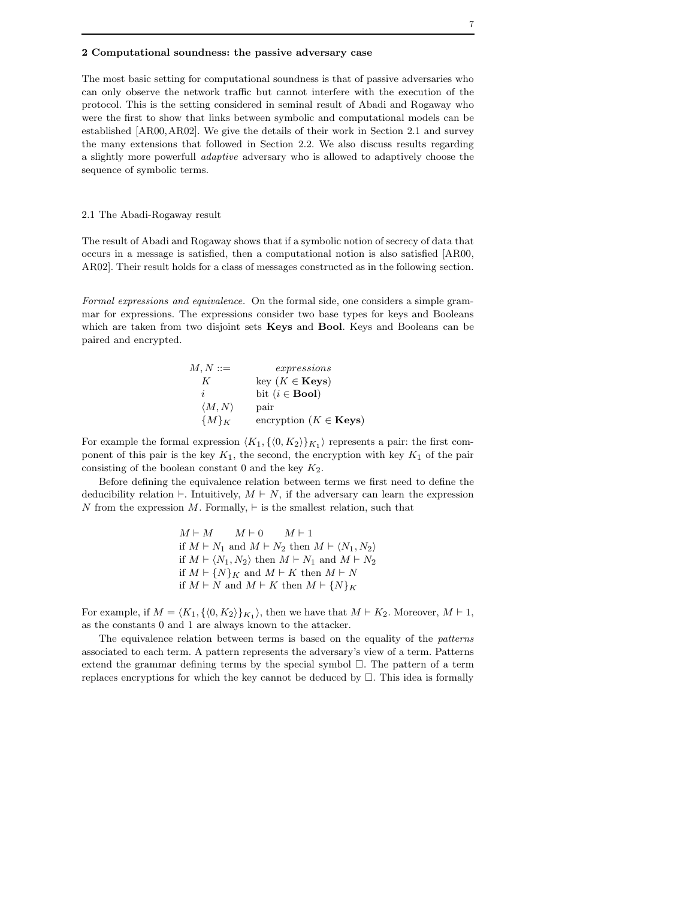## 2 Computational soundness: the passive adversary case

The most basic setting for computational soundness is that of passive adversaries who can only observe the network traffic but cannot interfere with the execution of the protocol. This is the setting considered in seminal result of Abadi and Rogaway who were the first to show that links between symbolic and computational models can be established [AR00,AR02]. We give the details of their work in Section 2.1 and survey the many extensions that followed in Section 2.2. We also discuss results regarding a slightly more powerfull *adaptive* adversary who is allowed to adaptively choose the sequence of symbolic terms.

### 2.1 The Abadi-Rogaway result

The result of Abadi and Rogaway shows that if a symbolic notion of secrecy of data that occurs in a message is satisfied, then a computational notion is also satisfied [AR00, AR02]. Their result holds for a class of messages constructed as in the following section.

*Formal expressions and equivalence.* On the formal side, one considers a simple grammar for expressions. The expressions consider two base types for keys and Booleans which are taken from two disjoint sets **Keys** and **Bool**. Keys and Booleans can be paired and encrypted.

$$
\begin{array}{ll}
M, N ::= & \textit{expressions} \\
\quad K & \text{key } (K \in \mathbf{Keys}) \\
\quad i & \text{bit } (i \in \mathbf{Bool}) \\
\quad \langle M, N \rangle & \text{pair} \\
\quad \{M\}_K & \text{encryption } (K \in \mathbf{Keys})
\end{array}
$$

For example the formal expression $\langle K_1, \{\langle 0, K_2 \rangle\}_{K_1} \rangle$ represents a pair: the first component of this pair is the key $K_1$, the second, the encryption with key $K_1$ of the pair consisting of the boolean constant 0 and the key $K_2$.

Before defining the equivalence relation between terms we first need to define the deducibility relation $\vdash$. Intuitively, $M \vdash N$, if the adversary can learn the expression $N$ from the expression $M$. Formally, $\vdash$ is the smallest relation, such that

$$
\begin{array}{l}
M \vdash M \qquad M \vdash 0 \qquad M \vdash 1 \\
\text{if } M \vdash N_1 \text{ and } M \vdash N_2 \text{ then } M \vdash \langle N_1, N_2 \rangle \\
\text{if } M \vdash \langle N_1, N_2 \rangle \text{ then } M \vdash N_1 \text{ and } M \vdash N_2 \\
\text{if } M \vdash \{N\}_K \text{ and } M \vdash K \text{ then } M \vdash N \\
\text{if } M \vdash N \text{ and } M \vdash K \text{ then } M \vdash \{N\}_K
\end{array}
$$

For example, if $M = \langle K_1, \{\langle 0, K_2 \rangle\}_{K_1} \rangle$, then we have that $M \vdash K_2$. Moreover, $M \vdash 1$, as the constants 0 and 1 are always known to the attacker.

The equivalence relation between terms is based on the equality of the *patterns* associated to each term. A pattern represents the adversary's view of a term. Patterns extend the grammar defining terms by the special symbol $\Box$. The pattern of a term replaces encryptions for which the key cannot be deduced by $\Box$. This idea is formally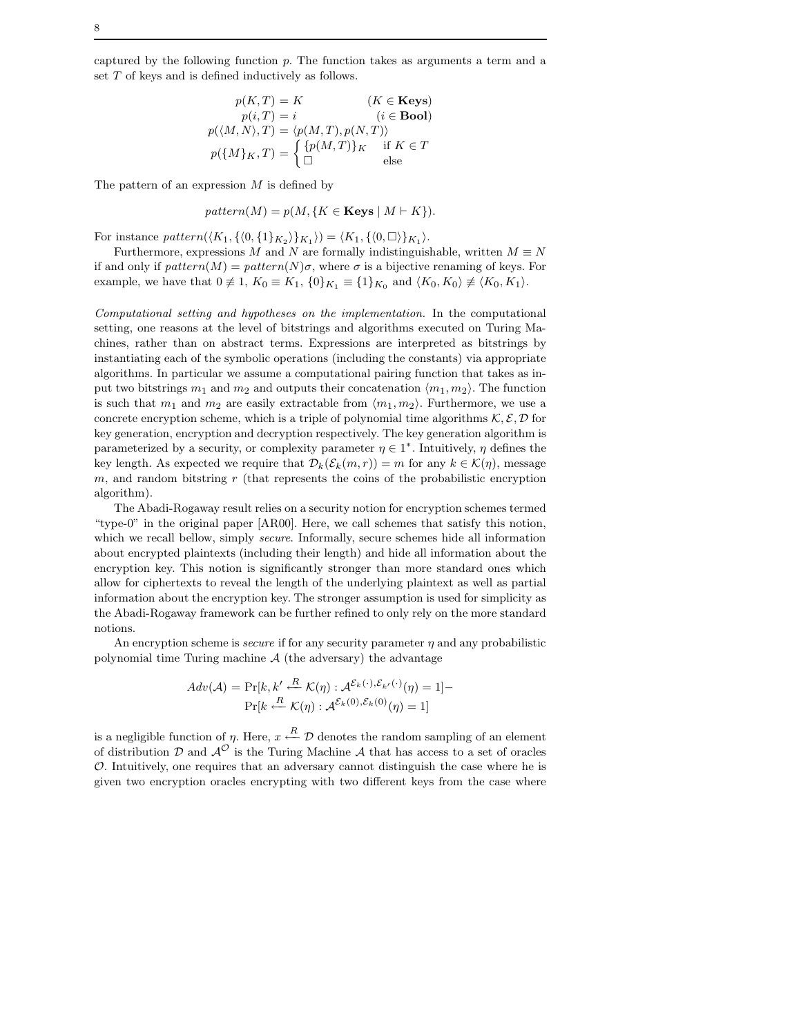captured by the following function $p$. The function takes as arguments a term and a set $T$ of keys and is defined inductively as follows.

$$
\begin{aligned}
p(K,T) &= K \qquad\qquad (K \in \mathbf{Keys})\\
p(i,T) &= i \qquad\qquad\ (i \in \mathbf{Bool})\\
p(\langle M,N\rangle,T) &= \langle p(M,T), p(N,T)\rangle\\
p(\{M\}_K,T) &= \begin{cases} \{p(M,T)\}_K & \text{if } K \in T\\ \Box & \text{else}\end{cases}
\end{aligned}
$$

The pattern of an expression $M$ is defined by

$$pattern(M) = p(M, \{K \in \mathbf{Keys} \mid M \vdash K\}).$$

For instance $pattern(\langle K_1, \{\langle 0, \{1\}_{K_2}\rangle\}_{K_1}\rangle) = \langle K_1, \{\langle 0, \Box\rangle\}_{K_1}\rangle$.

Furthermore, expressions $M$ and $N$ are formally indistinguishable, written $M \equiv N$ if and only if $pattern(M) = pattern(N)\sigma$, where $\sigma$ is a bijective renaming of keys. For example, we have that $0 \not\equiv 1$, $K_0 \equiv K_1$, $\{0\}_{K_1} \equiv \{1\}_{K_0}$ and $\langle K_0, K_0\rangle \not\equiv \langle K_0, K_1\rangle$.

*Computational setting and hypotheses on the implementation.* In the computational setting, one reasons at the level of bitstrings and algorithms executed on Turing Machines, rather than on abstract terms. Expressions are interpreted as bitstrings by instantiating each of the symbolic operations (including the constants) via appropriate algorithms. In particular we assume a computational pairing function that takes as input two bitstrings $m_1$ and $m_2$ and outputs their concatenation $\langle m_1, m_2\rangle$. The function is such that $m_1$ and $m_2$ are easily extractable from $\langle m_1, m_2\rangle$. Furthermore, we use a concrete encryption scheme, which is a triple of polynomial time algorithms $\mathcal{K}, \mathcal{E}, \mathcal{D}$ for key generation, encryption and decryption respectively. The key generation algorithm is parameterized by a security, or complexity parameter $\eta \in 1^*$. Intuitively, $\eta$ defines the key length. As expected we require that $\mathcal{D}_k(\mathcal{E}_k(m,r)) = m$ for any $k \in \mathcal{K}(\eta)$, message $m$, and random bitstring $r$ (that represents the coins of the probabilistic encryption algorithm).

The Abadi-Rogaway result relies on a security notion for encryption schemes termed "type-0" in the original paper [AR00]. Here, we call schemes that satisfy this notion, which we recall bellow, simply *secure*. Informally, secure schemes hide all information about encrypted plaintexts (including their length) and hide all information about the encryption key. This notion is significantly stronger than more standard ones which allow for ciphertexts to reveal the length of the underlying plaintext as well as partial information about the encryption key. The stronger assumption is used for simplicity as the Abadi-Rogaway framework can be further refined to only rely on the more standard notions.

An encryption scheme is *secure* if for any security parameter $\eta$ and any probabilistic polynomial time Turing machine $\mathcal{A}$ (the adversary) the advantage

$$
\begin{aligned}
Adv(\mathcal{A}) = &\Pr[k, k' \xleftarrow{R} \mathcal{K}(\eta) : \mathcal{A}^{\mathcal{E}_k(\cdot), \mathcal{E}_{k'}(\cdot)}(\eta) = 1] -\\
&\Pr[k \xleftarrow{R} \mathcal{K}(\eta) : \mathcal{A}^{\mathcal{E}_k(0), \mathcal{E}_k(0)}(\eta) = 1]
\end{aligned}
$$

is a negligible function of $\eta$. Here, $x \xleftarrow{R} \mathcal{D}$ denotes the random sampling of an element of distribution $\mathcal{D}$ and $\mathcal{A}^{\mathcal{O}}$ is the Turing Machine $\mathcal{A}$ that has access to a set of oracles $\mathcal{O}$. Intuitively, one requires that an adversary cannot distinguish the case where he is given two encryption oracles encrypting with two different keys from the case where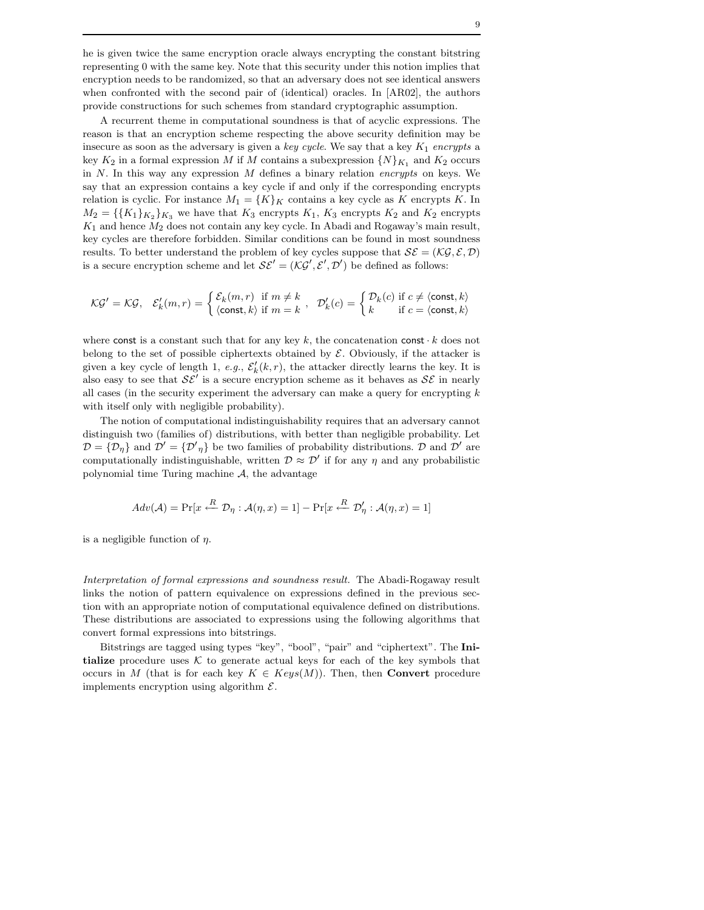he is given twice the same encryption oracle always encrypting the constant bitstring representing 0 with the same key. Note that this security under this notion implies that encryption needs to be randomized, so that an adversary does not see identical answers when confronted with the second pair of (identical) oracles. In [AR02], the authors provide constructions for such schemes from standard cryptographic assumption.

A recurrent theme in computational soundness is that of acyclic expressions. The reason is that an encryption scheme respecting the above security definition may be insecure as soon as the adversary is given a *key cycle*. We say that a key $K_1$ *encrypts* a key $K_2$ in a formal expression $M$ if $M$ contains a subexpression $\{N\}_{K_1}$ and $K_2$ occurs in $N$. In this way any expression $M$ defines a binary relation *encrypts* on keys. We say that an expression contains a key cycle if and only if the corresponding encrypts relation is cyclic. For instance $M_1 = \{K\}_K$ contains a key cycle as $K$ encrypts $K$. In $M_2 = \{\{K_1\}_{K_2}\}_{K_3}$ we have that $K_3$ encrypts $K_1$, $K_3$ encrypts $K_2$ and $K_2$ encrypts $K_1$ and hence $M_2$ does not contain any key cycle. In Abadi and Rogaway's main result, key cycles are therefore forbidden. Similar conditions can be found in most soundness results. To better understand the problem of key cycles suppose that $\mathcal{SE} = (\mathcal{KG}, \mathcal{E}, \mathcal{D})$ is a secure encryption scheme and let $\mathcal{SE}' = (\mathcal{KG}', \mathcal{E}', \mathcal{D}')$ be defined as follows:

$$\mathcal{KG}' = \mathcal{KG}, \quad \mathcal{E}'_k(m,r) = \begin{cases} \mathcal{E}_k(m,r) & \text{if } m \neq k \\ \langle \mathsf{const}, k \rangle & \text{if } m = k \end{cases}, \quad \mathcal{D}'_k(c) = \begin{cases} \mathcal{D}_k(c) & \text{if } c \neq \langle \mathsf{const}, k \rangle \\ k & \text{if } c = \langle \mathsf{const}, k \rangle \end{cases}$$

where $\mathsf{const}$ is a constant such that for any key $k$, the concatenation $\mathsf{const} \cdot k$ does not belong to the set of possible ciphertexts obtained by $\mathcal{E}$. Obviously, if the attacker is given a key cycle of length 1, *e.g.*, $\mathcal{E}'_k(k,r)$, the attacker directly learns the key. It is also easy to see that $\mathcal{SE}'$ is a secure encryption scheme as it behaves as $\mathcal{SE}$ in nearly all cases (in the security experiment the adversary can make a query for encrypting $k$ with itself only with negligible probability).

The notion of computational indistinguishability requires that an adversary cannot distinguish two (families of) distributions, with better than negligible probability. Let $\mathcal{D} = \{\mathcal{D}_\eta\}$ and $\mathcal{D}' = \{\mathcal{D}'_\eta\}$ be two families of probability distributions. $\mathcal{D}$ and $\mathcal{D}'$ are computationally indistinguishable, written $\mathcal{D} \approx \mathcal{D}'$ if for any $\eta$ and any probabilistic polynomial time Turing machine $\mathcal{A}$, the advantage

$$Adv(\mathcal{A}) = \Pr[x \xleftarrow{R} \mathcal{D}_\eta : \mathcal{A}(\eta, x) = 1] - \Pr[x \xleftarrow{R} \mathcal{D}'_\eta : \mathcal{A}(\eta, x) = 1]$$

is a negligible function of $\eta$.

*Interpretation of formal expressions and soundness result.* The Abadi-Rogaway result links the notion of pattern equivalence on expressions defined in the previous section with an appropriate notion of computational equivalence defined on distributions. These distributions are associated to expressions using the following algorithms that convert formal expressions into bitstrings.

Bitstrings are tagged using types "key", "bool", "pair" and "ciphertext". The **Initialize** procedure uses $\mathcal{K}$ to generate actual keys for each of the key symbols that occurs in $M$ (that is for each key $K \in Keys(M)$). Then, then **Convert** procedure implements encryption using algorithm $\mathcal{E}$.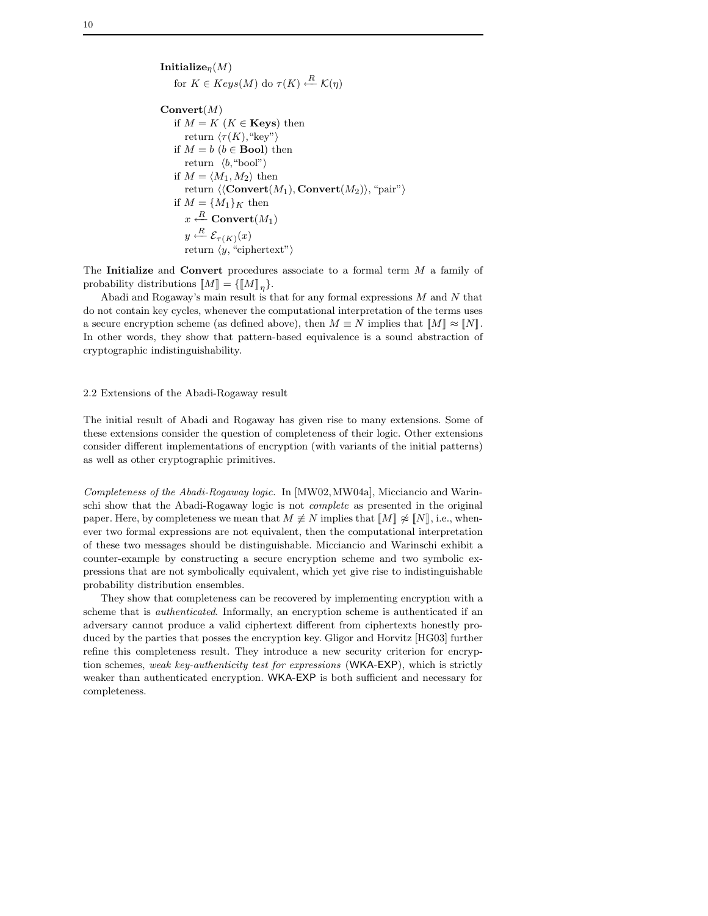**Initialize**$_\eta(M)$
for $K \in Keys(M)$ do $\tau(K) \xleftarrow{R} \mathcal{K}(\eta)$

**Convert**$(M)$
if $M = K$ ($K \in$ **Keys**) then
return $\langle \tau(K), \text{“key”} \rangle$
if $M = b$ ($b \in$ **Bool**) then
return $\langle b, \text{“bool”} \rangle$
if $M = \langle M_1, M_2 \rangle$ then
return $\langle \langle \mathbf{Convert}(M_1), \mathbf{Convert}(M_2) \rangle, \text{“pair”} \rangle$
if $M = \{M_1\}_K$ then
$x \xleftarrow{R} \mathbf{Convert}(M_1)$
$y \xleftarrow{R} \mathcal{E}_{\tau(K)}(x)$
return $\langle y, \text{“ciphertext”} \rangle$

The **Initialize** and **Convert** procedures associate to a formal term $M$ a family of probability distributions $[\![M]\!] = \{[\![M]\!]_\eta\}$.

Abadi and Rogaway's main result is that for any formal expressions $M$ and $N$ that do not contain key cycles, whenever the computational interpretation of the terms uses a secure encryption scheme (as defined above), then $M \equiv N$ implies that $[\![M]\!] \approx [\![N]\!]$. In other words, they show that pattern-based equivalence is a sound abstraction of cryptographic indistinguishability.

### 2.2 Extensions of the Abadi-Rogaway result

The initial result of Abadi and Rogaway has given rise to many extensions. Some of these extensions consider the question of completeness of their logic. Other extensions consider different implementations of encryption (with variants of the initial patterns) as well as other cryptographic primitives.

*Completeness of the Abadi-Rogaway logic.* In [MW02, MW04a], Micciancio and Warinschi show that the Abadi-Rogaway logic is not *complete* as presented in the original paper. Here, by completeness we mean that $M \not\equiv N$ implies that $[\![M]\!] \not\approx [\![N]\!]$, i.e., whenever two formal expressions are not equivalent, then the computational interpretation of these two messages should be distinguishable. Micciancio and Warinschi exhibit a counter-example by constructing a secure encryption scheme and two symbolic expressions that are not symbolically equivalent, which yet give rise to indistinguishable probability distribution ensembles.

They show that completeness can be recovered by implementing encryption with a scheme that is *authenticated*. Informally, an encryption scheme is authenticated if an adversary cannot produce a valid ciphertext different from ciphertexts honestly produced by the parties that posses the encryption key. Gligor and Horvitz [HG03] further refine this completeness result. They introduce a new security criterion for encryption schemes, *weak key-authenticity test for expressions* (WKA-EXP), which is strictly weaker than authenticated encryption. WKA-EXP is both sufficient and necessary for completeness.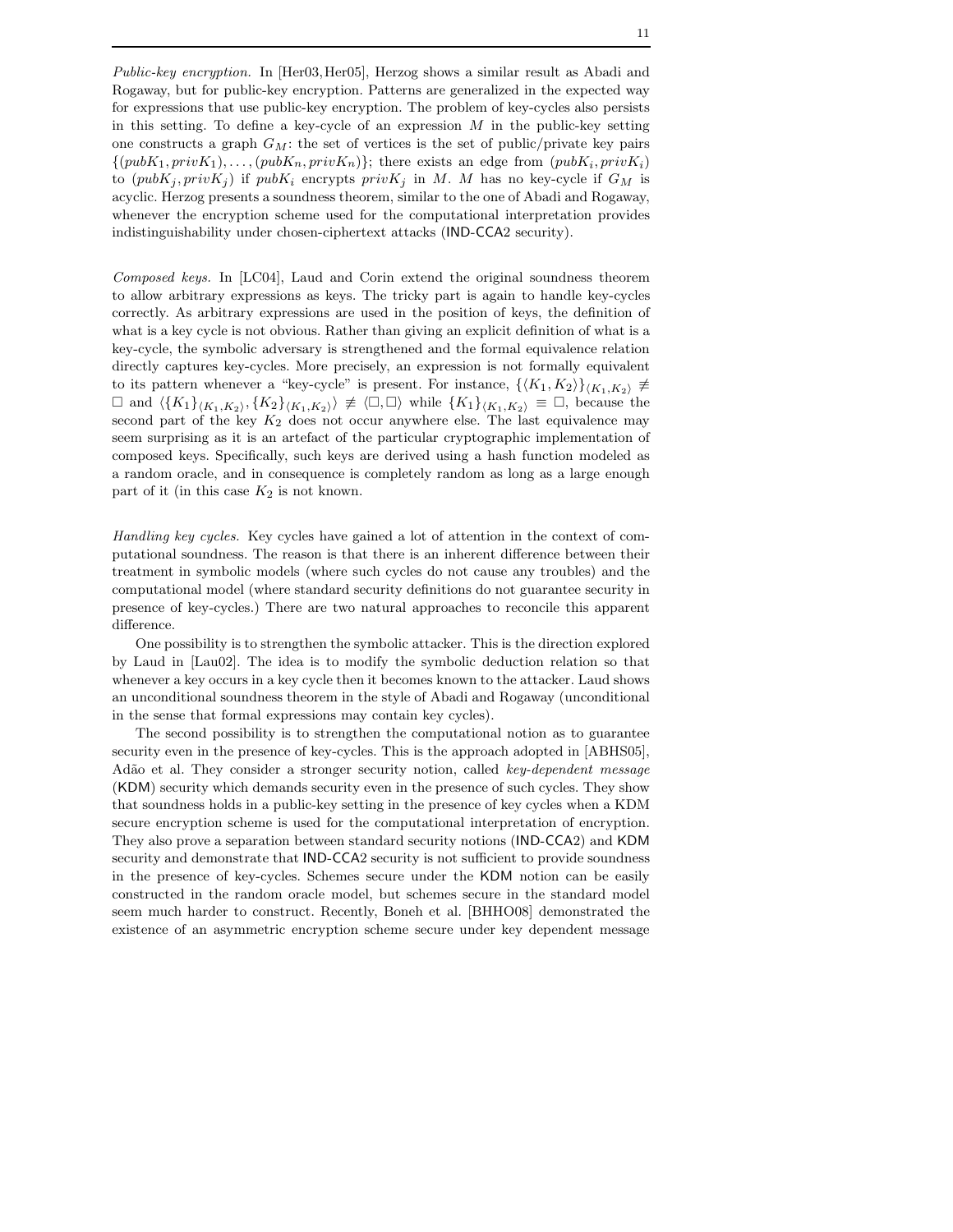*Public-key encryption.* In [Her03,Her05], Herzog shows a similar result as Abadi and Rogaway, but for public-key encryption. Patterns are generalized in the expected way for expressions that use public-key encryption. The problem of key-cycles also persists in this setting. To define a key-cycle of an expression $M$ in the public-key setting one constructs a graph $G_M$: the set of vertices is the set of public/private key pairs $\{(pubK_1, privK_1), \ldots, (pubK_n, privK_n)\}$; there exists an edge from $(pubK_i, privK_i)$ to $(pubK_j, privK_j)$ if $pubK_i$ encrypts $privK_j$ in $M$. $M$ has no key-cycle if $G_M$ is acyclic. Herzog presents a soundness theorem, similar to the one of Abadi and Rogaway, whenever the encryption scheme used for the computational interpretation provides indistinguishability under chosen-ciphertext attacks (IND-CCA2 security).

*Composed keys.* In [LC04], Laud and Corin extend the original soundness theorem to allow arbitrary expressions as keys. The tricky part is again to handle key-cycles correctly. As arbitrary expressions are used in the position of keys, the definition of what is a key cycle is not obvious. Rather than giving an explicit definition of what is a key-cycle, the symbolic adversary is strengthened and the formal equivalence relation directly captures key-cycles. More precisely, an expression is not formally equivalent to its pattern whenever a "key-cycle" is present. For instance, $\{\langle K_1, K_2\rangle\}_{\langle K_1,K_2\rangle} \not\equiv \Box$ and $\langle\{K_1\}_{\langle K_1,K_2\rangle}, \{K_2\}_{\langle K_1,K_2\rangle}\rangle \not\equiv \langle\Box,\Box\rangle$ while $\{K_1\}_{\langle K_1,K_2\rangle} \equiv \Box$, because the second part of the key $K_2$ does not occur anywhere else. The last equivalence may seem surprising as it is an artefact of the particular cryptographic implementation of composed keys. Specifically, such keys are derived using a hash function modeled as a random oracle, and in consequence is completely random as long as a large enough part of it (in this case $K_2$ is not known.

*Handling key cycles.* Key cycles have gained a lot of attention in the context of computational soundness. The reason is that there is an inherent difference between their treatment in symbolic models (where such cycles do not cause any troubles) and the computational model (where standard security definitions do not guarantee security in presence of key-cycles.) There are two natural approaches to reconcile this apparent difference.

One possibility is to strengthen the symbolic attacker. This is the direction explored by Laud in [Lau02]. The idea is to modify the symbolic deduction relation so that whenever a key occurs in a key cycle then it becomes known to the attacker. Laud shows an unconditional soundness theorem in the style of Abadi and Rogaway (unconditional in the sense that formal expressions may contain key cycles).

The second possibility is to strengthen the computational notion as to guarantee security even in the presence of key-cycles. This is the approach adopted in [ABHS05], Adão et al. They consider a stronger security notion, called *key-dependent message* (KDM) security which demands security even in the presence of such cycles. They show that soundness holds in a public-key setting in the presence of key cycles when a KDM secure encryption scheme is used for the computational interpretation of encryption. They also prove a separation between standard security notions (IND-CCA2) and KDM security and demonstrate that IND-CCA2 security is not sufficient to provide soundness in the presence of key-cycles. Schemes secure under the KDM notion can be easily constructed in the random oracle model, but schemes secure in the standard model seem much harder to construct. Recently, Boneh et al. [BHHO08] demonstrated the existence of an asymmetric encryption scheme secure under key dependent message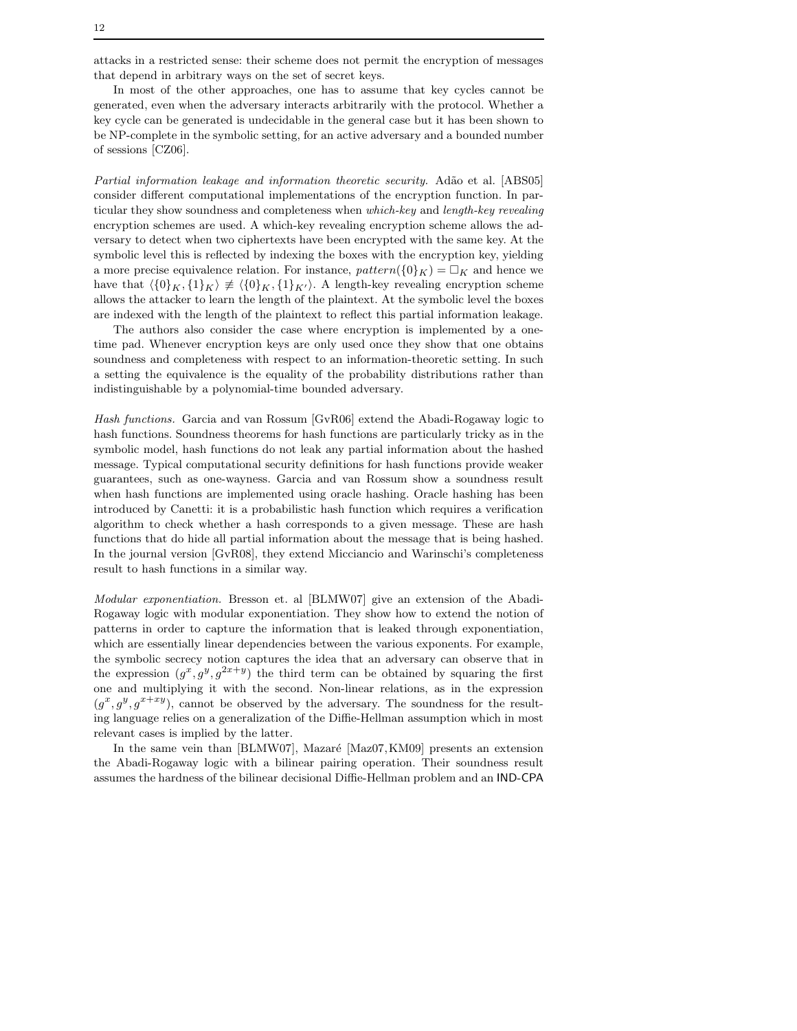attacks in a restricted sense: their scheme does not permit the encryption of messages that depend in arbitrary ways on the set of secret keys.

In most of the other approaches, one has to assume that key cycles cannot be generated, even when the adversary interacts arbitrarily with the protocol. Whether a key cycle can be generated is undecidable in the general case but it has been shown to be NP-complete in the symbolic setting, for an active adversary and a bounded number of sessions [CZ06].

*Partial information leakage and information theoretic security.* Adão et al. [ABS05] consider different computational implementations of the encryption function. In particular they show soundness and completeness when *which-key* and *length-key revealing* encryption schemes are used. A which-key revealing encryption scheme allows the adversary to detect when two ciphertexts have been encrypted with the same key. At the symbolic level this is reflected by indexing the boxes with the encryption key, yielding a more precise equivalence relation. For instance, $pattern(\{0\}_K) = \Box_K$ and hence we have that $\langle \{0\}_K, \{1\}_K \rangle \not\equiv \langle \{0\}_K, \{1\}_{K'} \rangle$. A length-key revealing encryption scheme allows the attacker to learn the length of the plaintext. At the symbolic level the boxes are indexed with the length of the plaintext to reflect this partial information leakage.

The authors also consider the case where encryption is implemented by a one-time pad. Whenever encryption keys are only used once they show that one obtains soundness and completeness with respect to an information-theoretic setting. In such a setting the equivalence is the equality of the probability distributions rather than indistinguishable by a polynomial-time bounded adversary.

*Hash functions.* Garcia and van Rossum [GvR06] extend the Abadi-Rogaway logic to hash functions. Soundness theorems for hash functions are particularly tricky as in the symbolic model, hash functions do not leak any partial information about the hashed message. Typical computational security definitions for hash functions provide weaker guarantees, such as one-wayness. Garcia and van Rossum show a soundness result when hash functions are implemented using oracle hashing. Oracle hashing has been introduced by Canetti: it is a probabilistic hash function which requires a verification algorithm to check whether a hash corresponds to a given message. These are hash functions that do hide all partial information about the message that is being hashed. In the journal version [GvR08], they extend Micciancio and Warinschi's completeness result to hash functions in a similar way.

*Modular exponentiation.* Bresson et. al [BLMW07] give an extension of the Abadi-Rogaway logic with modular exponentiation. They show how to extend the notion of patterns in order to capture the information that is leaked through exponentiation, which are essentially linear dependencies between the various exponents. For example, the symbolic secrecy notion captures the idea that an adversary can observe that in the expression $(g^x, g^y, g^{2x+y})$ the third term can be obtained by squaring the first one and multiplying it with the second. Non-linear relations, as in the expression $(g^x, g^y, g^{x+xy})$, cannot be observed by the adversary. The soundness for the resulting language relies on a generalization of the Diffie-Hellman assumption which in most relevant cases is implied by the latter.

In the same vein than [BLMW07], Mazaré [Maz07,KM09] presents an extension the Abadi-Rogaway logic with a bilinear pairing operation. Their soundness result assumes the hardness of the bilinear decisional Diffie-Hellman problem and an IND-CPA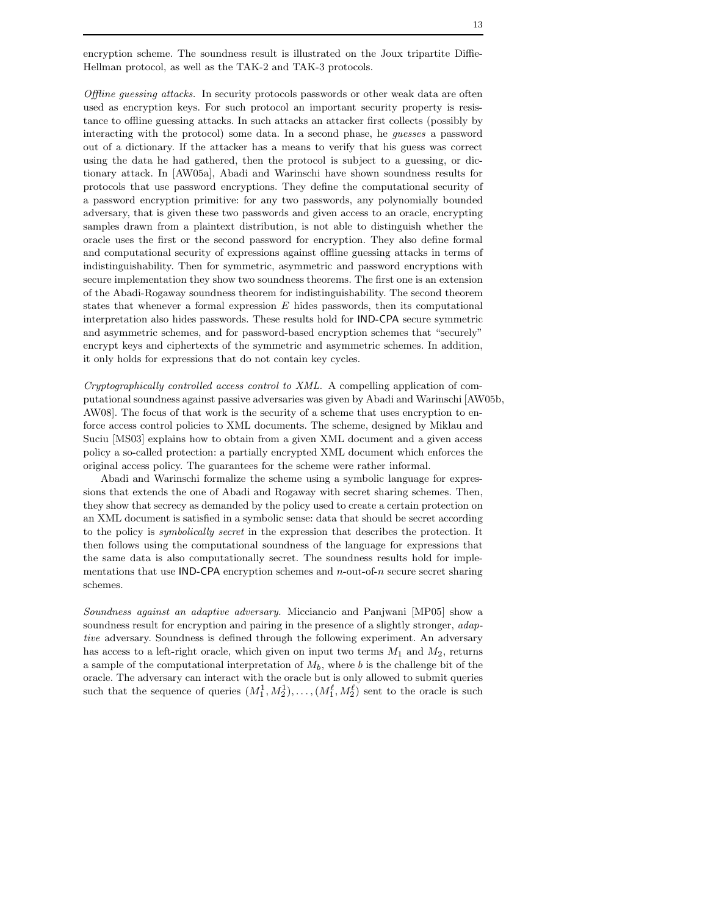encryption scheme. The soundness result is illustrated on the Joux tripartite Diffie-Hellman protocol, as well as the TAK-2 and TAK-3 protocols.

*Offline guessing attacks.* In security protocols passwords or other weak data are often used as encryption keys. For such protocol an important security property is resistance to offline guessing attacks. In such attacks an attacker first collects (possibly by interacting with the protocol) some data. In a second phase, he *guesses* a password out of a dictionary. If the attacker has a means to verify that his guess was correct using the data he had gathered, then the protocol is subject to a guessing, or dictionary attack. In [AW05a], Abadi and Warinschi have shown soundness results for protocols that use password encryptions. They define the computational security of a password encryption primitive: for any two passwords, any polynomially bounded adversary, that is given these two passwords and given access to an oracle, encrypting samples drawn from a plaintext distribution, is not able to distinguish whether the oracle uses the first or the second password for encryption. They also define formal and computational security of expressions against offline guessing attacks in terms of indistinguishability. Then for symmetric, asymmetric and password encryptions with secure implementation they show two soundness theorems. The first one is an extension of the Abadi-Rogaway soundness theorem for indistinguishability. The second theorem states that whenever a formal expression $E$ hides passwords, then its computational interpretation also hides passwords. These results hold for IND-CPA secure symmetric and asymmetric schemes, and for password-based encryption schemes that "securely" encrypt keys and ciphertexts of the symmetric and asymmetric schemes. In addition, it only holds for expressions that do not contain key cycles.

*Cryptographically controlled access control to XML.* A compelling application of computational soundness against passive adversaries was given by Abadi and Warinschi [AW05b, AW08]. The focus of that work is the security of a scheme that uses encryption to enforce access control policies to XML documents. The scheme, designed by Miklau and Suciu [MS03] explains how to obtain from a given XML document and a given access policy a so-called protection: a partially encrypted XML document which enforces the original access policy. The guarantees for the scheme were rather informal.

Abadi and Warinschi formalize the scheme using a symbolic language for expressions that extends the one of Abadi and Rogaway with secret sharing schemes. Then, they show that secrecy as demanded by the policy used to create a certain protection on an XML document is satisfied in a symbolic sense: data that should be secret according to the policy is *symbolically secret* in the expression that describes the protection. It then follows using the computational soundness of the language for expressions that the same data is also computationally secret. The soundness results hold for implementations that use IND-CPA encryption schemes and $n$-out-of-$n$ secure secret sharing schemes.

*Soundness against an adaptive adversary.* Micciancio and Panjwani [MP05] show a soundness result for encryption and pairing in the presence of a slightly stronger, *adaptive* adversary. Soundness is defined through the following experiment. An adversary has access to a left-right oracle, which given on input two terms $M_1$ and $M_2$, returns a sample of the computational interpretation of $M_b$, where $b$ is the challenge bit of the oracle. The adversary can interact with the oracle but is only allowed to submit queries such that the sequence of queries $(M_1^1, M_2^1), \ldots, (M_1^\ell, M_2^\ell)$ sent to the oracle is such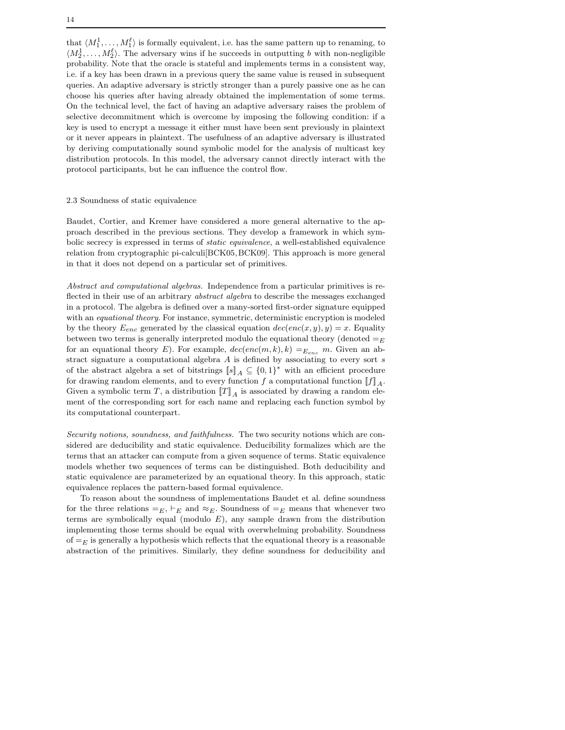that $\langle M_1^1, \ldots, M_1^\ell \rangle$ is formally equivalent, i.e. has the same pattern up to renaming, to $\langle M_2^1, \ldots, M_2^\ell \rangle$. The adversary wins if he succeeds in outputting $b$ with non-negligible probability. Note that the oracle is stateful and implements terms in a consistent way, i.e. if a key has been drawn in a previous query the same value is reused in subsequent queries. An adaptive adversary is strictly stronger than a purely passive one as he can choose his queries after having already obtained the implementation of some terms. On the technical level, the fact of having an adaptive adversary raises the problem of selective decommitment which is overcome by imposing the following condition: if a key is used to encrypt a message it either must have been sent previously in plaintext or it never appears in plaintext. The usefulness of an adaptive adversary is illustrated by deriving computationally sound symbolic model for the analysis of multicast key distribution protocols. In this model, the adversary cannot directly interact with the protocol participants, but he can influence the control flow.

### 2.3 Soundness of static equivalence

Baudet, Cortier, and Kremer have considered a more general alternative to the approach described in the previous sections. They develop a framework in which symbolic secrecy is expressed in terms of *static equivalence*, a well-established equivalence relation from cryptographic pi-calculi[BCK05, BCK09]. This approach is more general in that it does not depend on a particular set of primitives.

*Abstract and computational algebras.* Independence from a particular primitives is reflected in their use of an arbitrary *abstract algebra* to describe the messages exchanged in a protocol. The algebra is defined over a many-sorted first-order signature equipped with an *equational theory*. For instance, symmetric, deterministic encryption is modeled by the theory $E_{enc}$ generated by the classical equation $dec(enc(x, y), y) = x$. Equality between two terms is generally interpreted modulo the equational theory (denoted $=_E$ for an equational theory $E$). For example, $dec(enc(m, k), k) =_{E_{enc}} m$. Given an abstract signature a computational algebra $A$ is defined by associating to every sort $s$ of the abstract algebra a set of bitstrings $[\![s]\!]_A \subseteq \{0, 1\}^*$ with an efficient procedure for drawing random elements, and to every function $f$ a computational function $[\![f]\!]_A$. Given a symbolic term $T$, a distribution $[\![T]\!]_A$ is associated by drawing a random element of the corresponding sort for each name and replacing each function symbol by its computational counterpart.

*Security notions, soundness, and faithfulness.* The two security notions which are considered are deducibility and static equivalence. Deducibility formalizes which are the terms that an attacker can compute from a given sequence of terms. Static equivalence models whether two sequences of terms can be distinguished. Both deducibility and static equivalence are parameterized by an equational theory. In this approach, static equivalence replaces the pattern-based formal equivalence.

To reason about the soundness of implementations Baudet et al. define soundness for the three relations $=_E$, $\vdash_E$ and $\approx_E$. Soundness of $=_E$ means that whenever two terms are symbolically equal (modulo $E$), any sample drawn from the distribution implementing those terms should be equal with overwhelming probability. Soundness of $=_E$ is generally a hypothesis which reflects that the equational theory is a reasonable abstraction of the primitives. Similarly, they define soundness for deducibility and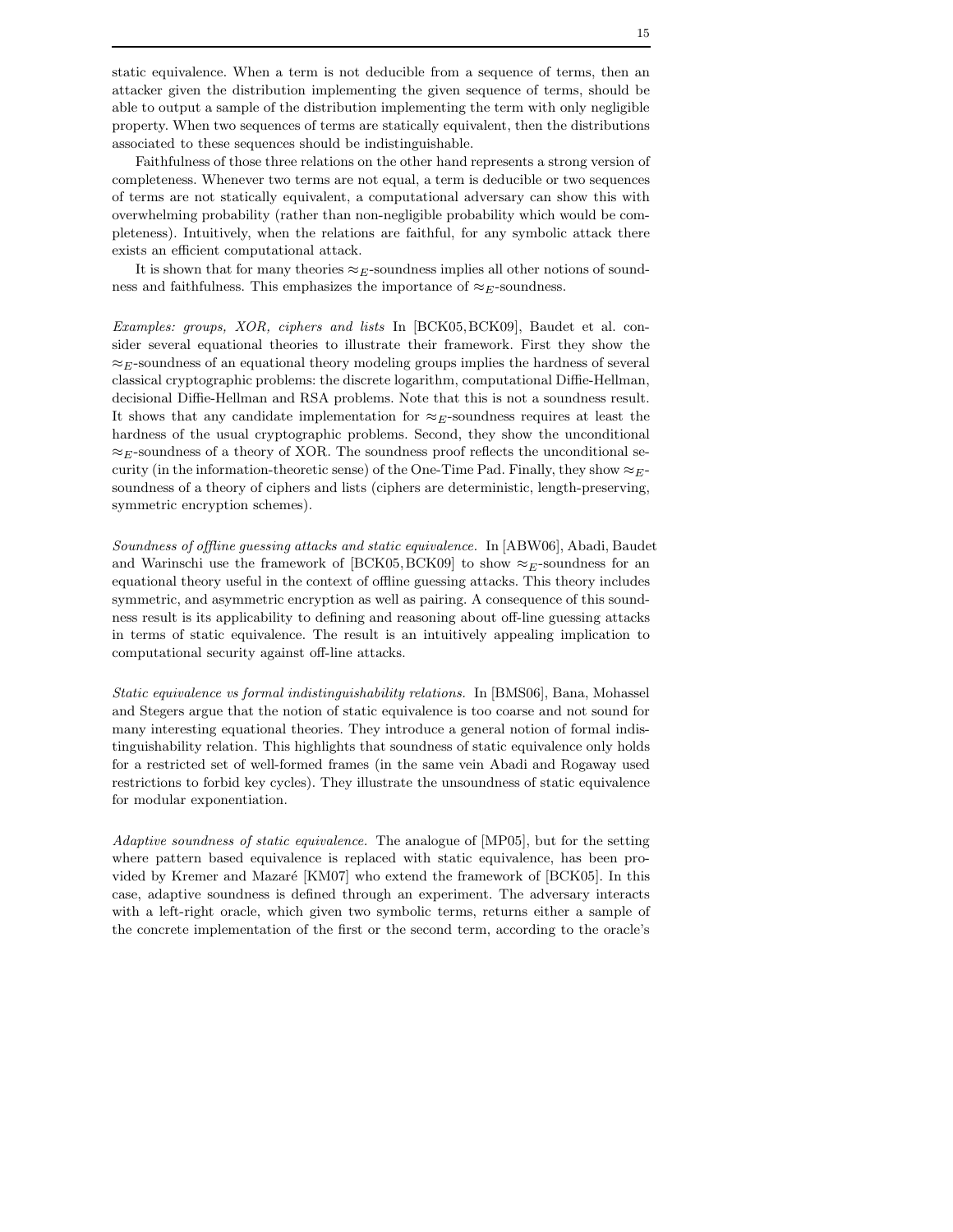static equivalence. When a term is not deducible from a sequence of terms, then an attacker given the distribution implementing the given sequence of terms, should be able to output a sample of the distribution implementing the term with only negligible property. When two sequences of terms are statically equivalent, then the distributions associated to these sequences should be indistinguishable.

Faithfulness of those three relations on the other hand represents a strong version of completeness. Whenever two terms are not equal, a term is deducible or two sequences of terms are not statically equivalent, a computational adversary can show this with overwhelming probability (rather than non-negligible probability which would be completeness). Intuitively, when the relations are faithful, for any symbolic attack there exists an efficient computational attack.

It is shown that for many theories $\approx_E$-soundness implies all other notions of soundness and faithfulness. This emphasizes the importance of $\approx_E$-soundness.

*Examples: groups, XOR, ciphers and lists* In [BCK05, BCK09], Baudet et al. consider several equational theories to illustrate their framework. First they show the $\approx_E$-soundness of an equational theory modeling groups implies the hardness of several classical cryptographic problems: the discrete logarithm, computational Diffie-Hellman, decisional Diffie-Hellman and RSA problems. Note that this is not a soundness result. It shows that any candidate implementation for $\approx_E$-soundness requires at least the hardness of the usual cryptographic problems. Second, they show the unconditional $\approx_E$-soundness of a theory of XOR. The soundness proof reflects the unconditional security (in the information-theoretic sense) of the One-Time Pad. Finally, they show $\approx_E$-soundness of a theory of ciphers and lists (ciphers are deterministic, length-preserving, symmetric encryption schemes).

*Soundness of offline guessing attacks and static equivalence.* In [ABW06], Abadi, Baudet and Warinschi use the framework of [BCK05, BCK09] to show $\approx_E$-soundness for an equational theory useful in the context of offline guessing attacks. This theory includes symmetric, and asymmetric encryption as well as pairing. A consequence of this soundness result is its applicability to defining and reasoning about off-line guessing attacks in terms of static equivalence. The result is an intuitively appealing implication to computational security against off-line attacks.

*Static equivalence vs formal indistinguishability relations.* In [BMS06], Bana, Mohassel and Stegers argue that the notion of static equivalence is too coarse and not sound for many interesting equational theories. They introduce a general notion of formal indistinguishability relation. This highlights that soundness of static equivalence only holds for a restricted set of well-formed frames (in the same vein Abadi and Rogaway used restrictions to forbid key cycles). They illustrate the unsoundness of static equivalence for modular exponentiation.

*Adaptive soundness of static equivalence.* The analogue of [MP05], but for the setting where pattern based equivalence is replaced with static equivalence, has been provided by Kremer and Mazaré [KM07] who extend the framework of [BCK05]. In this case, adaptive soundness is defined through an experiment. The adversary interacts with a left-right oracle, which given two symbolic terms, returns either a sample of the concrete implementation of the first or the second term, according to the oracle's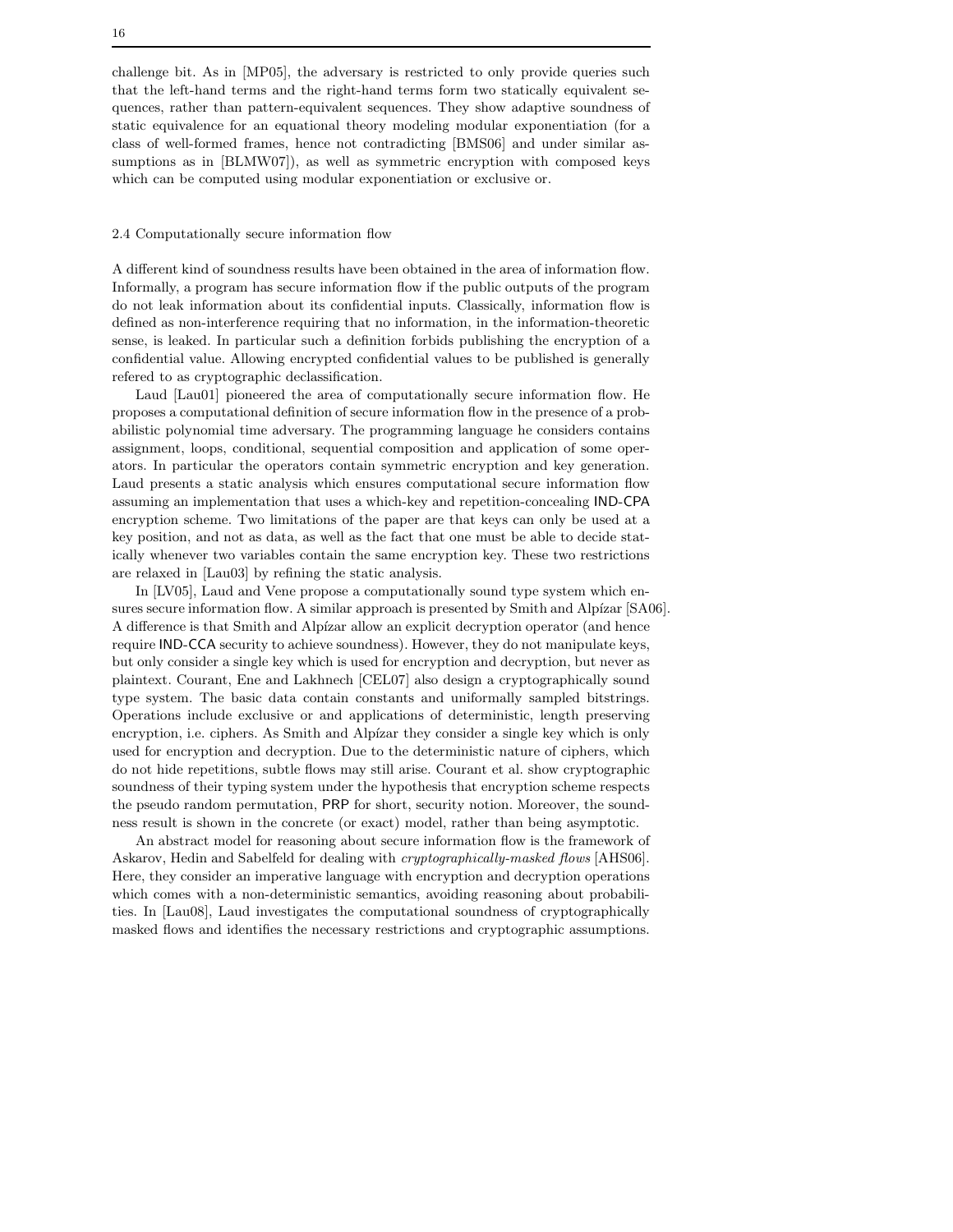challenge bit. As in [MP05], the adversary is restricted to only provide queries such that the left-hand terms and the right-hand terms form two statically equivalent sequences, rather than pattern-equivalent sequences. They show adaptive soundness of static equivalence for an equational theory modeling modular exponentiation (for a class of well-formed frames, hence not contradicting [BMS06] and under similar assumptions as in [BLMW07]), as well as symmetric encryption with composed keys which can be computed using modular exponentiation or exclusive or.

### 2.4 Computationally secure information flow

A different kind of soundness results have been obtained in the area of information flow. Informally, a program has secure information flow if the public outputs of the program do not leak information about its confidential inputs. Classically, information flow is defined as non-interference requiring that no information, in the information-theoretic sense, is leaked. In particular such a definition forbids publishing the encryption of a confidential value. Allowing encrypted confidential values to be published is generally refered to as cryptographic declassification.

Laud [Lau01] pioneered the area of computationally secure information flow. He proposes a computational definition of secure information flow in the presence of a probabilistic polynomial time adversary. The programming language he considers contains assignment, loops, conditional, sequential composition and application of some operators. In particular the operators contain symmetric encryption and key generation. Laud presents a static analysis which ensures computational secure information flow assuming an implementation that uses a which-key and repetition-concealing IND-CPA encryption scheme. Two limitations of the paper are that keys can only be used at a key position, and not as data, as well as the fact that one must be able to decide statically whenever two variables contain the same encryption key. These two restrictions are relaxed in [Lau03] by refining the static analysis.

In [LV05], Laud and Vene propose a computationally sound type system which ensures secure information flow. A similar approach is presented by Smith and Alpízar [SA06]. A difference is that Smith and Alpízar allow an explicit decryption operator (and hence require IND-CCA security to achieve soundness). However, they do not manipulate keys, but only consider a single key which is used for encryption and decryption, but never as plaintext. Courant, Ene and Lakhnech [CEL07] also design a cryptographically sound type system. The basic data contain constants and uniformally sampled bitstrings. Operations include exclusive or and applications of deterministic, length preserving encryption, i.e. ciphers. As Smith and Alpízar they consider a single key which is only used for encryption and decryption. Due to the deterministic nature of ciphers, which do not hide repetitions, subtle flows may still arise. Courant et al. show cryptographic soundness of their typing system under the hypothesis that encryption scheme respects the pseudo random permutation, PRP for short, security notion. Moreover, the soundness result is shown in the concrete (or exact) model, rather than being asymptotic.

An abstract model for reasoning about secure information flow is the framework of Askarov, Hedin and Sabelfeld for dealing with *cryptographically-masked flows* [AHS06]. Here, they consider an imperative language with encryption and decryption operations which comes with a non-deterministic semantics, avoiding reasoning about probabilities. In [Lau08], Laud investigates the computational soundness of cryptographically masked flows and identifies the necessary restrictions and cryptographic assumptions.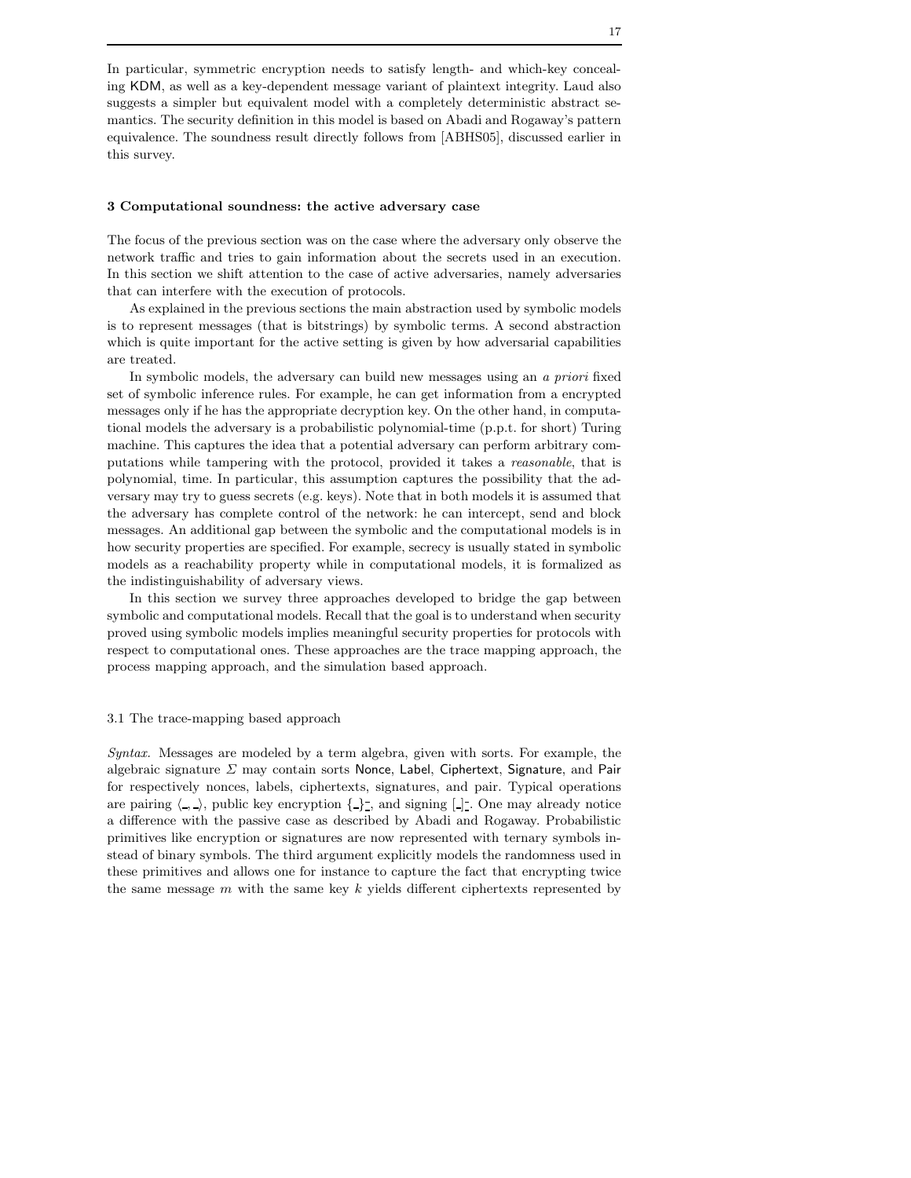In particular, symmetric encryption needs to satisfy length- and which-key concealing KDM, as well as a key-dependent message variant of plaintext integrity. Laud also suggests a simpler but equivalent model with a completely deterministic abstract semantics. The security definition in this model is based on Abadi and Rogaway's pattern equivalence. The soundness result directly follows from [ABHS05], discussed earlier in this survey.

## 3 Computational soundness: the active adversary case

The focus of the previous section was on the case where the adversary only observe the network traffic and tries to gain information about the secrets used in an execution. In this section we shift attention to the case of active adversaries, namely adversaries that can interfere with the execution of protocols.

As explained in the previous sections the main abstraction used by symbolic models is to represent messages (that is bitstrings) by symbolic terms. A second abstraction which is quite important for the active setting is given by how adversarial capabilities are treated.

In symbolic models, the adversary can build new messages using an *a priori* fixed set of symbolic inference rules. For example, he can get information from a encrypted messages only if he has the appropriate decryption key. On the other hand, in computational models the adversary is a probabilistic polynomial-time (p.p.t. for short) Turing machine. This captures the idea that a potential adversary can perform arbitrary computations while tampering with the protocol, provided it takes a *reasonable*, that is polynomial, time. In particular, this assumption captures the possibility that the adversary may try to guess secrets (e.g. keys). Note that in both models it is assumed that the adversary has complete control of the network: he can intercept, send and block messages. An additional gap between the symbolic and the computational models is in how security properties are specified. For example, secrecy is usually stated in symbolic models as a reachability property while in computational models, it is formalized as the indistinguishability of adversary views.

In this section we survey three approaches developed to bridge the gap between symbolic and computational models. Recall that the goal is to understand when security proved using symbolic models implies meaningful security properties for protocols with respect to computational ones. These approaches are the trace mapping approach, the process mapping approach, and the simulation based approach.

### 3.1 The trace-mapping based approach

*Syntax.* Messages are modeled by a term algebra, given with sorts. For example, the algebraic signature $\Sigma$ may contain sorts Nonce, Label, Ciphertext, Signature, and Pair for respectively nonces, labels, ciphertexts, signatures, and pair. Typical operations are pairing $\langle \_, \_ \rangle$, public key encryption $\{\_\}_{\_}^{\_}$, and signing $[\_]_{\_}^{\_}$. One may already notice a difference with the passive case as described by Abadi and Rogaway. Probabilistic primitives like encryption or signatures are now represented with ternary symbols instead of binary symbols. The third argument explicitly models the randomness used in these primitives and allows one for instance to capture the fact that encrypting twice the same message $m$ with the same key $k$ yields different ciphertexts represented by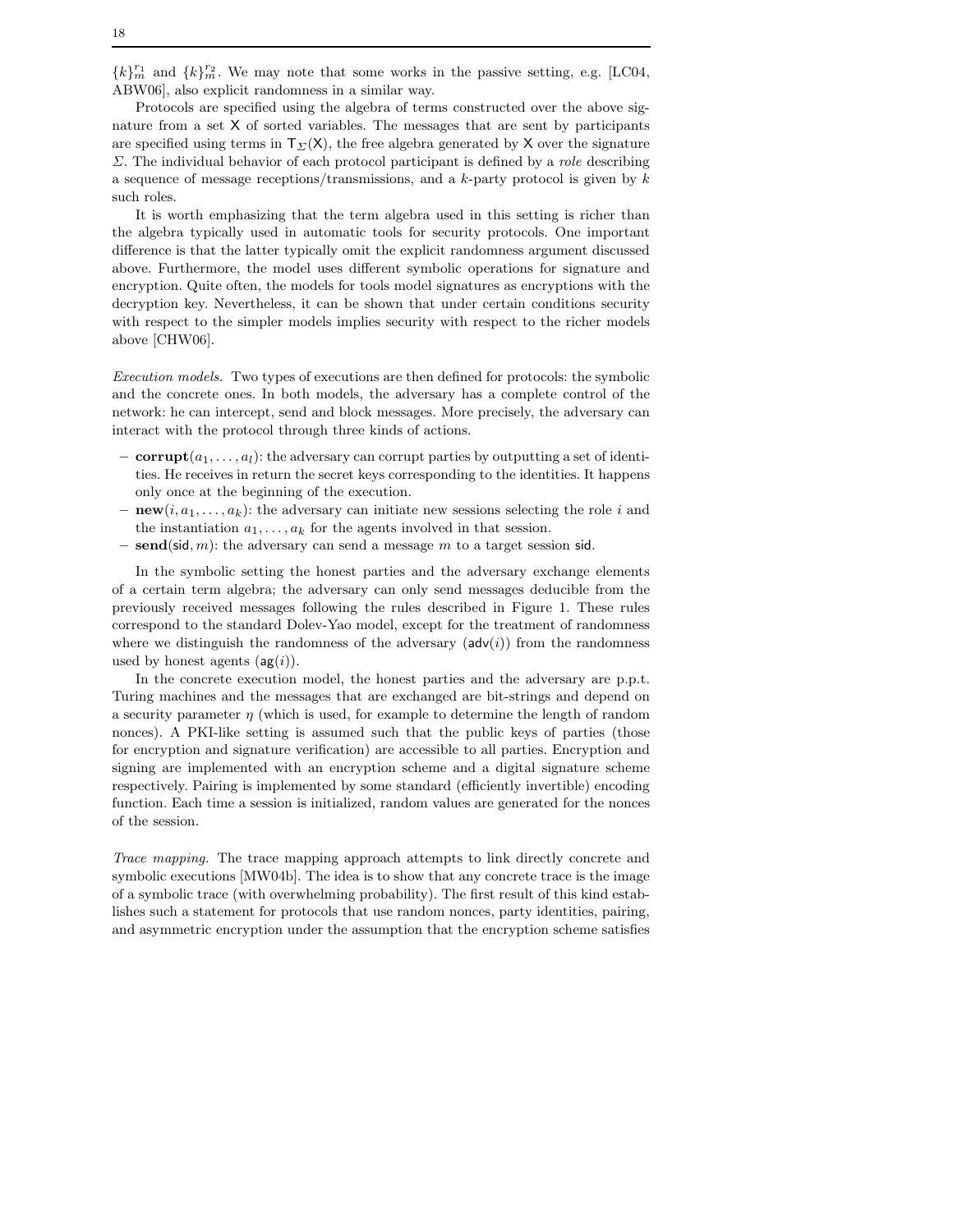$\{k\}_m^{r_1}$ and $\{k\}_m^{r_2}$. We may note that some works in the passive setting, e.g. [LC04, ABW06], also explicit randomness in a similar way.

Protocols are specified using the algebra of terms constructed over the above signature from a set $\mathsf{X}$ of sorted variables. The messages that are sent by participants are specified using terms in $\mathsf{T}_\Sigma(\mathsf{X})$, the free algebra generated by $\mathsf{X}$ over the signature $\Sigma$. The individual behavior of each protocol participant is defined by a *role* describing a sequence of message receptions/transmissions, and a $k$-party protocol is given by $k$ such roles.

It is worth emphasizing that the term algebra used in this setting is richer than the algebra typically used in automatic tools for security protocols. One important difference is that the latter typically omit the explicit randomness argument discussed above. Furthermore, the model uses different symbolic operations for signature and encryption. Quite often, the models for tools model signatures as encryptions with the decryption key. Nevertheless, it can be shown that under certain conditions security with respect to the simpler models implies security with respect to the richer models above [CHW06].

*Execution models.* Two types of executions are then defined for protocols: the symbolic and the concrete ones. In both models, the adversary has a complete control of the network: he can intercept, send and block messages. More precisely, the adversary can interact with the protocol through three kinds of actions.

- **corrupt**$(a_1, \ldots, a_l)$: the adversary can corrupt parties by outputting a set of identities. He receives in return the secret keys corresponding to the identities. It happens only once at the beginning of the execution.
- **new**$(i, a_1, \ldots, a_k)$: the adversary can initiate new sessions selecting the role $i$ and the instantiation $a_1, \ldots, a_k$ for the agents involved in that session.
- **send**$(\mathsf{sid}, m)$: the adversary can send a message $m$ to a target session $\mathsf{sid}$.

In the symbolic setting the honest parties and the adversary exchange elements of a certain term algebra; the adversary can only send messages deducible from the previously received messages following the rules described in Figure 1. These rules correspond to the standard Dolev-Yao model, except for the treatment of randomness where we distinguish the randomness of the adversary ($\mathsf{adv}(i)$) from the randomness used by honest agents ($\mathsf{ag}(i)$).

In the concrete execution model, the honest parties and the adversary are p.p.t. Turing machines and the messages that are exchanged are bit-strings and depend on a security parameter $\eta$ (which is used, for example to determine the length of random nonces). A PKI-like setting is assumed such that the public keys of parties (those for encryption and signature verification) are accessible to all parties. Encryption and signing are implemented with an encryption scheme and a digital signature scheme respectively. Pairing is implemented by some standard (efficiently invertible) encoding function. Each time a session is initialized, random values are generated for the nonces of the session.

*Trace mapping.* The trace mapping approach attempts to link directly concrete and symbolic executions [MW04b]. The idea is to show that any concrete trace is the image of a symbolic trace (with overwhelming probability). The first result of this kind establishes such a statement for protocols that use random nonces, party identities, pairing, and asymmetric encryption under the assumption that the encryption scheme satisfies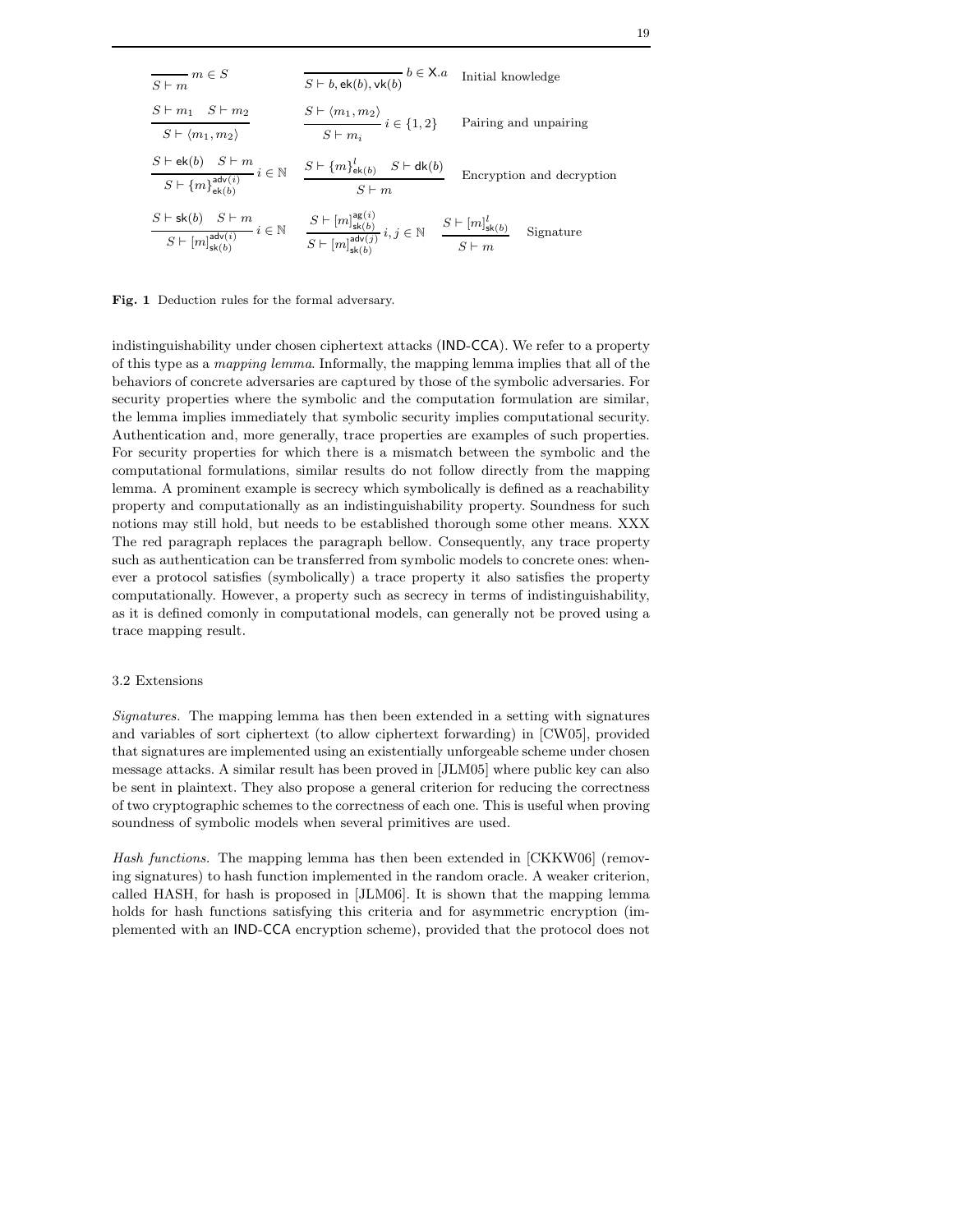$$\frac{}{S \vdash m}\, m \in S \qquad \frac{}{S \vdash b, \mathsf{ek}(b), \mathsf{vk}(b)}\, b \in \mathsf{X}.a \qquad \text{Initial knowledge}$$

$$\frac{S \vdash m_1 \quad S \vdash m_2}{S \vdash \langle m_1, m_2 \rangle} \qquad \frac{S \vdash \langle m_1, m_2 \rangle}{S \vdash m_i}\, i \in \{1, 2\} \qquad \text{Pairing and unpairing}$$

$$\frac{S \vdash \mathsf{ek}(b) \quad S \vdash m}{S \vdash \{m\}^{\mathsf{adv}(i)}_{\mathsf{ek}(b)}}\, i \in \mathbb{N} \qquad \frac{S \vdash \{m\}^{l}_{\mathsf{ek}(b)} \quad S \vdash \mathsf{dk}(b)}{S \vdash m} \qquad \text{Encryption and decryption}$$

$$\frac{S \vdash \mathsf{sk}(b) \quad S \vdash m}{S \vdash [m]^{\mathsf{adv}(i)}_{\mathsf{sk}(b)}}\, i \in \mathbb{N} \qquad \frac{S \vdash [m]^{\mathsf{ag}(i)}_{\mathsf{sk}(b)}}{S \vdash [m]^{\mathsf{adv}(j)}_{\mathsf{sk}(b)}}\, i, j \in \mathbb{N} \qquad \frac{S \vdash [m]^{l}_{\mathsf{sk}(b)}}{S \vdash m} \qquad \text{Signature}$$

**Fig. 1** Deduction rules for the formal adversary.

indistinguishability under chosen ciphertext attacks (IND-CCA). We refer to a property of this type as a *mapping lemma*. Informally, the mapping lemma implies that all of the behaviors of concrete adversaries are captured by those of the symbolic adversaries. For security properties where the symbolic and the computation formulation are similar, the lemma implies immediately that symbolic security implies computational security. Authentication and, more generally, trace properties are examples of such properties. For security properties for which there is a mismatch between the symbolic and the computational formulations, similar results do not follow directly from the mapping lemma. A prominent example is secrecy which symbolically is defined as a reachability property and computationally as an indistinguishability property. Soundness for such notions may still hold, but needs to be established thorough some other means. XXX The red paragraph replaces the paragraph bellow. Consequently, any trace property such as authentication can be transferred from symbolic models to concrete ones: whenever a protocol satisfies (symbolically) a trace property it also satisfies the property computationally. However, a property such as secrecy in terms of indistinguishability, as it is defined comonly in computational models, can generally not be proved using a trace mapping result.

### 3.2 Extensions

*Signatures.* The mapping lemma has then been extended in a setting with signatures and variables of sort ciphertext (to allow ciphertext forwarding) in [CW05], provided that signatures are implemented using an existentially unforgeable scheme under chosen message attacks. A similar result has been proved in [JLM05] where public key can also be sent in plaintext. They also propose a general criterion for reducing the correctness of two cryptographic schemes to the correctness of each one. This is useful when proving soundness of symbolic models when several primitives are used.

*Hash functions.* The mapping lemma has then been extended in [CKKW06] (removing signatures) to hash function implemented in the random oracle. A weaker criterion, called HASH, for hash is proposed in [JLM06]. It is shown that the mapping lemma holds for hash functions satisfying this criteria and for asymmetric encryption (implemented with an IND-CCA encryption scheme), provided that the protocol does not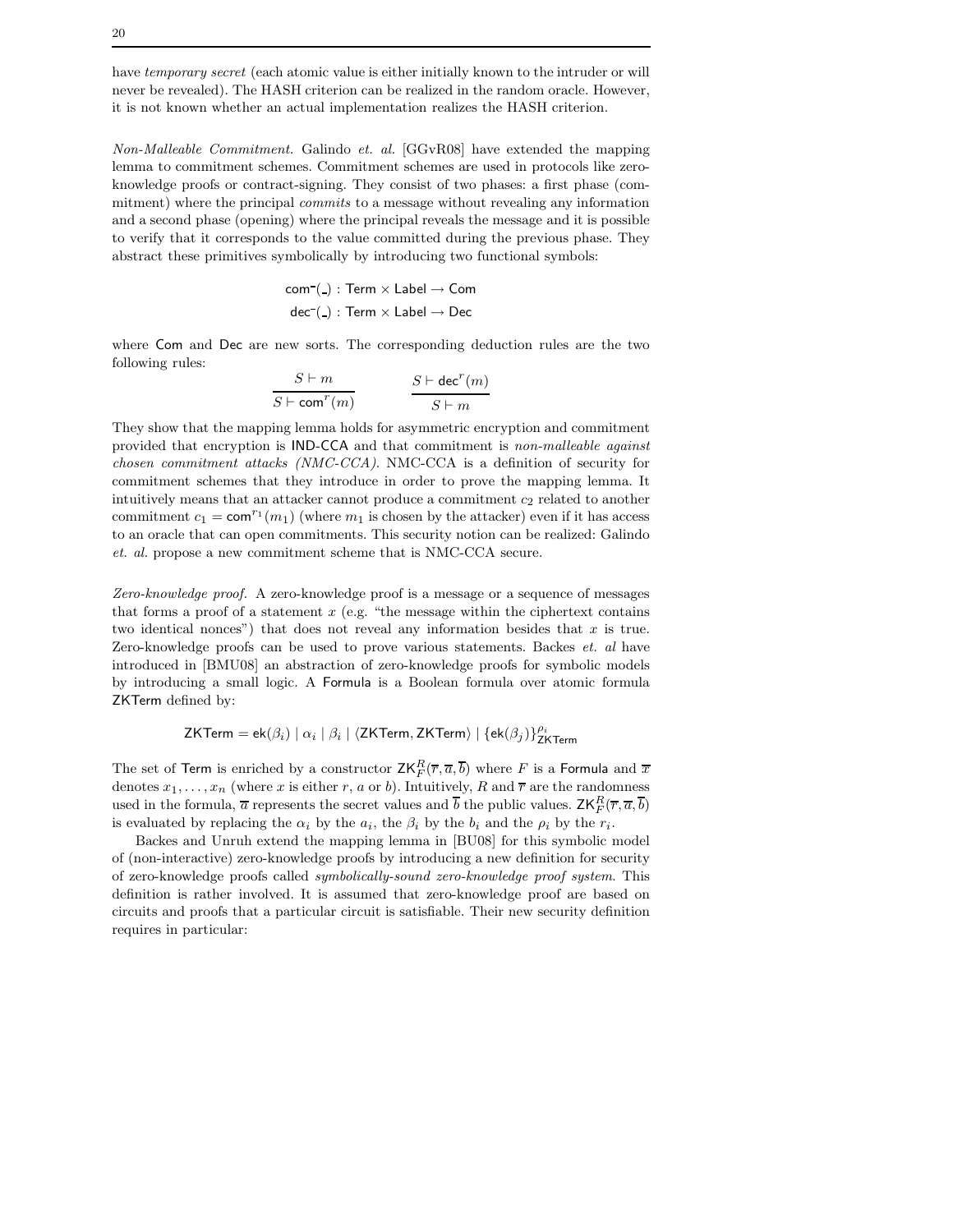have *temporary secret* (each atomic value is either initially known to the intruder or will never be revealed). The HASH criterion can be realized in the random oracle. However, it is not known whether an actual implementation realizes the HASH criterion.

*Non-Malleable Commitment.* Galindo *et. al.* [GGvR08] have extended the mapping lemma to commitment schemes. Commitment schemes are used in protocols like zero-knowledge proofs or contract-signing. They consist of two phases: a first phase (commitment) where the principal *commits* to a message without revealing any information and a second phase (opening) where the principal reveals the message and it is possible to verify that it corresponds to the value committed during the previous phase. They abstract these primitives symbolically by introducing two functional symbols:

$$\mathsf{com}^{-}(\_) : \mathsf{Term} \times \mathsf{Label} \rightarrow \mathsf{Com}$$
$$\mathsf{dec}^{-}(\_) : \mathsf{Term} \times \mathsf{Label} \rightarrow \mathsf{Dec}$$

where $\mathsf{Com}$ and $\mathsf{Dec}$ are new sorts. The corresponding deduction rules are the two following rules:

$$\frac{S \vdash m}{S \vdash \mathsf{com}^{r}(m)} \qquad \frac{S \vdash \mathsf{dec}^{r}(m)}{S \vdash m}$$

They show that the mapping lemma holds for asymmetric encryption and commitment provided that encryption is $\mathsf{IND\text{-}CCA}$ and that commitment is *non-malleable against chosen commitment attacks (NMC-CCA)*. NMC-CCA is a definition of security for commitment schemes that they introduce in order to prove the mapping lemma. It intuitively means that an attacker cannot produce a commitment $c_2$ related to another commitment $c_1 = \mathsf{com}^{r_1}(m_1)$ (where $m_1$ is chosen by the attacker) even if it has access to an oracle that can open commitments. This security notion can be realized: Galindo *et. al.* propose a new commitment scheme that is NMC-CCA secure.

*Zero-knowledge proof.* A zero-knowledge proof is a message or a sequence of messages that forms a proof of a statement $x$ (e.g. "the message within the ciphertext contains two identical nonces") that does not reveal any information besides that $x$ is true. Zero-knowledge proofs can be used to prove various statements. Backes *et. al* have introduced in [BMU08] an abstraction of zero-knowledge proofs for symbolic models by introducing a small logic. A $\mathsf{Formula}$ is a Boolean formula over atomic formula $\mathsf{ZKTerm}$ defined by:

$$\mathsf{ZKTerm} = \mathsf{ek}(\beta_i) \mid \alpha_i \mid \beta_i \mid \langle \mathsf{ZKTerm}, \mathsf{ZKTerm} \rangle \mid \{\mathsf{ek}(\beta_j)\}^{\rho_i}_{\mathsf{ZKTerm}}$$

The set of $\mathsf{Term}$ is enriched by a constructor $\mathsf{ZK}^{R}_{F}(\overline{r}, \overline{a}, \overline{b})$ where $F$ is a $\mathsf{Formula}$ and $\overline{x}$ denotes $x_1, \ldots, x_n$ (where $x$ is either $r$, $a$ or $b$). Intuitively, $R$ and $\overline{r}$ are the randomness used in the formula, $\overline{a}$ represents the secret values and $\overline{b}$ the public values. $\mathsf{ZK}^{R}_{F}(\overline{r}, \overline{a}, \overline{b})$ is evaluated by replacing the $\alpha_i$ by the $a_i$, the $\beta_i$ by the $b_i$ and the $\rho_i$ by the $r_i$.

Backes and Unruh extend the mapping lemma in [BU08] for this symbolic model of (non-interactive) zero-knowledge proofs by introducing a new definition for security of zero-knowledge proofs called *symbolically-sound zero-knowledge proof system*. This definition is rather involved. It is assumed that zero-knowledge proof are based on circuits and proofs that a particular circuit is satisfiable. Their new security definition requires in particular: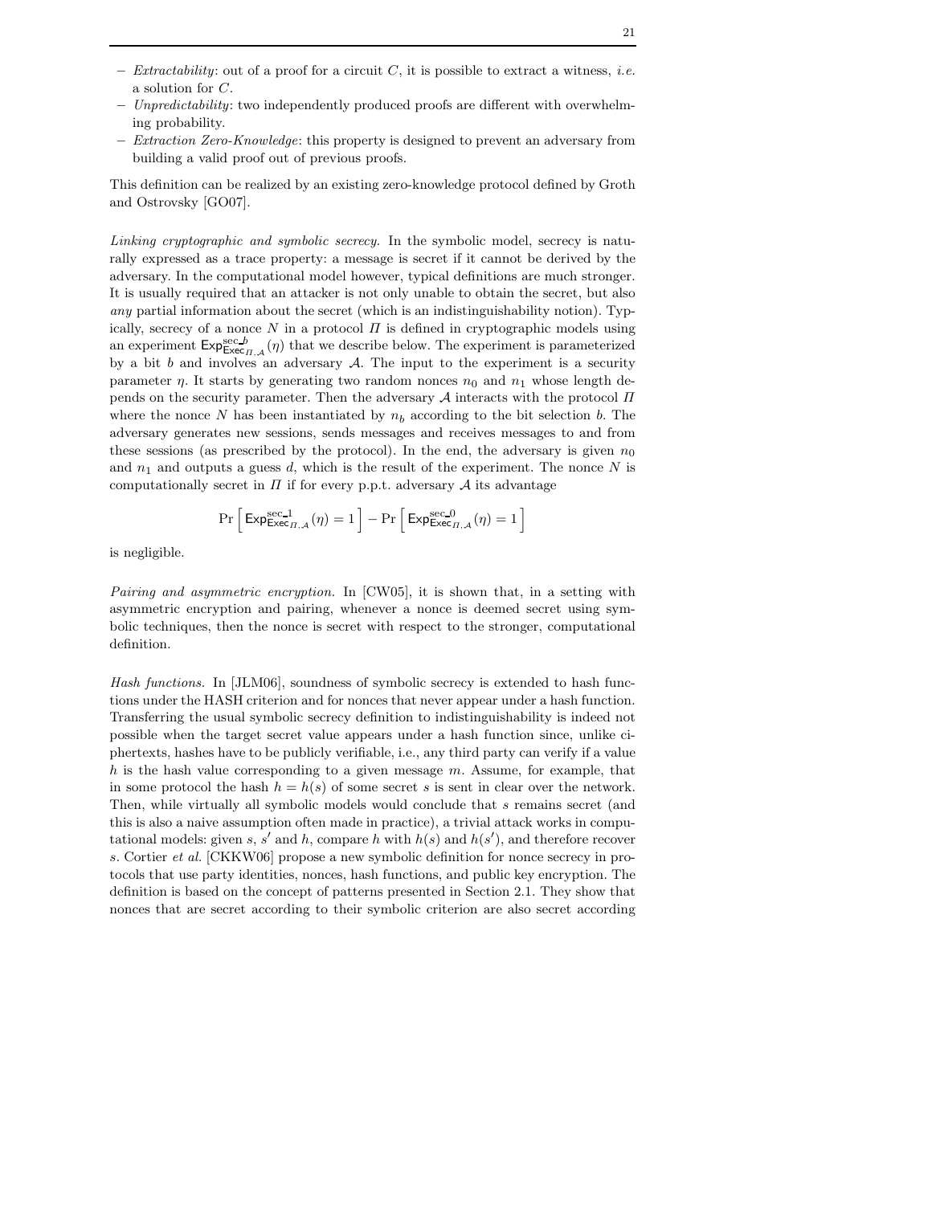- *Extractability*: out of a proof for a circuit $C$, it is possible to extract a witness, *i.e.* a solution for $C$.
- *Unpredictability*: two independently produced proofs are different with overwhelming probability.
- *Extraction Zero-Knowledge*: this property is designed to prevent an adversary from building a valid proof out of previous proofs.

This definition can be realized by an existing zero-knowledge protocol defined by Groth and Ostrovsky [GO07].

*Linking cryptographic and symbolic secrecy.* In the symbolic model, secrecy is naturally expressed as a trace property: a message is secret if it cannot be derived by the adversary. In the computational model however, typical definitions are much stronger. It is usually required that an attacker is not only unable to obtain the secret, but also *any* partial information about the secret (which is an indistinguishability notion). Typically, secrecy of a nonce $N$ in a protocol $\Pi$ is defined in cryptographic models using an experiment $\mathsf{Exp}^{\mathrm{sec\_}b}_{\mathsf{Exec}_{\Pi,\mathcal{A}}}(\eta)$ that we describe below. The experiment is parameterized by a bit $b$ and involves an adversary $\mathcal{A}$. The input to the experiment is a security parameter $\eta$. It starts by generating two random nonces $n_0$ and $n_1$ whose length depends on the security parameter. Then the adversary $\mathcal{A}$ interacts with the protocol $\Pi$ where the nonce $N$ has been instantiated by $n_b$ according to the bit selection $b$. The adversary generates new sessions, sends messages and receives messages to and from these sessions (as prescribed by the protocol). In the end, the adversary is given $n_0$ and $n_1$ and outputs a guess $d$, which is the result of the experiment. The nonce $N$ is computationally secret in $\Pi$ if for every p.p.t. adversary $\mathcal{A}$ its advantage

$$\Pr\left[\,\mathsf{Exp}^{\mathrm{sec\_}1}_{\mathsf{Exec}_{\Pi,\mathcal{A}}}(\eta) = 1\,\right] - \Pr\left[\,\mathsf{Exp}^{\mathrm{sec\_}0}_{\mathsf{Exec}_{\Pi,\mathcal{A}}}(\eta) = 1\,\right]$$

is negligible.

*Pairing and asymmetric encryption.* In [CW05], it is shown that, in a setting with asymmetric encryption and pairing, whenever a nonce is deemed secret using symbolic techniques, then the nonce is secret with respect to the stronger, computational definition.

*Hash functions.* In [JLM06], soundness of symbolic secrecy is extended to hash functions under the HASH criterion and for nonces that never appear under a hash function. Transferring the usual symbolic secrecy definition to indistinguishability is indeed not possible when the target secret value appears under a hash function since, unlike ciphertexts, hashes have to be publicly verifiable, i.e., any third party can verify if a value $h$ is the hash value corresponding to a given message $m$. Assume, for example, that in some protocol the hash $h = h(s)$ of some secret $s$ is sent in clear over the network. Then, while virtually all symbolic models would conclude that $s$ remains secret (and this is also a naive assumption often made in practice), a trivial attack works in computational models: given $s$, $s'$ and $h$, compare $h$ with $h(s)$ and $h(s')$, and therefore recover $s$. Cortier *et al.* [CKKW06] propose a new symbolic definition for nonce secrecy in protocols that use party identities, nonces, hash functions, and public key encryption. The definition is based on the concept of patterns presented in Section 2.1. They show that nonces that are secret according to their symbolic criterion are also secret according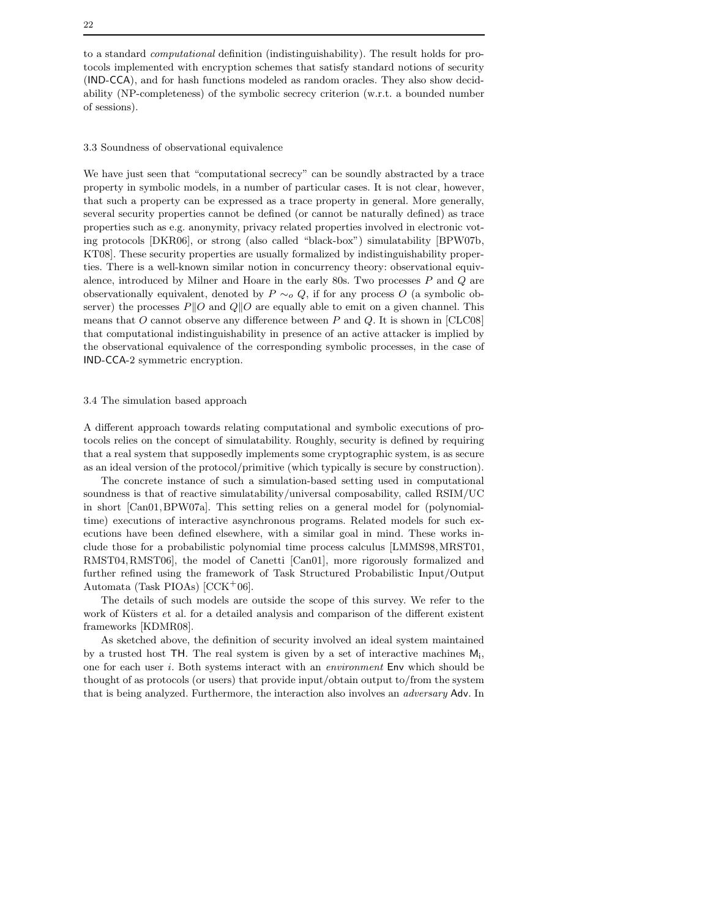to a standard *computational* definition (indistinguishability). The result holds for protocols implemented with encryption schemes that satisfy standard notions of security (IND-CCA), and for hash functions modeled as random oracles. They also show decidability (NP-completeness) of the symbolic secrecy criterion (w.r.t. a bounded number of sessions).

### 3.3 Soundness of observational equivalence

We have just seen that "computational secrecy" can be soundly abstracted by a trace property in symbolic models, in a number of particular cases. It is not clear, however, that such a property can be expressed as a trace property in general. More generally, several security properties cannot be defined (or cannot be naturally defined) as trace properties such as e.g. anonymity, privacy related properties involved in electronic voting protocols [DKR06], or strong (also called "black-box") simulatability [BPW07b, KT08]. These security properties are usually formalized by indistinguishability properties. There is a well-known similar notion in concurrency theory: observational equivalence, introduced by Milner and Hoare in the early 80s. Two processes $P$ and $Q$ are observationally equivalent, denoted by $P \sim_o Q$, if for any process $O$ (a symbolic observer) the processes $P \| O$ and $Q \| O$ are equally able to emit on a given channel. This means that $O$ cannot observe any difference between $P$ and $Q$. It is shown in [CLC08] that computational indistinguishability in presence of an active attacker is implied by the observational equivalence of the corresponding symbolic processes, in the case of IND-CCA-2 symmetric encryption.

### 3.4 The simulation based approach

A different approach towards relating computational and symbolic executions of protocols relies on the concept of simulatability. Roughly, security is defined by requiring that a real system that supposedly implements some cryptographic system, is as secure as an ideal version of the protocol/primitive (which typically is secure by construction).

The concrete instance of such a simulation-based setting used in computational soundness is that of reactive simulatability/universal composability, called RSIM/UC in short [Can01, BPW07a]. This setting relies on a general model for (polynomial-time) executions of interactive asynchronous programs. Related models for such executions have been defined elsewhere, with a similar goal in mind. These works include those for a probabilistic polynomial time process calculus [LMMS98, MRST01, RMST04, RMST06], the model of Canetti [Can01], more rigorously formalized and further refined using the framework of Task Structured Probabilistic Input/Output Automata (Task PIOAs) [CCK+06].

The details of such models are outside the scope of this survey. We refer to the work of Küsters *et* al. for a detailed analysis and comparison of the different existent frameworks [KDMR08].

As sketched above, the definition of security involved an ideal system maintained by a trusted host TH. The real system is given by a set of interactive machines $\mathsf{M_i}$, one for each user $i$. Both systems interact with an *environment* Env which should be thought of as protocols (or users) that provide input/obtain output to/from the system that is being analyzed. Furthermore, the interaction also involves an *adversary* Adv. In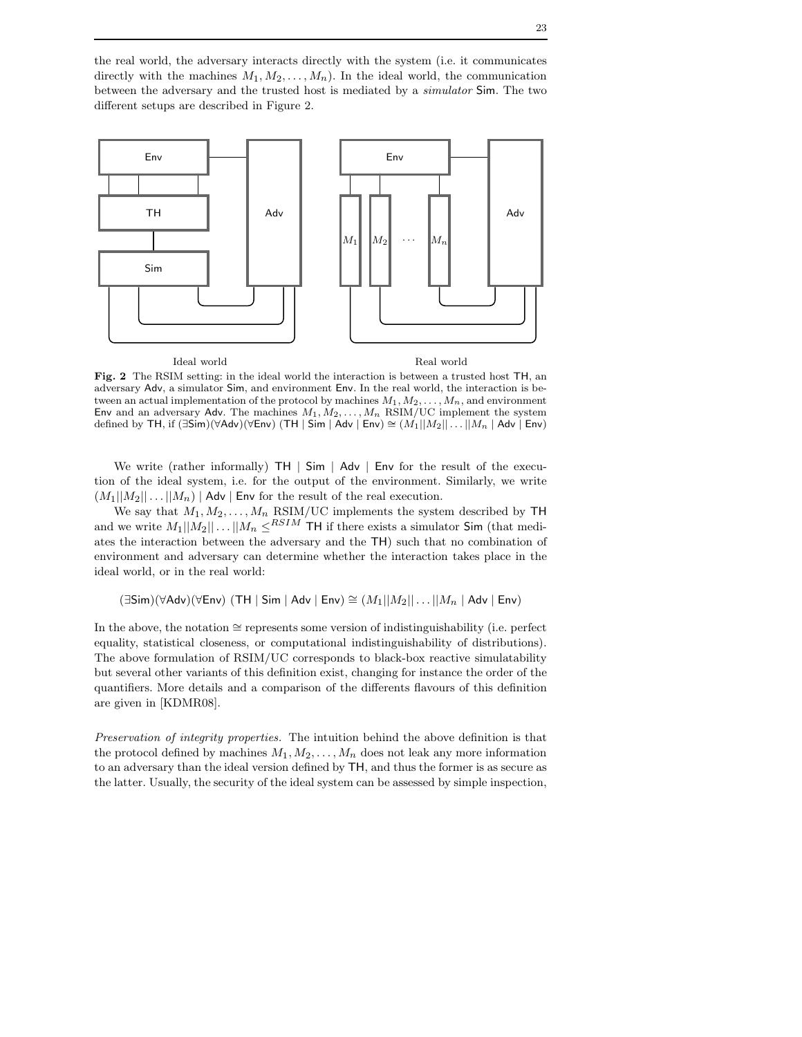the real world, the adversary interacts directly with the system (i.e. it communicates directly with the machines $M_1, M_2, \ldots, M_n$). In the ideal world, the communication between the adversary and the trusted host is mediated by a *simulator* Sim. The two different setups are described in Figure 2.

Ideal world | Real world

**Fig. 2** The RSIM setting: in the ideal world the interaction is between a trusted host TH, an adversary Adv, a simulator Sim, and environment Env. In the real world, the interaction is between an actual implementation of the protocol by machines $M_1, M_2, \ldots, M_n$, and environment Env and an adversary Adv. The machines $M_1, M_2, \ldots, M_n$ RSIM/UC implement the system defined by TH, if $(\exists \mathsf{Sim})(\forall \mathsf{Adv})(\forall \mathsf{Env})\ (\mathsf{TH} \mid \mathsf{Sim} \mid \mathsf{Adv} \mid \mathsf{Env}) \cong (M_1||M_2||\ldots||M_n \mid \mathsf{Adv} \mid \mathsf{Env})$

We write (rather informally) $\mathsf{TH} \mid \mathsf{Sim} \mid \mathsf{Adv} \mid \mathsf{Env}$ for the result of the execution of the ideal system, i.e. for the output of the environment. Similarly, we write $(M_1||M_2||\ldots||M_n) \mid \mathsf{Adv} \mid \mathsf{Env}$ for the result of the real execution.

We say that $M_1, M_2, \ldots, M_n$ RSIM/UC implements the system described by TH and we write $M_1||M_2||\ldots||M_n \leq^{RSIM} \mathsf{TH}$ if there exists a simulator Sim (that mediates the interaction between the adversary and the TH) such that no combination of environment and adversary can determine whether the interaction takes place in the ideal world, or in the real world:

$$(\exists \mathsf{Sim})(\forall \mathsf{Adv})(\forall \mathsf{Env})\ (\mathsf{TH} \mid \mathsf{Sim} \mid \mathsf{Adv} \mid \mathsf{Env}) \cong (M_1||M_2||\ldots||M_n \mid \mathsf{Adv} \mid \mathsf{Env})$$

In the above, the notation $\cong$ represents some version of indistinguishability (i.e. perfect equality, statistical closeness, or computational indistinguishability of distributions). The above formulation of RSIM/UC corresponds to black-box reactive simulatability but several other variants of this definition exist, changing for instance the order of the quantifiers. More details and a comparison of the differents flavours of this definition are given in [KDMR08].

*Preservation of integrity properties.* The intuition behind the above definition is that the protocol defined by machines $M_1, M_2, \ldots, M_n$ does not leak any more information to an adversary than the ideal version defined by TH, and thus the former is as secure as the latter. Usually, the security of the ideal system can be assessed by simple inspection,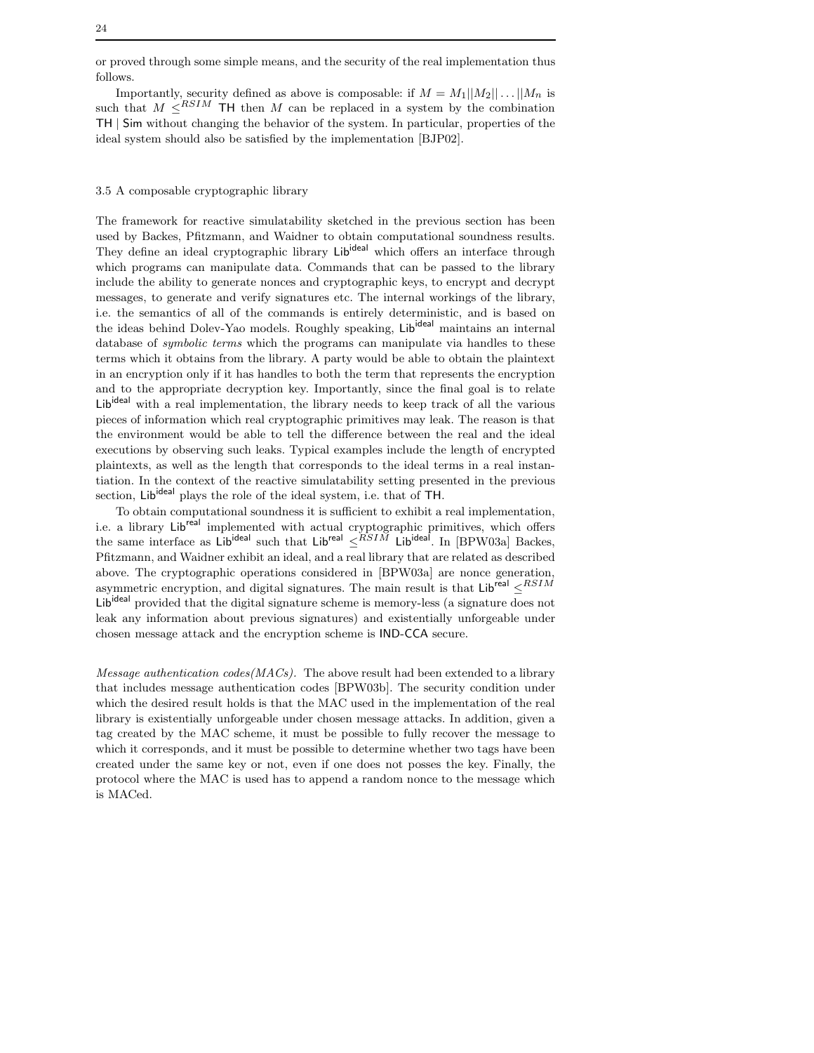or proved through some simple means, and the security of the real implementation thus follows.

Importantly, security defined as above is composable: if $M = M_1||M_2||\ldots||M_n$ is such that $M \leq^{RSIM} \mathsf{TH}$ then $M$ can be replaced in a system by the combination $\mathsf{TH} \mid \mathsf{Sim}$ without changing the behavior of the system. In particular, properties of the ideal system should also be satisfied by the implementation [BJP02].

### 3.5 A composable cryptographic library

The framework for reactive simulatability sketched in the previous section has been used by Backes, Pfitzmann, and Waidner to obtain computational soundness results. They define an ideal cryptographic library $\mathsf{Lib}^{\mathsf{ideal}}$ which offers an interface through which programs can manipulate data. Commands that can be passed to the library include the ability to generate nonces and cryptographic keys, to encrypt and decrypt messages, to generate and verify signatures etc. The internal workings of the library, i.e. the semantics of all of the commands is entirely deterministic, and is based on the ideas behind Dolev-Yao models. Roughly speaking, $\mathsf{Lib}^{\mathsf{ideal}}$ maintains an internal database of *symbolic terms* which the programs can manipulate via handles to these terms which it obtains from the library. A party would be able to obtain the plaintext in an encryption only if it has handles to both the term that represents the encryption and to the appropriate decryption key. Importantly, since the final goal is to relate $\mathsf{Lib}^{\mathsf{ideal}}$ with a real implementation, the library needs to keep track of all the various pieces of information which real cryptographic primitives may leak. The reason is that the environment would be able to tell the difference between the real and the ideal executions by observing such leaks. Typical examples include the length of encrypted plaintexts, as well as the length that corresponds to the ideal terms in a real instantiation. In the context of the reactive simulatability setting presented in the previous section, $\mathsf{Lib}^{\mathsf{ideal}}$ plays the role of the ideal system, i.e. that of $\mathsf{TH}$.

To obtain computational soundness it is sufficient to exhibit a real implementation, i.e. a library $\mathsf{Lib}^{\mathsf{real}}$ implemented with actual cryptographic primitives, which offers the same interface as $\mathsf{Lib}^{\mathsf{ideal}}$ such that $\mathsf{Lib}^{\mathsf{real}} \leq^{RSIM} \mathsf{Lib}^{\mathsf{ideal}}$. In [BPW03a] Backes, Pfitzmann, and Waidner exhibit an ideal, and a real library that are related as described above. The cryptographic operations considered in [BPW03a] are nonce generation, asymmetric encryption, and digital signatures. The main result is that $\mathsf{Lib}^{\mathsf{real}} \leq^{RSIM} \mathsf{Lib}^{\mathsf{ideal}}$ provided that the digital signature scheme is memory-less (a signature does not leak any information about previous signatures) and existentially unforgeable under chosen message attack and the encryption scheme is IND-CCA secure.

*Message authentication codes(MACs).* The above result had been extended to a library that includes message authentication codes [BPW03b]. The security condition under which the desired result holds is that the MAC used in the implementation of the real library is existentially unforgeable under chosen message attacks. In addition, given a tag created by the MAC scheme, it must be possible to fully recover the message to which it corresponds, and it must be possible to determine whether two tags have been created under the same key or not, even if one does not posses the key. Finally, the protocol where the MAC is used has to append a random nonce to the message which is MACed.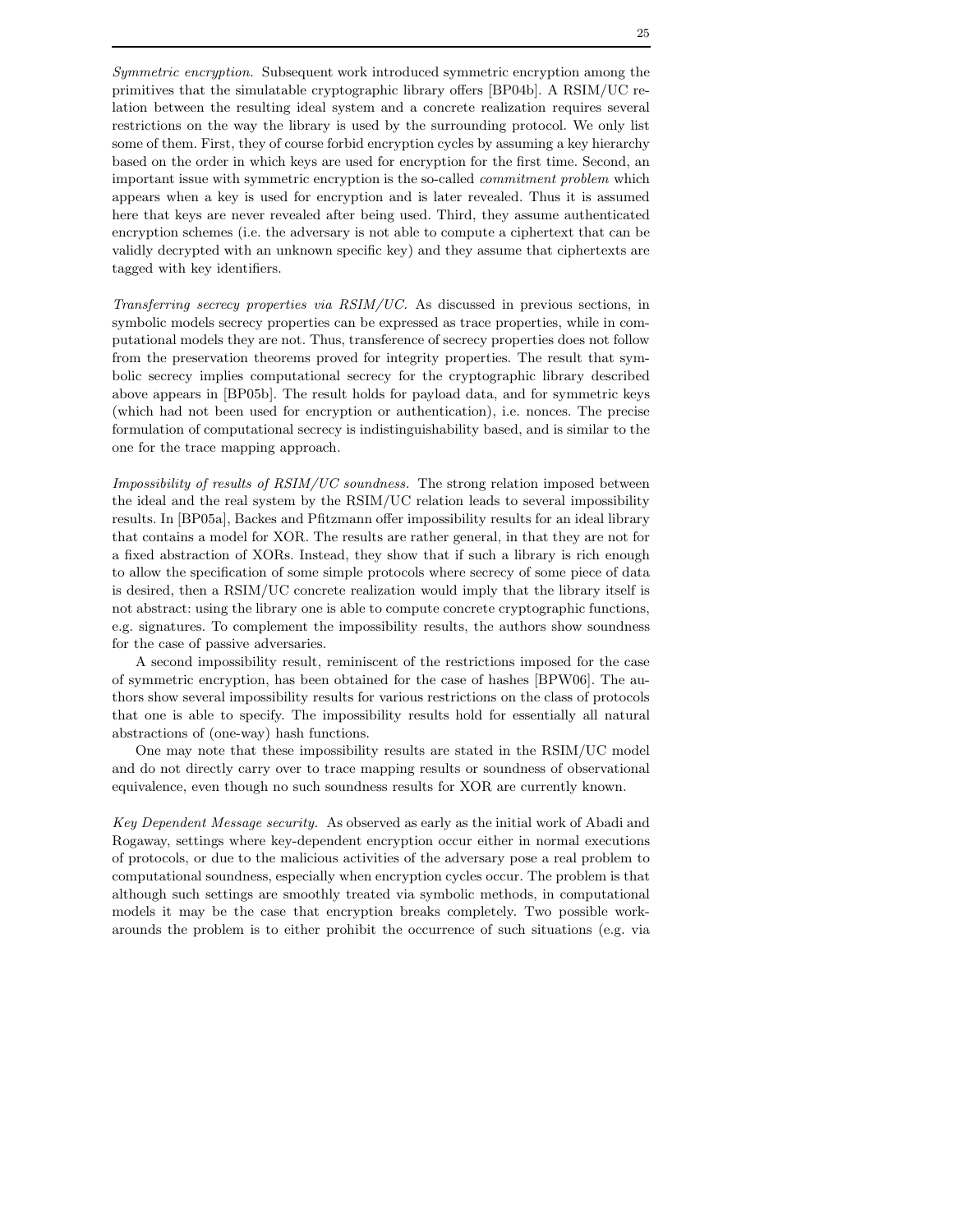*Symmetric encryption.* Subsequent work introduced symmetric encryption among the primitives that the simulatable cryptographic library offers [BP04b]. A RSIM/UC relation between the resulting ideal system and a concrete realization requires several restrictions on the way the library is used by the surrounding protocol. We only list some of them. First, they of course forbid encryption cycles by assuming a key hierarchy based on the order in which keys are used for encryption for the first time. Second, an important issue with symmetric encryption is the so-called *commitment problem* which appears when a key is used for encryption and is later revealed. Thus it is assumed here that keys are never revealed after being used. Third, they assume authenticated encryption schemes (i.e. the adversary is not able to compute a ciphertext that can be validly decrypted with an unknown specific key) and they assume that ciphertexts are tagged with key identifiers.

*Transferring secrecy properties via RSIM/UC.* As discussed in previous sections, in symbolic models secrecy properties can be expressed as trace properties, while in computational models they are not. Thus, transference of secrecy properties does not follow from the preservation theorems proved for integrity properties. The result that symbolic secrecy implies computational secrecy for the cryptographic library described above appears in [BP05b]. The result holds for payload data, and for symmetric keys (which had not been used for encryption or authentication), i.e. nonces. The precise formulation of computational secrecy is indistinguishability based, and is similar to the one for the trace mapping approach.

*Impossibility of results of RSIM/UC soundness.* The strong relation imposed between the ideal and the real system by the RSIM/UC relation leads to several impossibility results. In [BP05a], Backes and Pfitzmann offer impossibility results for an ideal library that contains a model for XOR. The results are rather general, in that they are not for a fixed abstraction of XORs. Instead, they show that if such a library is rich enough to allow the specification of some simple protocols where secrecy of some piece of data is desired, then a RSIM/UC concrete realization would imply that the library itself is not abstract: using the library one is able to compute concrete cryptographic functions, e.g. signatures. To complement the impossibility results, the authors show soundness for the case of passive adversaries.

A second impossibility result, reminiscent of the restrictions imposed for the case of symmetric encryption, has been obtained for the case of hashes [BPW06]. The authors show several impossibility results for various restrictions on the class of protocols that one is able to specify. The impossibility results hold for essentially all natural abstractions of (one-way) hash functions.

One may note that these impossibility results are stated in the RSIM/UC model and do not directly carry over to trace mapping results or soundness of observational equivalence, even though no such soundness results for XOR are currently known.

*Key Dependent Message security.* As observed as early as the initial work of Abadi and Rogaway, settings where key-dependent encryption occur either in normal executions of protocols, or due to the malicious activities of the adversary pose a real problem to computational soundness, especially when encryption cycles occur. The problem is that although such settings are smoothly treated via symbolic methods, in computational models it may be the case that encryption breaks completely. Two possible workarounds the problem is to either prohibit the occurrence of such situations (e.g. via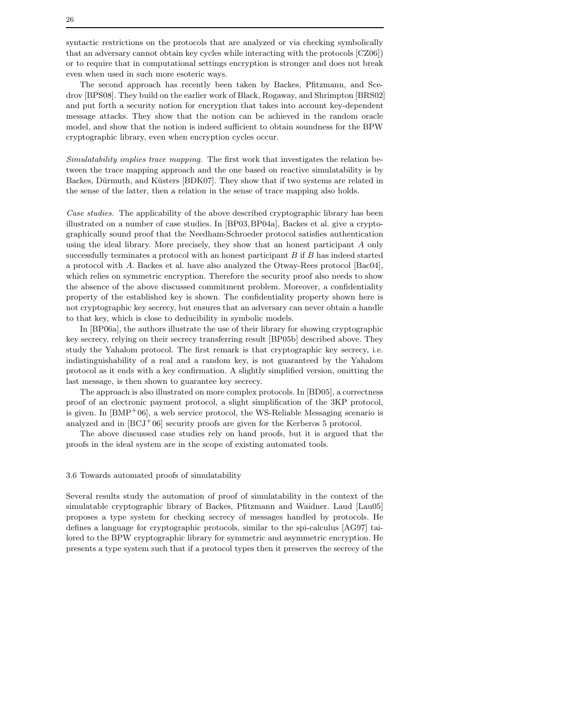syntactic restrictions on the protocols that are analyzed or via checking symbolically that an adversary cannot obtain key cycles while interacting with the protocols [CZ06]) or to require that in computational settings encryption is stronger and does not break even when used in such more esoteric ways.

The second approach has recently been taken by Backes, Pfitzmann, and Scedrov [BPS08]. They build on the earlier work of Black, Rogaway, and Shrimpton [BRS02] and put forth a security notion for encryption that takes into account key-dependent message attacks. They show that the notion can be achieved in the random oracle model, and show that the notion is indeed sufficient to obtain soundness for the BPW cryptographic library, even when encryption cycles occur.

*Simulatability implies trace mapping.* The first work that investigates the relation between the trace mapping approach and the one based on reactive simulatability is by Backes, Dürmuth, and Küsters [BDK07]. They show that if two systems are related in the sense of the latter, then a relation in the sense of trace mapping also holds.

*Case studies.* The applicability of the above described cryptographic library has been illustrated on a number of case studies. In [BP03,BP04a], Backes et al. give a cryptographically sound proof that the Needham-Schroeder protocol satisfies authentication using the ideal library. More precisely, they show that an honest participant $A$ only successfully terminates a protocol with an honest participant $B$ if $B$ has indeed started a protocol with $A$. Backes et al. have also analyzed the Otway-Rees protocol [Bac04], which relies on symmetric encryption. Therefore the security proof also needs to show the absence of the above discussed commitment problem. Moreover, a confidentiality property of the established key is shown. The confidentiality property shown here is not cryptographic key secrecy, but ensures that an adversary can never obtain a handle to that key, which is close to deducibility in symbolic models.

In [BP06a], the authors illustrate the use of their library for showing cryptographic key secrecy, relying on their secrecy transferring result [BP05b] described above. They study the Yahalom protocol. The first remark is that cryptographic key secrecy, i.e. indistinguishability of a real and a random key, is not guaranteed by the Yahalom protocol as it ends with a key confirmation. A slightly simplified version, omitting the last message, is then shown to guarantee key secrecy.

The approach is also illustrated on more complex protocols. In [BD05], a correctness proof of an electronic payment protocol, a slight simplification of the 3KP protocol, is given. In [BMP+06], a web service protocol, the WS-Reliable Messaging scenario is analyzed and in [BCJ+06] security proofs are given for the Kerberos 5 protocol.

The above discussed case studies rely on hand proofs, but it is argued that the proofs in the ideal system are in the scope of existing automated tools.

### 3.6 Towards automated proofs of simulatability

Several results study the automation of proof of simulatability in the context of the simulatable cryptographic library of Backes, Pfitzmann and Waidner. Laud [Lau05] proposes a type system for checking secrecy of messages handled by protocols. He defines a language for cryptographic protocols, similar to the spi-calculus [AG97] tailored to the BPW cryptographic library for symmetric and asymmetric encryption. He presents a type system such that if a protocol types then it preserves the secrecy of the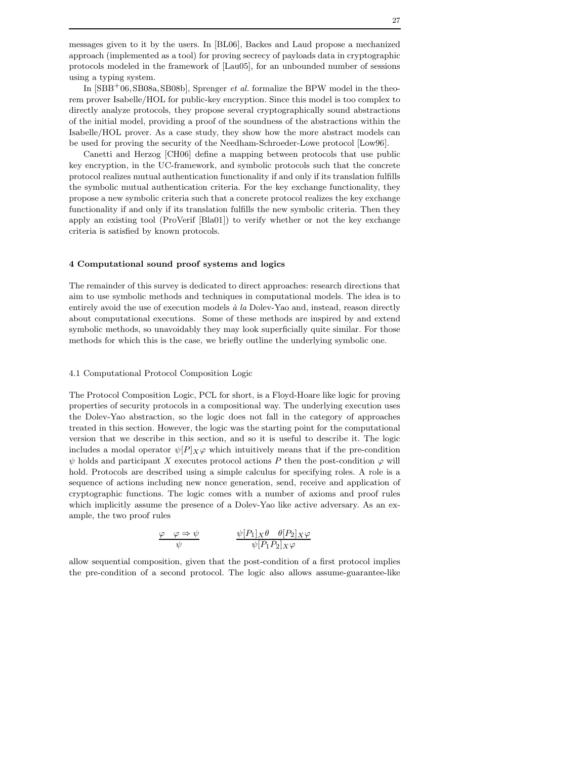messages given to it by the users. In [BL06], Backes and Laud propose a mechanized approach (implemented as a tool) for proving secrecy of payloads data in cryptographic protocols modeled in the framework of [Lau05], for an unbounded number of sessions using a typing system.

In [SBB+06, SB08a, SB08b], Sprenger *et al.* formalize the BPW model in the theorem prover Isabelle/HOL for public-key encryption. Since this model is too complex to directly analyze protocols, they propose several cryptographically sound abstractions of the initial model, providing a proof of the soundness of the abstractions within the Isabelle/HOL prover. As a case study, they show how the more abstract models can be used for proving the security of the Needham-Schroeder-Lowe protocol [Low96].

Canetti and Herzog [CH06] define a mapping between protocols that use public key encryption, in the UC-framework, and symbolic protocols such that the concrete protocol realizes mutual authentication functionality if and only if its translation fulfills the symbolic mutual authentication criteria. For the key exchange functionality, they propose a new symbolic criteria such that a concrete protocol realizes the key exchange functionality if and only if its translation fulfills the new symbolic criteria. Then they apply an existing tool (ProVerif [Bla01]) to verify whether or not the key exchange criteria is satisfied by known protocols.

## 4 Computational sound proof systems and logics

The remainder of this survey is dedicated to direct approaches: research directions that aim to use symbolic methods and techniques in computational models. The idea is to entirely avoid the use of execution models *à la* Dolev-Yao and, instead, reason directly about computational executions. Some of these methods are inspired by and extend symbolic methods, so unavoidably they may look superficially quite similar. For those methods for which this is the case, we briefly outline the underlying symbolic one.

### 4.1 Computational Protocol Composition Logic

The Protocol Composition Logic, PCL for short, is a Floyd-Hoare like logic for proving properties of security protocols in a compositional way. The underlying execution uses the Dolev-Yao abstraction, so the logic does not fall in the category of approaches treated in this section. However, the logic was the starting point for the computational version that we describe in this section, and so it is useful to describe it. The logic includes a modal operator $\psi[P]_X\varphi$ which intuitively means that if the pre-condition $\psi$ holds and participant $X$ executes protocol actions $P$ then the post-condition $\varphi$ will hold. Protocols are described using a simple calculus for specifying roles. A role is a sequence of actions including new nonce generation, send, receive and application of cryptographic functions. The logic comes with a number of axioms and proof rules which implicitly assume the presence of a Dolev-Yao like active adversary. As an example, the two proof rules

$$\frac{\varphi \quad \varphi \Rightarrow \psi}{\psi} \qquad\qquad \frac{\psi[P_1]_X\theta \quad \theta[P_2]_X\varphi}{\psi[P_1P_2]_X\varphi}$$

allow sequential composition, given that the post-condition of a first protocol implies the pre-condition of a second protocol. The logic also allows assume-guarantee-like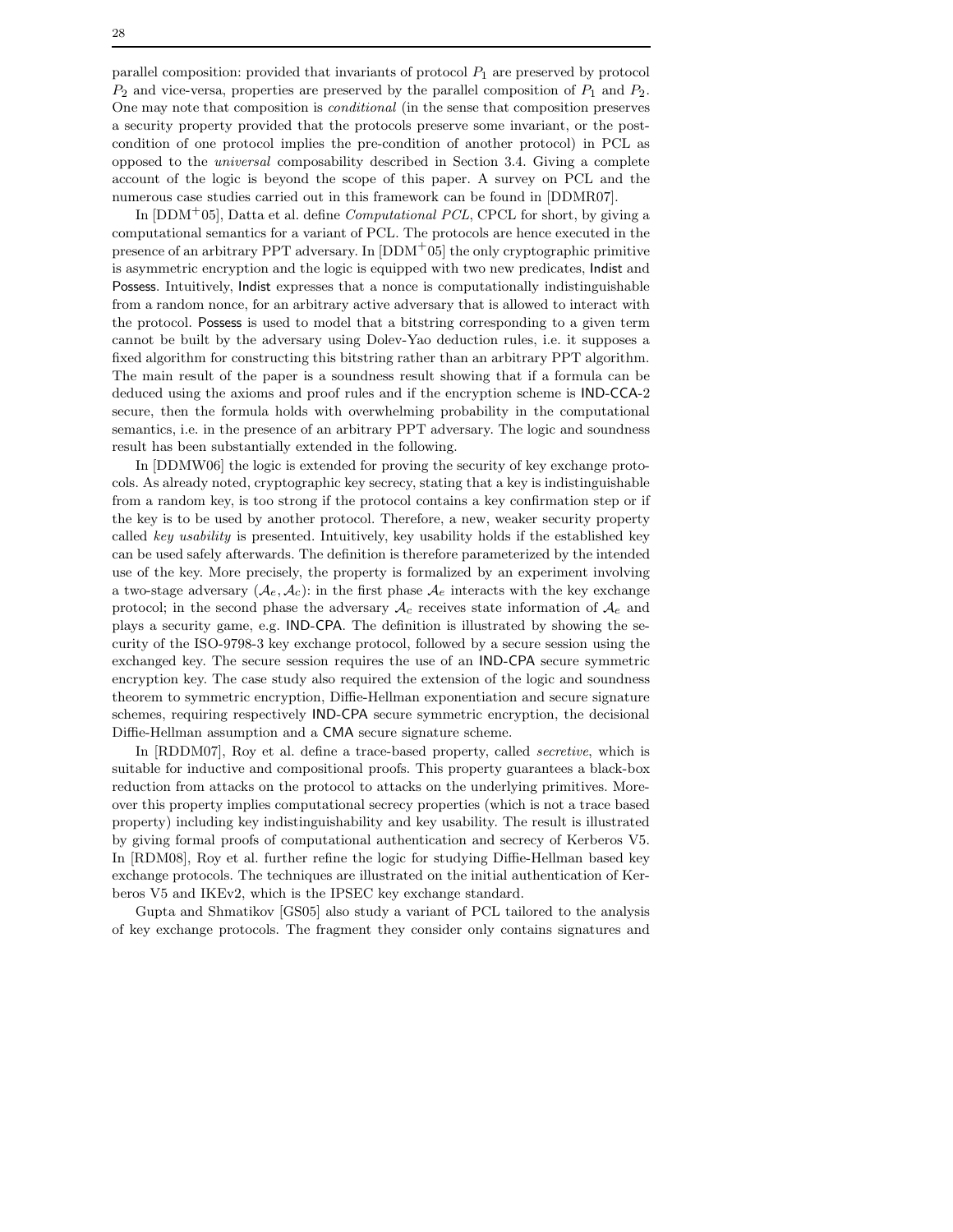parallel composition: provided that invariants of protocol $P_1$ are preserved by protocol $P_2$ and vice-versa, properties are preserved by the parallel composition of $P_1$ and $P_2$. One may note that composition is *conditional* (in the sense that composition preserves a security property provided that the protocols preserve some invariant, or the post-condition of one protocol implies the pre-condition of another protocol) in PCL as opposed to the *universal* composability described in Section 3.4. Giving a complete account of the logic is beyond the scope of this paper. A survey on PCL and the numerous case studies carried out in this framework can be found in [DDMR07].

In [DDM$^+$05], Datta et al. define *Computational PCL*, CPCL for short, by giving a computational semantics for a variant of PCL. The protocols are hence executed in the presence of an arbitrary PPT adversary. In [DDM$^+$05] the only cryptographic primitive is asymmetric encryption and the logic is equipped with two new predicates, Indist and Possess. Intuitively, Indist expresses that a nonce is computationally indistinguishable from a random nonce, for an arbitrary active adversary that is allowed to interact with the protocol. Possess is used to model that a bitstring corresponding to a given term cannot be built by the adversary using Dolev-Yao deduction rules, i.e. it supposes a fixed algorithm for constructing this bitstring rather than an arbitrary PPT algorithm. The main result of the paper is a soundness result showing that if a formula can be deduced using the axioms and proof rules and if the encryption scheme is IND-CCA-2 secure, then the formula holds with overwhelming probability in the computational semantics, i.e. in the presence of an arbitrary PPT adversary. The logic and soundness result has been substantially extended in the following.

In [DDMW06] the logic is extended for proving the security of key exchange protocols. As already noted, cryptographic key secrecy, stating that a key is indistinguishable from a random key, is too strong if the protocol contains a key confirmation step or if the key is to be used by another protocol. Therefore, a new, weaker security property called *key usability* is presented. Intuitively, key usability holds if the established key can be used safely afterwards. The definition is therefore parameterized by the intended use of the key. More precisely, the property is formalized by an experiment involving a two-stage adversary $(\mathcal{A}_e, \mathcal{A}_c)$: in the first phase $\mathcal{A}_e$ interacts with the key exchange protocol; in the second phase the adversary $\mathcal{A}_c$ receives state information of $\mathcal{A}_e$ and plays a security game, e.g. IND-CPA. The definition is illustrated by showing the security of the ISO-9798-3 key exchange protocol, followed by a secure session using the exchanged key. The secure session requires the use of an IND-CPA secure symmetric encryption key. The case study also required the extension of the logic and soundness theorem to symmetric encryption, Diffie-Hellman exponentiation and secure signature schemes, requiring respectively IND-CPA secure symmetric encryption, the decisional Diffie-Hellman assumption and a CMA secure signature scheme.

In [RDDM07], Roy et al. define a trace-based property, called *secretive*, which is suitable for inductive and compositional proofs. This property guarantees a black-box reduction from attacks on the protocol to attacks on the underlying primitives. Moreover this property implies computational secrecy properties (which is not a trace based property) including key indistinguishability and key usability. The result is illustrated by giving formal proofs of computational authentication and secrecy of Kerberos V5. In [RDM08], Roy et al. further refine the logic for studying Diffie-Hellman based key exchange protocols. The techniques are illustrated on the initial authentication of Kerberos V5 and IKEv2, which is the IPSEC key exchange standard.

Gupta and Shmatikov [GS05] also study a variant of PCL tailored to the analysis of key exchange protocols. The fragment they consider only contains signatures and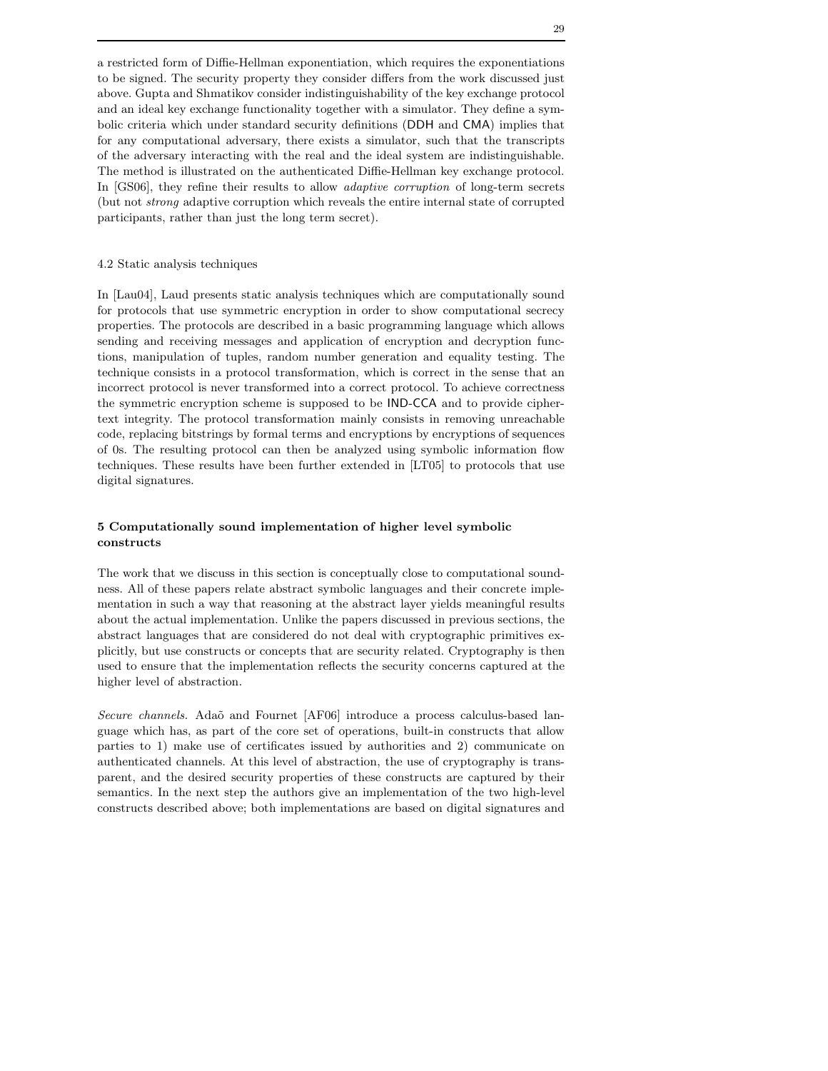a restricted form of Diffie-Hellman exponentiation, which requires the exponentiations to be signed. The security property they consider differs from the work discussed just above. Gupta and Shmatikov consider indistinguishability of the key exchange protocol and an ideal key exchange functionality together with a simulator. They define a symbolic criteria which under standard security definitions (DDH and CMA) implies that for any computational adversary, there exists a simulator, such that the transcripts of the adversary interacting with the real and the ideal system are indistinguishable. The method is illustrated on the authenticated Diffie-Hellman key exchange protocol. In [GS06], they refine their results to allow *adaptive corruption* of long-term secrets (but not *strong* adaptive corruption which reveals the entire internal state of corrupted participants, rather than just the long term secret).

### 4.2 Static analysis techniques

In [Lau04], Laud presents static analysis techniques which are computationally sound for protocols that use symmetric encryption in order to show computational secrecy properties. The protocols are described in a basic programming language which allows sending and receiving messages and application of encryption and decryption functions, manipulation of tuples, random number generation and equality testing. The technique consists in a protocol transformation, which is correct in the sense that an incorrect protocol is never transformed into a correct protocol. To achieve correctness the symmetric encryption scheme is supposed to be IND-CCA and to provide ciphertext integrity. The protocol transformation mainly consists in removing unreachable code, replacing bitstrings by formal terms and encryptions by encryptions of sequences of 0s. The resulting protocol can then be analyzed using symbolic information flow techniques. These results have been further extended in [LT05] to protocols that use digital signatures.

## 5 Computationally sound implementation of higher level symbolic constructs

The work that we discuss in this section is conceptually close to computational soundness. All of these papers relate abstract symbolic languages and their concrete implementation in such a way that reasoning at the abstract layer yields meaningful results about the actual implementation. Unlike the papers discussed in previous sections, the abstract languages that are considered do not deal with cryptographic primitives explicitly, but use constructs or concepts that are security related. Cryptography is then used to ensure that the implementation reflects the security concerns captured at the higher level of abstraction.

*Secure channels.* Adaõ and Fournet [AF06] introduce a process calculus-based language which has, as part of the core set of operations, built-in constructs that allow parties to 1) make use of certificates issued by authorities and 2) communicate on authenticated channels. At this level of abstraction, the use of cryptography is transparent, and the desired security properties of these constructs are captured by their semantics. In the next step the authors give an implementation of the two high-level constructs described above; both implementations are based on digital signatures and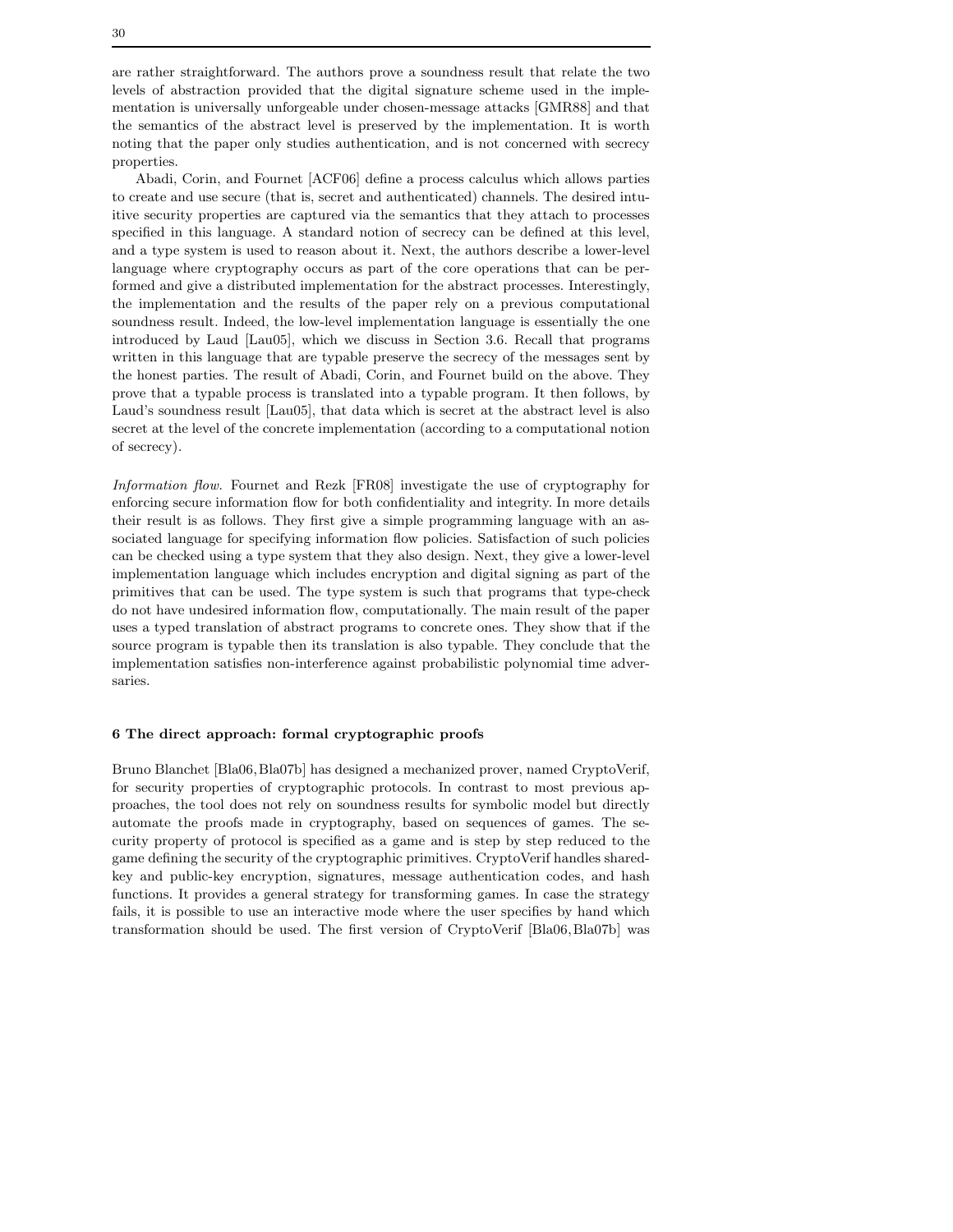are rather straightforward. The authors prove a soundness result that relate the two levels of abstraction provided that the digital signature scheme used in the implementation is universally unforgeable under chosen-message attacks [GMR88] and that the semantics of the abstract level is preserved by the implementation. It is worth noting that the paper only studies authentication, and is not concerned with secrecy properties.

Abadi, Corin, and Fournet [ACF06] define a process calculus which allows parties to create and use secure (that is, secret and authenticated) channels. The desired intuitive security properties are captured via the semantics that they attach to processes specified in this language. A standard notion of secrecy can be defined at this level, and a type system is used to reason about it. Next, the authors describe a lower-level language where cryptography occurs as part of the core operations that can be performed and give a distributed implementation for the abstract processes. Interestingly, the implementation and the results of the paper rely on a previous computational soundness result. Indeed, the low-level implementation language is essentially the one introduced by Laud [Lau05], which we discuss in Section 3.6. Recall that programs written in this language that are typable preserve the secrecy of the messages sent by the honest parties. The result of Abadi, Corin, and Fournet build on the above. They prove that a typable process is translated into a typable program. It then follows, by Laud's soundness result [Lau05], that data which is secret at the abstract level is also secret at the level of the concrete implementation (according to a computational notion of secrecy).

*Information flow.* Fournet and Rezk [FR08] investigate the use of cryptography for enforcing secure information flow for both confidentiality and integrity. In more details their result is as follows. They first give a simple programming language with an associated language for specifying information flow policies. Satisfaction of such policies can be checked using a type system that they also design. Next, they give a lower-level implementation language which includes encryption and digital signing as part of the primitives that can be used. The type system is such that programs that type-check do not have undesired information flow, computationally. The main result of the paper uses a typed translation of abstract programs to concrete ones. They show that if the source program is typable then its translation is also typable. They conclude that the implementation satisfies non-interference against probabilistic polynomial time adversaries.

## 6 The direct approach: formal cryptographic proofs

Bruno Blanchet [Bla06, Bla07b] has designed a mechanized prover, named CryptoVerif, for security properties of cryptographic protocols. In contrast to most previous approaches, the tool does not rely on soundness results for symbolic model but directly automate the proofs made in cryptography, based on sequences of games. The security property of protocol is specified as a game and is step by step reduced to the game defining the security of the cryptographic primitives. CryptoVerif handles shared-key and public-key encryption, signatures, message authentication codes, and hash functions. It provides a general strategy for transforming games. In case the strategy fails, it is possible to use an interactive mode where the user specifies by hand which transformation should be used. The first version of CryptoVerif [Bla06, Bla07b] was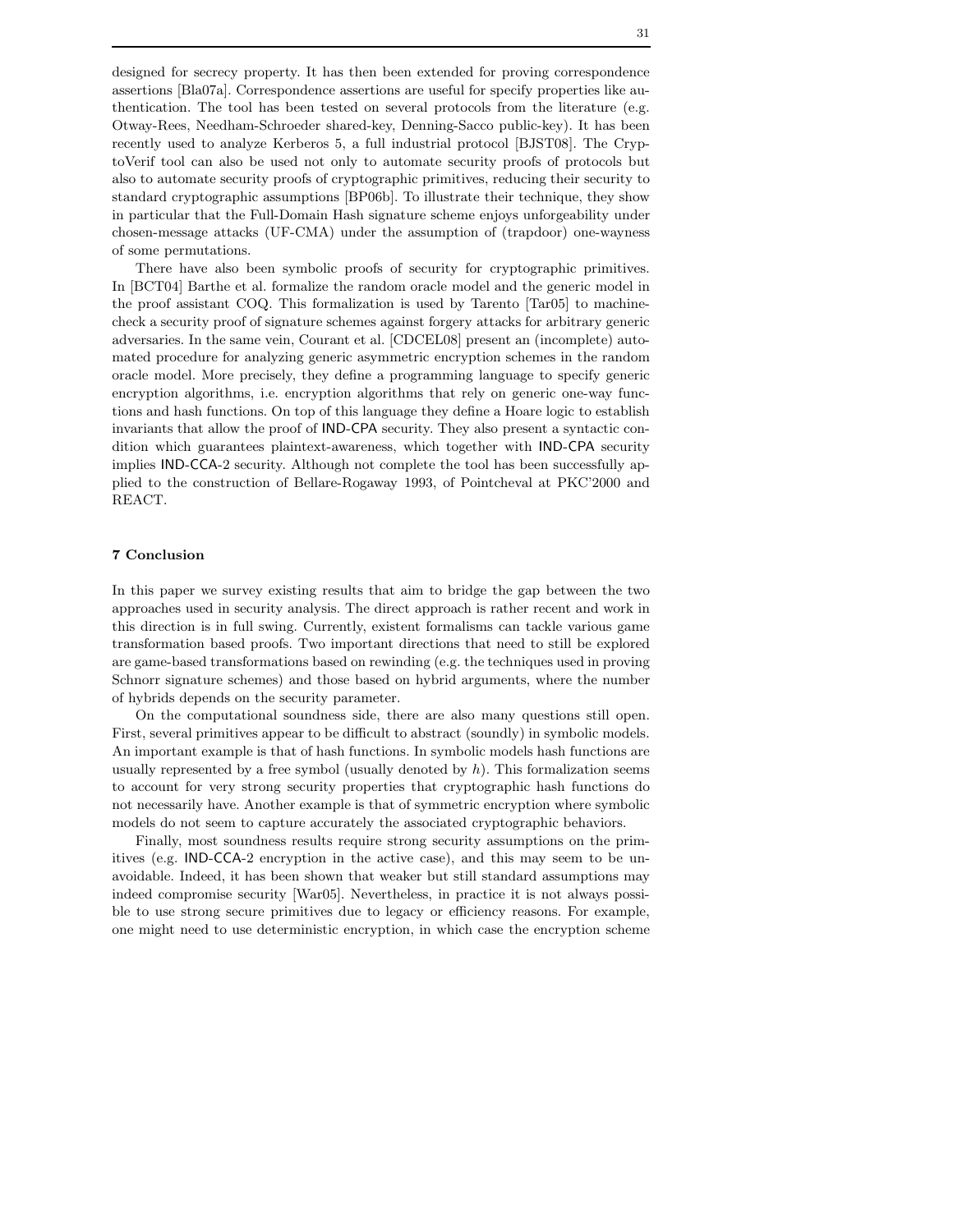designed for secrecy property. It has then been extended for proving correspondence assertions [Bla07a]. Correspondence assertions are useful for specify properties like authentication. The tool has been tested on several protocols from the literature (e.g. Otway-Rees, Needham-Schroeder shared-key, Denning-Sacco public-key). It has been recently used to analyze Kerberos 5, a full industrial protocol [BJST08]. The CryptoVerif tool can also be used not only to automate security proofs of protocols but also to automate security proofs of cryptographic primitives, reducing their security to standard cryptographic assumptions [BP06b]. To illustrate their technique, they show in particular that the Full-Domain Hash signature scheme enjoys unforgeability under chosen-message attacks (UF-CMA) under the assumption of (trapdoor) one-wayness of some permutations.

There have also been symbolic proofs of security for cryptographic primitives. In [BCT04] Barthe et al. formalize the random oracle model and the generic model in the proof assistant COQ. This formalization is used by Tarento [Tar05] to machine-check a security proof of signature schemes against forgery attacks for arbitrary generic adversaries. In the same vein, Courant et al. [CDCEL08] present an (incomplete) automated procedure for analyzing generic asymmetric encryption schemes in the random oracle model. More precisely, they define a programming language to specify generic encryption algorithms, i.e. encryption algorithms that rely on generic one-way functions and hash functions. On top of this language they define a Hoare logic to establish invariants that allow the proof of IND-CPA security. They also present a syntactic condition which guarantees plaintext-awareness, which together with IND-CPA security implies IND-CCA-2 security. Although not complete the tool has been successfully applied to the construction of Bellare-Rogaway 1993, of Pointcheval at PKC'2000 and REACT.

## 7 Conclusion

In this paper we survey existing results that aim to bridge the gap between the two approaches used in security analysis. The direct approach is rather recent and work in this direction is in full swing. Currently, existent formalisms can tackle various game transformation based proofs. Two important directions that need to still be explored are game-based transformations based on rewinding (e.g. the techniques used in proving Schnorr signature schemes) and those based on hybrid arguments, where the number of hybrids depends on the security parameter.

On the computational soundness side, there are also many questions still open. First, several primitives appear to be difficult to abstract (soundly) in symbolic models. An important example is that of hash functions. In symbolic models hash functions are usually represented by a free symbol (usually denoted by $h$). This formalization seems to account for very strong security properties that cryptographic hash functions do not necessarily have. Another example is that of symmetric encryption where symbolic models do not seem to capture accurately the associated cryptographic behaviors.

Finally, most soundness results require strong security assumptions on the primitives (e.g. IND-CCA-2 encryption in the active case), and this may seem to be unavoidable. Indeed, it has been shown that weaker but still standard assumptions may indeed compromise security [War05]. Nevertheless, in practice it is not always possible to use strong secure primitives due to legacy or efficiency reasons. For example, one might need to use deterministic encryption, in which case the encryption scheme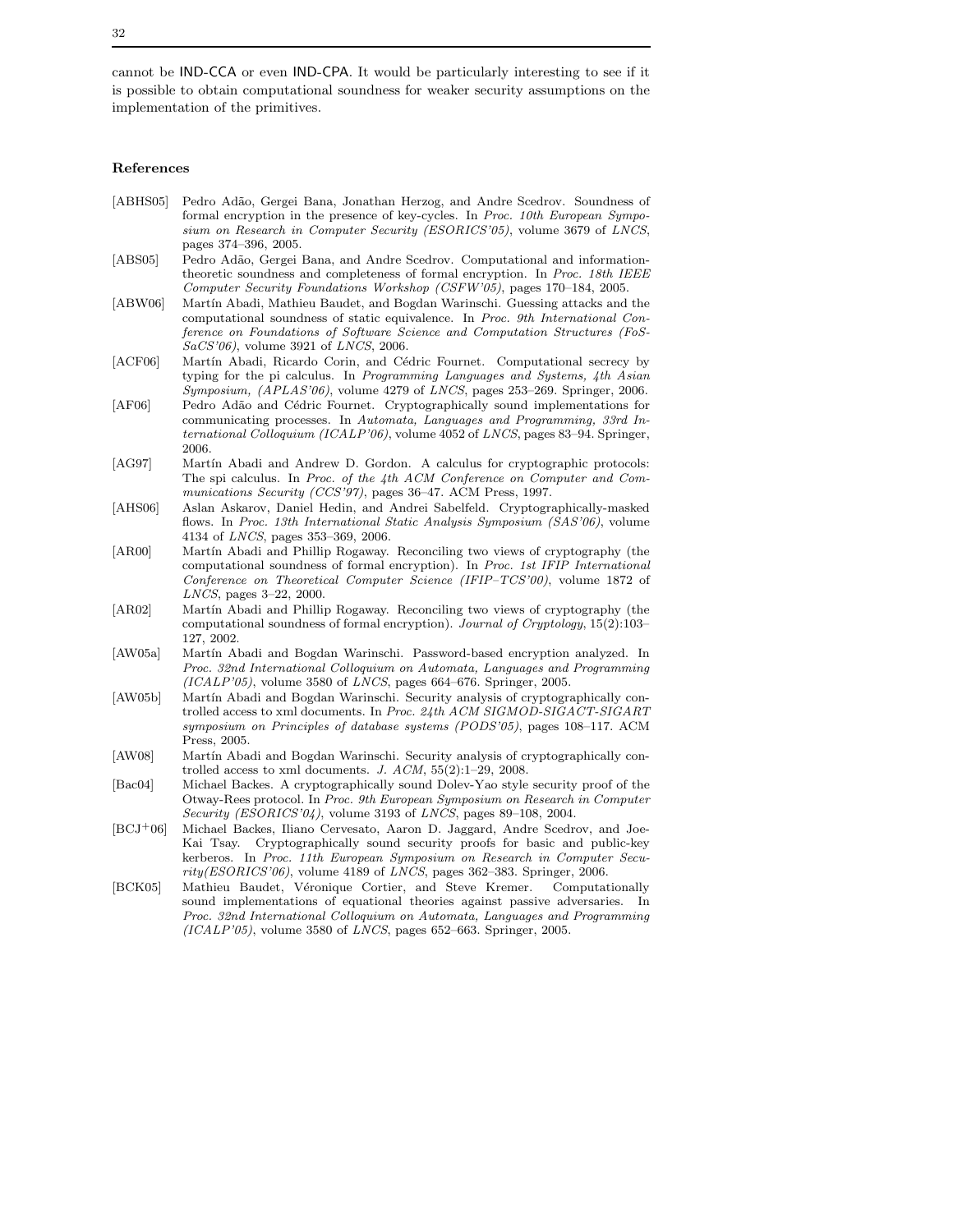cannot be IND-CCA or even IND-CPA. It would be particularly interesting to see if it is possible to obtain computational soundness for weaker security assumptions on the implementation of the primitives.

## References

[ABHS05] Pedro Adão, Gergei Bana, Jonathan Herzog, and Andre Scedrov. Soundness of formal encryption in the presence of key-cycles. In *Proc. 10th European Symposium on Research in Computer Security (ESORICS'05)*, volume 3679 of *LNCS*, pages 374–396, 2005.

[ABS05] Pedro Adão, Gergei Bana, and Andre Scedrov. Computational and information-theoretic soundness and completeness of formal encryption. In *Proc. 18th IEEE Computer Security Foundations Workshop (CSFW'05)*, pages 170–184, 2005.

[ABW06] Martín Abadi, Mathieu Baudet, and Bogdan Warinschi. Guessing attacks and the computational soundness of static equivalence. In *Proc. 9th International Conference on Foundations of Software Science and Computation Structures (FoSSaCS'06)*, volume 3921 of *LNCS*, 2006.

[ACF06] Martín Abadi, Ricardo Corin, and Cédric Fournet. Computational secrecy by typing for the pi calculus. In *Programming Languages and Systems, 4th Asian Symposium, (APLAS'06)*, volume 4279 of *LNCS*, pages 253–269. Springer, 2006.

[AF06] Pedro Adão and Cédric Fournet. Cryptographically sound implementations for communicating processes. In *Automata, Languages and Programming, 33rd International Colloquium (ICALP'06)*, volume 4052 of *LNCS*, pages 83–94. Springer, 2006.

[AG97] Martín Abadi and Andrew D. Gordon. A calculus for cryptographic protocols: The spi calculus. In *Proc. of the 4th ACM Conference on Computer and Communications Security (CCS'97)*, pages 36–47. ACM Press, 1997.

[AHS06] Aslan Askarov, Daniel Hedin, and Andrei Sabelfeld. Cryptographically-masked flows. In *Proc. 13th International Static Analysis Symposium (SAS'06)*, volume 4134 of *LNCS*, pages 353–369, 2006.

[AR00] Martín Abadi and Phillip Rogaway. Reconciling two views of cryptography (the computational soundness of formal encryption). In *Proc. 1st IFIP International Conference on Theoretical Computer Science (IFIP–TCS'00)*, volume 1872 of *LNCS*, pages 3–22, 2000.

[AR02] Martín Abadi and Phillip Rogaway. Reconciling two views of cryptography (the computational soundness of formal encryption). *Journal of Cryptology*, 15(2):103–127, 2002.

[AW05a] Martín Abadi and Bogdan Warinschi. Password-based encryption analyzed. In *Proc. 32nd International Colloquium on Automata, Languages and Programming (ICALP'05)*, volume 3580 of *LNCS*, pages 664–676. Springer, 2005.

[AW05b] Martín Abadi and Bogdan Warinschi. Security analysis of cryptographically controlled access to xml documents. In *Proc. 24th ACM SIGMOD-SIGACT-SIGART symposium on Principles of database systems (PODS'05)*, pages 108–117. ACM Press, 2005.

[AW08] Martín Abadi and Bogdan Warinschi. Security analysis of cryptographically controlled access to xml documents. *J. ACM*, 55(2):1–29, 2008.

[Bac04] Michael Backes. A cryptographically sound Dolev-Yao style security proof of the Otway-Rees protocol. In *Proc. 9th European Symposium on Research in Computer Security (ESORICS'04)*, volume 3193 of *LNCS*, pages 89–108, 2004.

[BCJ+06] Michael Backes, Iliano Cervesato, Aaron D. Jaggard, Andre Scedrov, and Joe-Kai Tsay. Cryptographically sound security proofs for basic and public-key kerberos. In *Proc. 11th European Symposium on Research in Computer Security(ESORICS'06)*, volume 4189 of *LNCS*, pages 362–383. Springer, 2006.

[BCK05] Mathieu Baudet, Véronique Cortier, and Steve Kremer. Computationally sound implementations of equational theories against passive adversaries. In *Proc. 32nd International Colloquium on Automata, Languages and Programming (ICALP'05)*, volume 3580 of *LNCS*, pages 652–663. Springer, 2005.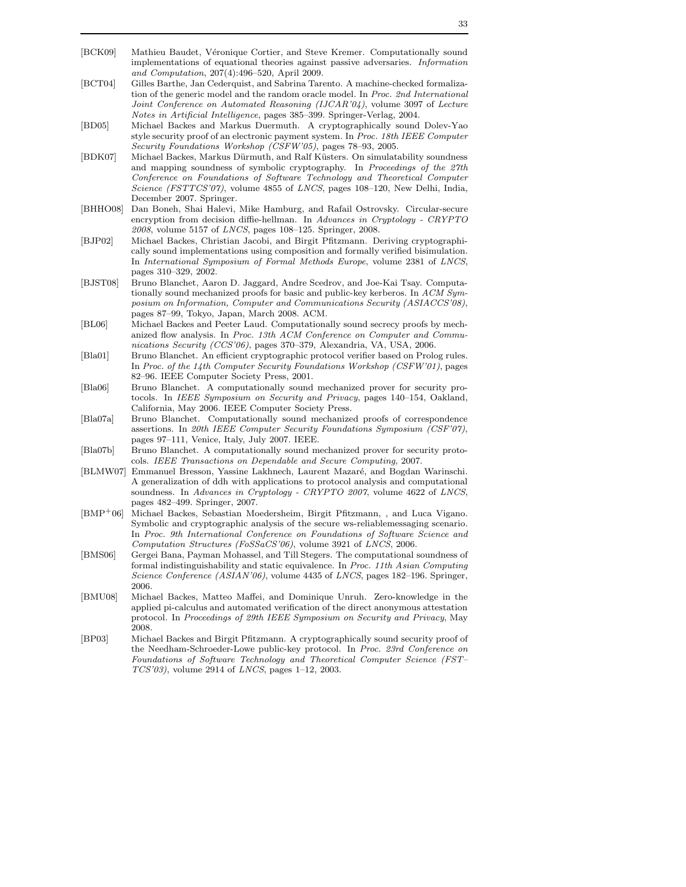[BCK09] Mathieu Baudet, Véronique Cortier, and Steve Kremer. Computationally sound implementations of equational theories against passive adversaries. *Information and Computation*, 207(4):496–520, April 2009.

[BCT04] Gilles Barthe, Jan Cederquist, and Sabrina Tarento. A machine-checked formalization of the generic model and the random oracle model. In *Proc. 2nd International Joint Conference on Automated Reasoning (IJCAR'04)*, volume 3097 of *Lecture Notes in Artificial Intelligence*, pages 385–399. Springer-Verlag, 2004.

[BD05] Michael Backes and Markus Duermuth. A cryptographically sound Dolev-Yao style security proof of an electronic payment system. In *Proc. 18th IEEE Computer Security Foundations Workshop (CSFW'05)*, pages 78–93, 2005.

[BDK07] Michael Backes, Markus Dürmuth, and Ralf Küsters. On simulatability soundness and mapping soundness of symbolic cryptography. In *Proceedings of the 27th Conference on Foundations of Software Technology and Theoretical Computer Science (FSTTCS'07)*, volume 4855 of *LNCS*, pages 108–120, New Delhi, India, December 2007. Springer.

[BHHO08] Dan Boneh, Shai Halevi, Mike Hamburg, and Rafail Ostrovsky. Circular-secure encryption from decision diffie-hellman. In *Advances in Cryptology - CRYPTO 2008*, volume 5157 of *LNCS*, pages 108–125. Springer, 2008.

[BJP02] Michael Backes, Christian Jacobi, and Birgit Pfitzmann. Deriving cryptographically sound implementations using composition and formally verified bisimulation. In *International Symposium of Formal Methods Europe*, volume 2381 of *LNCS*, pages 310–329, 2002.

[BJST08] Bruno Blanchet, Aaron D. Jaggard, Andre Scedrov, and Joe-Kai Tsay. Computationally sound mechanized proofs for basic and public-key kerberos. In *ACM Symposium on Information, Computer and Communications Security (ASIACCS'08)*, pages 87–99, Tokyo, Japan, March 2008. ACM.

[BL06] Michael Backes and Peeter Laud. Computationally sound secrecy proofs by mechanized flow analysis. In *Proc. 13th ACM Conference on Computer and Communications Security (CCS'06)*, pages 370–379, Alexandria, VA, USA, 2006.

[Bla01] Bruno Blanchet. An efficient cryptographic protocol verifier based on Prolog rules. In *Proc. of the 14th Computer Security Foundations Workshop (CSFW'01)*, pages 82–96. IEEE Computer Society Press, 2001.

[Bla06] Bruno Blanchet. A computationally sound mechanized prover for security protocols. In *IEEE Symposium on Security and Privacy*, pages 140–154, Oakland, California, May 2006. IEEE Computer Society Press.

[Bla07a] Bruno Blanchet. Computationally sound mechanized proofs of correspondence assertions. In *20th IEEE Computer Security Foundations Symposium (CSF'07)*, pages 97–111, Venice, Italy, July 2007. IEEE.

[Bla07b] Bruno Blanchet. A computationally sound mechanized prover for security protocols. *IEEE Transactions on Dependable and Secure Computing*, 2007.

[BLMW07] Emmanuel Bresson, Yassine Lakhnech, Laurent Mazaré, and Bogdan Warinschi. A generalization of ddh with applications to protocol analysis and computational soundness. In *Advances in Cryptology - CRYPTO 2007*, volume 4622 of *LNCS*, pages 482–499. Springer, 2007.

[BMP+06] Michael Backes, Sebastian Moedersheim, Birgit Pfitzmann, , and Luca Vigano. Symbolic and cryptographic analysis of the secure ws-reliablemessaging scenario. In *Proc. 9th International Conference on Foundations of Software Science and Computation Structures (FoSSaCS'06)*, volume 3921 of *LNCS*, 2006.

[BMS06] Gergei Bana, Payman Mohassel, and Till Stegers. The computational soundness of formal indistinguishability and static equivalence. In *Proc. 11th Asian Computing Science Conference (ASIAN'06)*, volume 4435 of *LNCS*, pages 182–196. Springer, 2006.

[BMU08] Michael Backes, Matteo Maffei, and Dominique Unruh. Zero-knowledge in the applied pi-calculus and automated verification of the direct anonymous attestation protocol. In *Proceedings of 29th IEEE Symposium on Security and Privacy*, May 2008.

[BP03] Michael Backes and Birgit Pfitzmann. A cryptographically sound security proof of the Needham-Schroeder-Lowe public-key protocol. In *Proc. 23rd Conference on Foundations of Software Technology and Theoretical Computer Science (FST–TCS'03)*, volume 2914 of *LNCS*, pages 1–12, 2003.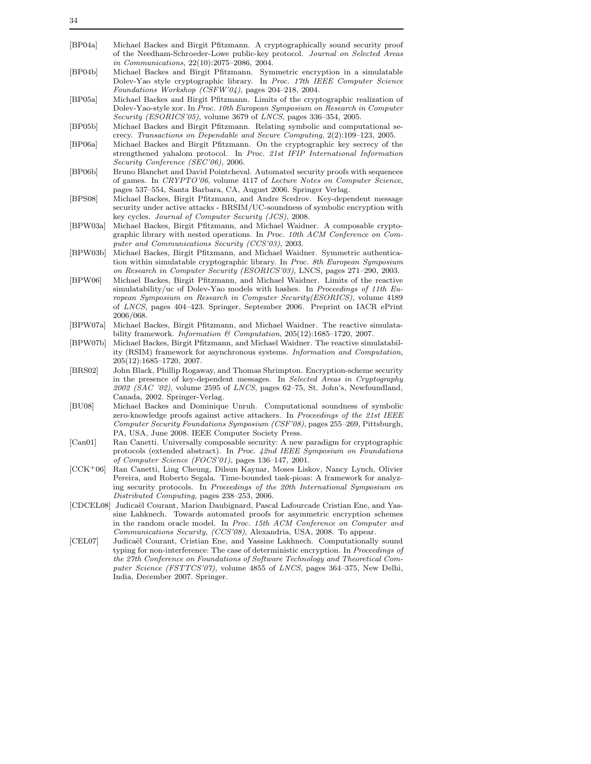[BP04a] Michael Backes and Birgit Pfitzmann. A cryptographically sound security proof of the Needham-Schroeder-Lowe public-key protocol. *Journal on Selected Areas in Communications*, 22(10):2075–2086, 2004.

[BP04b] Michael Backes and Birgit Pfitzmann. Symmetric encryption in a simulatable Dolev-Yao style cryptographic library. In *Proc. 17th IEEE Computer Science Foundations Workshop (CSFW'04)*, pages 204–218, 2004.

[BP05a] Michael Backes and Birgit Pfitzmann. Limits of the cryptographic realization of Dolev-Yao-style xor. In *Proc. 10th European Symposium on Research in Computer Security (ESORICS'05)*, volume 3679 of *LNCS*, pages 336–354, 2005.

[BP05b] Michael Backes and Birgit Pfitzmann. Relating symbolic and computational secrecy. *Transactions on Dependable and Secure Computing*, 2(2):109–123, 2005.

[BP06a] Michael Backes and Birgit Pfitzmann. On the cryptographic key secrecy of the strengthened yahalom protocol. In *Proc. 21st IFIP International Information Security Conference (SEC'06)*, 2006.

[BP06b] Bruno Blanchet and David Pointcheval. Automated security proofs with sequences of games. In *CRYPTO'06*, volume 4117 of *Lecture Notes on Computer Science*, pages 537–554, Santa Barbara, CA, August 2006. Springer Verlag.

[BPS08] Michael Backes, Birgit Pfitzmann, and Andre Scedrov. Key-dependent message security under active attacks - BRSIM/UC-soundness of symbolic encryption with key cycles. *Journal of Computer Security (JCS)*, 2008.

[BPW03a] Michael Backes, Birgit Pfitzmann, and Michael Waidner. A composable cryptographic library with nested operations. In *Proc. 10th ACM Conference on Computer and Communications Security (CCS'03)*, 2003.

[BPW03b] Michael Backes, Birgit Pfitzmann, and Michael Waidner. Symmetric authentication within simulatable cryptographic library. In *Proc. 8th European Symposium on Research in Computer Security (ESORICS'03)*, LNCS, pages 271–290, 2003.

[BPW06] Michael Backes, Birgit Pfitzmann, and Michael Waidner. Limits of the reactive simulatability/uc of Dolev-Yao models with hashes. In *Proceedings of 11th European Symposium on Research in Computer Security(ESORICS)*, volume 4189 of *LNCS*, pages 404–423. Springer, September 2006. Preprint on IACR ePrint 2006/068.

[BPW07a] Michael Backes, Birgit Pfitzmann, and Michael Waidner. The reactive simulatability framework. *Information & Computation*, 205(12):1685–1720, 2007.

[BPW07b] Michael Backes, Birgit Pfitzmann, and Michael Waidner. The reactive simulatability (RSIM) framework for asynchronous systems. *Information and Computation*, 205(12):1685–1720, 2007.

[BRS02] John Black, Phillip Rogaway, and Thomas Shrimpton. Encryption-scheme security in the presence of key-dependent messages. In *Selected Areas in Cryptography 2002 (SAC '02)*, volume 2595 of *LNCS*, pages 62–75, St. John's, Newfoundland, Canada, 2002. Springer-Verlag.

[BU08] Michael Backes and Dominique Unruh. Computational soundness of symbolic zero-knowledge proofs against active attackers. In *Proceedings of the 21st IEEE Computer Security Foundations Symposium (CSF'08)*, pages 255–269, Pittsburgh, PA, USA, June 2008. IEEE Computer Society Press.

[Can01] Ran Canetti. Universally composable security: A new paradigm for cryptographic protocols (extended abstract). In *Proc. 42nd IEEE Symposium on Foundations of Computer Science (FOCS'01)*, pages 136–147, 2001.

[CCK+06] Ran Canetti, Ling Cheung, Dilsun Kaynar, Moses Liskov, Nancy Lynch, Olivier Pereira, and Roberto Segala. Time-bounded task-pioas: A framework for analyzing security protocols. In *Proceedings of the 20th International Symposium on Distributed Computing*, pages 238–253, 2006.

[CDCEL08] Judicaël Courant, Marion Daubignard, Pascal Lafourcade Cristian Ene, and Yassine Lahknech. Towards automated proofs for asymmetric encryption schemes in the random oracle model. In *Proc. 15th ACM Conference on Computer and Communications Security, (CCS'08)*, Alexandria, USA, 2008. To appear.

[CEL07] Judicaël Courant, Cristian Ene, and Yassine Lakhnech. Computationally sound typing for non-interference: The case of deterministic encryption. In *Proceedings of the 27th Conference on Foundations of Software Technology and Theoretical Computer Science (FSTTCS'07)*, volume 4855 of *LNCS*, pages 364–375, New Delhi, India, December 2007. Springer.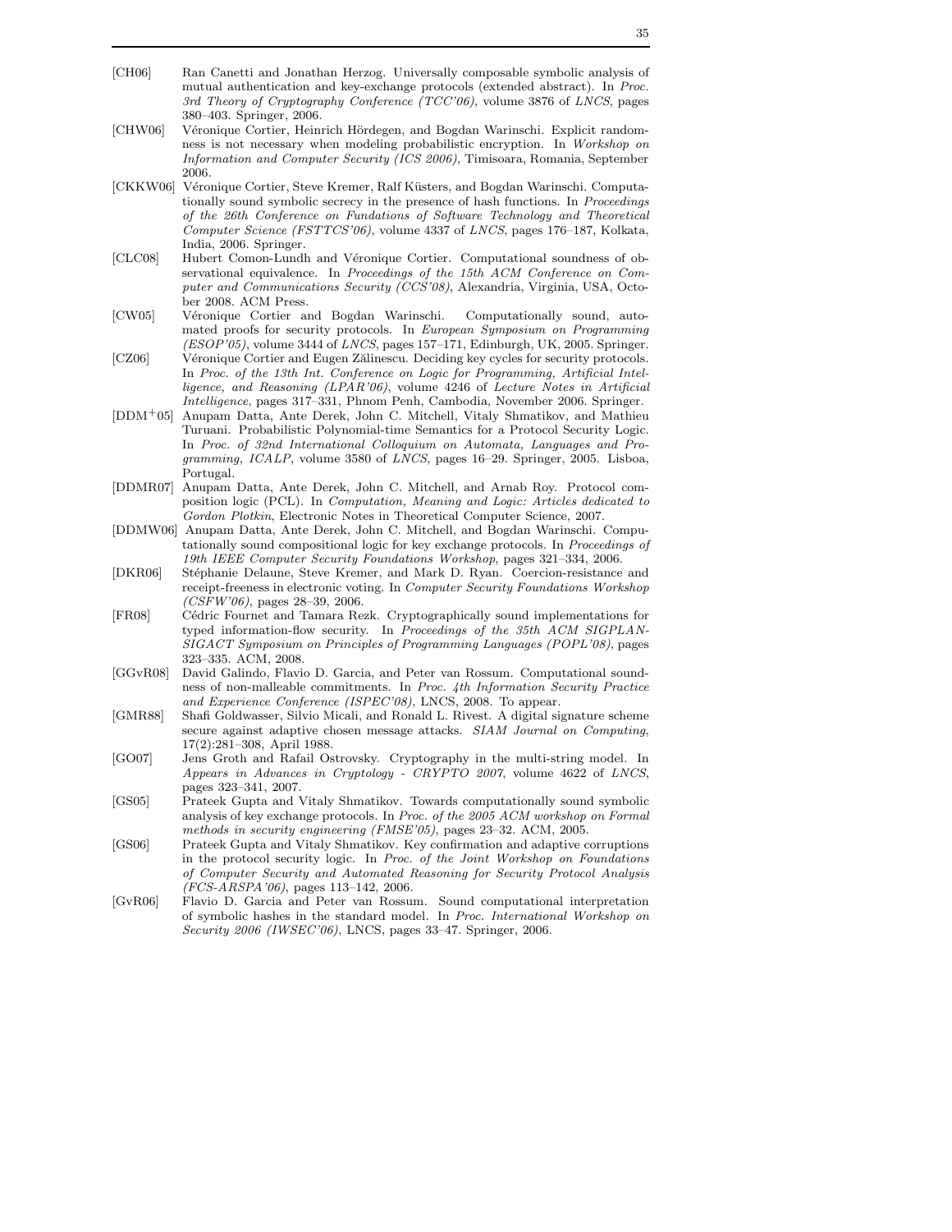[CH06] Ran Canetti and Jonathan Herzog. Universally composable symbolic analysis of mutual authentication and key-exchange protocols (extended abstract). In *Proc. 3rd Theory of Cryptography Conference (TCC'06)*, volume 3876 of *LNCS*, pages 380–403. Springer, 2006.

[CHW06] Véronique Cortier, Heinrich Hördegen, and Bogdan Warinschi. Explicit randomness is not necessary when modeling probabilistic encryption. In *Workshop on Information and Computer Security (ICS 2006)*, Timisoara, Romania, September 2006.

[CKKW06] Véronique Cortier, Steve Kremer, Ralf Küsters, and Bogdan Warinschi. Computationally sound symbolic secrecy in the presence of hash functions. In *Proceedings of the 26th Conference on Fundations of Software Technology and Theoretical Computer Science (FSTTCS'06)*, volume 4337 of *LNCS*, pages 176–187, Kolkata, India, 2006. Springer.

[CLC08] Hubert Comon-Lundh and Véronique Cortier. Computational soundness of observational equivalence. In *Proceedings of the 15th ACM Conference on Computer and Communications Security (CCS'08)*, Alexandria, Virginia, USA, October 2008. ACM Press.

[CW05] Véronique Cortier and Bogdan Warinschi. Computationally sound, automated proofs for security protocols. In *European Symposium on Programming (ESOP'05)*, volume 3444 of *LNCS*, pages 157–171, Edinburgh, UK, 2005. Springer.

[CZ06] Véronique Cortier and Eugen Zălinescu. Deciding key cycles for security protocols. In *Proc. of the 13th Int. Conference on Logic for Programming, Artificial Intelligence, and Reasoning (LPAR'06)*, volume 4246 of *Lecture Notes in Artificial Intelligence*, pages 317–331, Phnom Penh, Cambodia, November 2006. Springer.

[DDM+05] Anupam Datta, Ante Derek, John C. Mitchell, Vitaly Shmatikov, and Mathieu Turuani. Probabilistic Polynomial-time Semantics for a Protocol Security Logic. In *Proc. of 32nd International Colloquium on Automata, Languages and Programming, ICALP*, volume 3580 of *LNCS*, pages 16–29. Springer, 2005. Lisboa, Portugal.

[DDMR07] Anupam Datta, Ante Derek, John C. Mitchell, and Arnab Roy. Protocol composition logic (PCL). In *Computation, Meaning and Logic: Articles dedicated to Gordon Plotkin*, Electronic Notes in Theoretical Computer Science, 2007.

[DDMW06] Anupam Datta, Ante Derek, John C. Mitchell, and Bogdan Warinschi. Computationally sound compositional logic for key exchange protocols. In *Proceedings of 19th IEEE Computer Security Foundations Workshop*, pages 321–334, 2006.

[DKR06] Stéphanie Delaune, Steve Kremer, and Mark D. Ryan. Coercion-resistance and receipt-freeness in electronic voting. In *Computer Security Foundations Workshop (CSFW'06)*, pages 28–39, 2006.

[FR08] Cédric Fournet and Tamara Rezk. Cryptographically sound implementations for typed information-flow security. In *Proceedings of the 35th ACM SIGPLAN-SIGACT Symposium on Principles of Programming Languages (POPL'08)*, pages 323–335. ACM, 2008.

[GGvR08] David Galindo, Flavio D. Garcia, and Peter van Rossum. Computational soundness of non-malleable commitments. In *Proc. 4th Information Security Practice and Experience Conference (ISPEC'08)*, LNCS, 2008. To appear.

[GMR88] Shafi Goldwasser, Silvio Micali, and Ronald L. Rivest. A digital signature scheme secure against adaptive chosen message attacks. *SIAM Journal on Computing*, 17(2):281–308, April 1988.

[GO07] Jens Groth and Rafail Ostrovsky. Cryptography in the multi-string model. In *Appears in Advances in Cryptology - CRYPTO 2007*, volume 4622 of *LNCS*, pages 323–341, 2007.

[GS05] Prateek Gupta and Vitaly Shmatikov. Towards computationally sound symbolic analysis of key exchange protocols. In *Proc. of the 2005 ACM workshop on Formal methods in security engineering (FMSE'05)*, pages 23–32. ACM, 2005.

[GS06] Prateek Gupta and Vitaly Shmatikov. Key confirmation and adaptive corruptions in the protocol security logic. In *Proc. of the Joint Workshop on Foundations of Computer Security and Automated Reasoning for Security Protocol Analysis (FCS-ARSPA'06)*, pages 113–142, 2006.

[GvR06] Flavio D. Garcia and Peter van Rossum. Sound computational interpretation of symbolic hashes in the standard model. In *Proc. International Workshop on Security 2006 (IWSEC'06)*, LNCS, pages 33–47. Springer, 2006.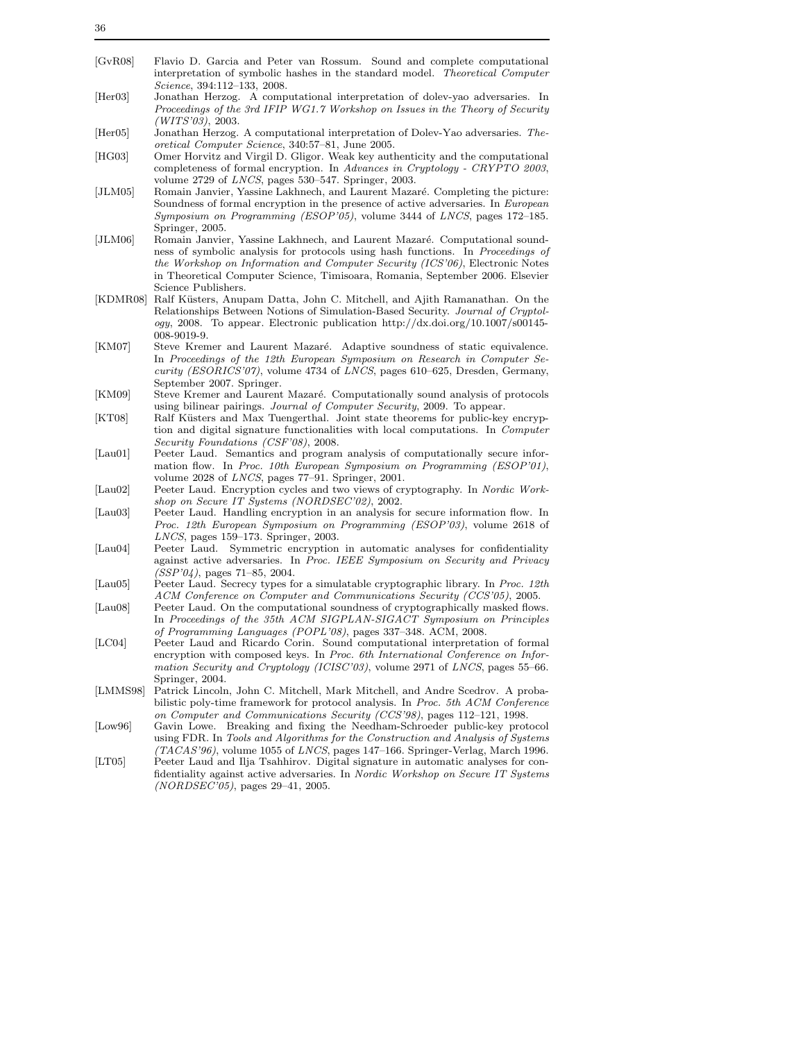[GvR08] Flavio D. Garcia and Peter van Rossum. Sound and complete computational interpretation of symbolic hashes in the standard model. *Theoretical Computer Science*, 394:112–133, 2008.

[Her03] Jonathan Herzog. A computational interpretation of dolev-yao adversaries. In *Proceedings of the 3rd IFIP WG1.7 Workshop on Issues in the Theory of Security (WITS'03)*, 2003.

[Her05] Jonathan Herzog. A computational interpretation of Dolev-Yao adversaries. *Theoretical Computer Science*, 340:57–81, June 2005.

[HG03] Omer Horvitz and Virgil D. Gligor. Weak key authenticity and the computational completeness of formal encryption. In *Advances in Cryptology - CRYPTO 2003*, volume 2729 of *LNCS*, pages 530–547. Springer, 2003.

[JLM05] Romain Janvier, Yassine Lakhnech, and Laurent Mazaré. Completing the picture: Soundness of formal encryption in the presence of active adversaries. In *European Symposium on Programming (ESOP'05)*, volume 3444 of *LNCS*, pages 172–185. Springer, 2005.

[JLM06] Romain Janvier, Yassine Lakhnech, and Laurent Mazaré. Computational soundness of symbolic analysis for protocols using hash functions. In *Proceedings of the Workshop on Information and Computer Security (ICS'06)*, Electronic Notes in Theoretical Computer Science, Timisoara, Romania, September 2006. Elsevier Science Publishers.

[KDMR08] Ralf Küsters, Anupam Datta, John C. Mitchell, and Ajith Ramanathan. On the Relationships Between Notions of Simulation-Based Security. *Journal of Cryptology*, 2008. To appear. Electronic publication http://dx.doi.org/10.1007/s00145-008-9019-9.

[KM07] Steve Kremer and Laurent Mazaré. Adaptive soundness of static equivalence. In *Proceedings of the 12th European Symposium on Research in Computer Security (ESORICS'07)*, volume 4734 of *LNCS*, pages 610–625, Dresden, Germany, September 2007. Springer.

[KM09] Steve Kremer and Laurent Mazaré. Computationally sound analysis of protocols using bilinear pairings. *Journal of Computer Security*, 2009. To appear.

[KT08] Ralf Küsters and Max Tuengerthal. Joint state theorems for public-key encryption and digital signature functionalities with local computations. In *Computer Security Foundations (CSF'08)*, 2008.

[Lau01] Peeter Laud. Semantics and program analysis of computationally secure information flow. In *Proc. 10th European Symposium on Programming (ESOP'01)*, volume 2028 of *LNCS*, pages 77–91. Springer, 2001.

[Lau02] Peeter Laud. Encryption cycles and two views of cryptography. In *Nordic Workshop on Secure IT Systems (NORDSEC'02)*, 2002.

[Lau03] Peeter Laud. Handling encryption in an analysis for secure information flow. In *Proc. 12th European Symposium on Programming (ESOP'03)*, volume 2618 of *LNCS*, pages 159–173. Springer, 2003.

[Lau04] Peeter Laud. Symmetric encryption in automatic analyses for confidentiality against active adversaries. In *Proc. IEEE Symposium on Security and Privacy (SSP'04)*, pages 71–85, 2004.

[Lau05] Peeter Laud. Secrecy types for a simulatable cryptographic library. In *Proc. 12th ACM Conference on Computer and Communications Security (CCS'05)*, 2005.

[Lau08] Peeter Laud. On the computational soundness of cryptographically masked flows. In *Proceedings of the 35th ACM SIGPLAN-SIGACT Symposium on Principles of Programming Languages (POPL'08)*, pages 337–348. ACM, 2008.

[LC04] Peeter Laud and Ricardo Corin. Sound computational interpretation of formal encryption with composed keys. In *Proc. 6th International Conference on Information Security and Cryptology (ICISC'03)*, volume 2971 of *LNCS*, pages 55–66. Springer, 2004.

[LMMS98] Patrick Lincoln, John C. Mitchell, Mark Mitchell, and Andre Scedrov. A probabilistic poly-time framework for protocol analysis. In *Proc. 5th ACM Conference on Computer and Communications Security (CCS'98)*, pages 112–121, 1998.

[Low96] Gavin Lowe. Breaking and fixing the Needham-Schroeder public-key protocol using FDR. In *Tools and Algorithms for the Construction and Analysis of Systems (TACAS'96)*, volume 1055 of *LNCS*, pages 147–166. Springer-Verlag, March 1996.

[LT05] Peeter Laud and Ilja Tsahhirov. Digital signature in automatic analyses for confidentiality against active adversaries. In *Nordic Workshop on Secure IT Systems (NORDSEC'05)*, pages 29–41, 2005.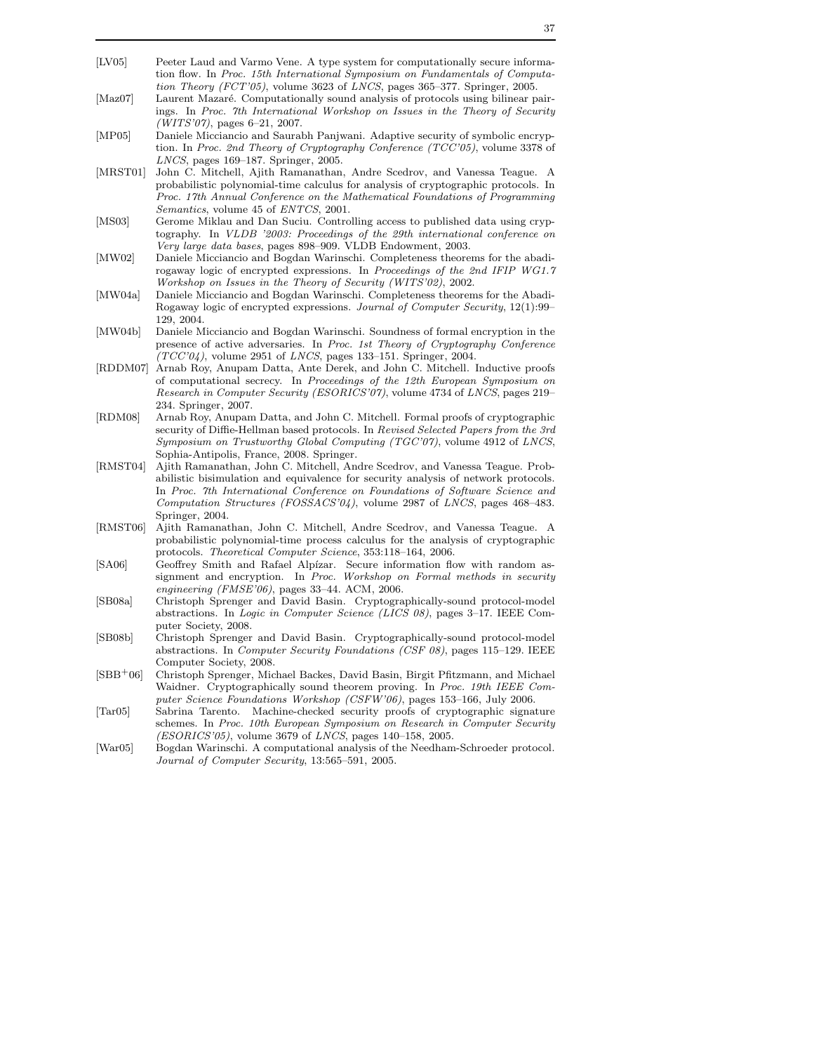[LV05] Peeter Laud and Varmo Vene. A type system for computationally secure information flow. In *Proc. 15th International Symposium on Fundamentals of Computation Theory (FCT'05)*, volume 3623 of *LNCS*, pages 365–377. Springer, 2005.

[Maz07] Laurent Mazaré. Computationally sound analysis of protocols using bilinear pairings. In *Proc. 7th International Workshop on Issues in the Theory of Security (WITS'07)*, pages 6–21, 2007.

[MP05] Daniele Micciancio and Saurabh Panjwani. Adaptive security of symbolic encryption. In *Proc. 2nd Theory of Cryptography Conference (TCC'05)*, volume 3378 of *LNCS*, pages 169–187. Springer, 2005.

[MRST01] John C. Mitchell, Ajith Ramanathan, Andre Scedrov, and Vanessa Teague. A probabilistic polynomial-time calculus for analysis of cryptographic protocols. In *Proc. 17th Annual Conference on the Mathematical Foundations of Programming Semantics*, volume 45 of *ENTCS*, 2001.

[MS03] Gerome Miklau and Dan Suciu. Controlling access to published data using cryptography. In *VLDB '2003: Proceedings of the 29th international conference on Very large data bases*, pages 898–909. VLDB Endowment, 2003.

[MW02] Daniele Micciancio and Bogdan Warinschi. Completeness theorems for the abadi-rogaway logic of encrypted expressions. In *Proceedings of the 2nd IFIP WG1.7 Workshop on Issues in the Theory of Security (WITS'02)*, 2002.

[MW04a] Daniele Micciancio and Bogdan Warinschi. Completeness theorems for the Abadi-Rogaway logic of encrypted expressions. *Journal of Computer Security*, 12(1):99–129, 2004.

[MW04b] Daniele Micciancio and Bogdan Warinschi. Soundness of formal encryption in the presence of active adversaries. In *Proc. 1st Theory of Cryptography Conference (TCC'04)*, volume 2951 of *LNCS*, pages 133–151. Springer, 2004.

[RDDM07] Arnab Roy, Anupam Datta, Ante Derek, and John C. Mitchell. Inductive proofs of computational secrecy. In *Proceedings of the 12th European Symposium on Research in Computer Security (ESORICS'07)*, volume 4734 of *LNCS*, pages 219–234. Springer, 2007.

[RDM08] Arnab Roy, Anupam Datta, and John C. Mitchell. Formal proofs of cryptographic security of Diffie-Hellman based protocols. In *Revised Selected Papers from the 3rd Symposium on Trustworthy Global Computing (TGC'07)*, volume 4912 of *LNCS*, Sophia-Antipolis, France, 2008. Springer.

[RMST04] Ajith Ramanathan, John C. Mitchell, Andre Scedrov, and Vanessa Teague. Probabilistic bisimulation and equivalence for security analysis of network protocols. In *Proc. 7th International Conference on Foundations of Software Science and Computation Structures (FOSSACS'04)*, volume 2987 of *LNCS*, pages 468–483. Springer, 2004.

[RMST06] Ajith Ramanathan, John C. Mitchell, Andre Scedrov, and Vanessa Teague. A probabilistic polynomial-time process calculus for the analysis of cryptographic protocols. *Theoretical Computer Science*, 353:118–164, 2006.

[SA06] Geoffrey Smith and Rafael Alpízar. Secure information flow with random assignment and encryption. In *Proc. Workshop on Formal methods in security engineering (FMSE'06)*, pages 33–44. ACM, 2006.

[SB08a] Christoph Sprenger and David Basin. Cryptographically-sound protocol-model abstractions. In *Logic in Computer Science (LICS 08)*, pages 3–17. IEEE Computer Society, 2008.

[SB08b] Christoph Sprenger and David Basin. Cryptographically-sound protocol-model abstractions. In *Computer Security Foundations (CSF 08)*, pages 115–129. IEEE Computer Society, 2008.

[SBB+06] Christoph Sprenger, Michael Backes, David Basin, Birgit Pfitzmann, and Michael Waidner. Cryptographically sound theorem proving. In *Proc. 19th IEEE Computer Science Foundations Workshop (CSFW'06)*, pages 153–166, July 2006.

[Tar05] Sabrina Tarento. Machine-checked security proofs of cryptographic signature schemes. In *Proc. 10th European Symposium on Research in Computer Security (ESORICS'05)*, volume 3679 of *LNCS*, pages 140–158, 2005.

[War05] Bogdan Warinschi. A computational analysis of the Needham-Schroeder protocol. *Journal of Computer Security*, 13:565–591, 2005.